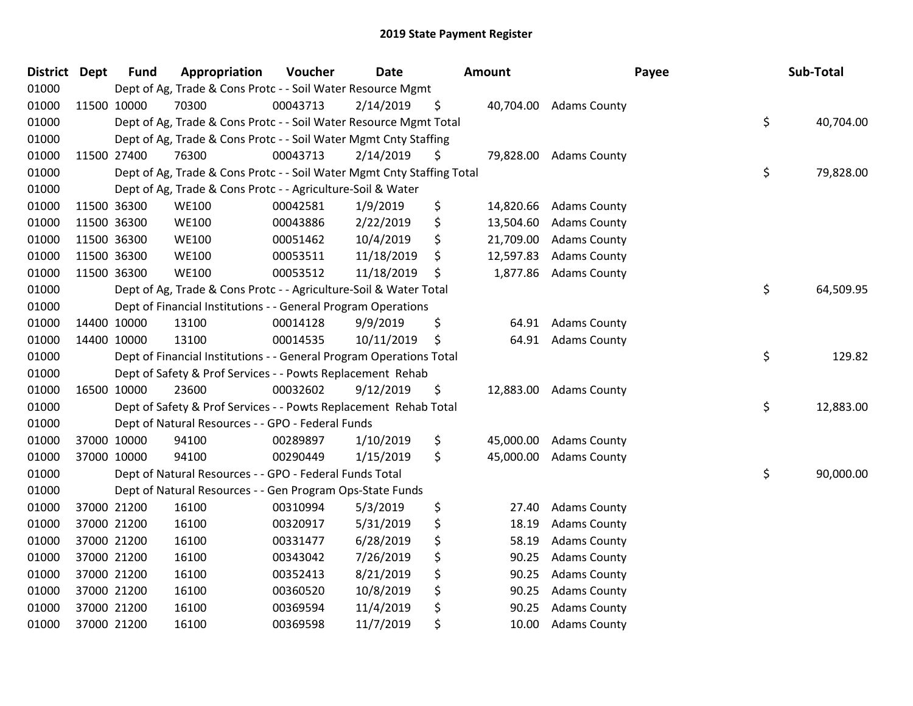# 2019 State Payment Register

| District | Dept | Fund | Appropriation | Voucher | Date | Amount | Payee | Sub-Total |
|---|---|---|---|---|---|---|---|---|
| 01000 | | Dept of Ag, Trade & Cons Protc - - Soil Water Resource Mgmt | | | | | | |
| 01000 | 11500 | 10000 | 70300 | 00043713 | 2/14/2019 | $ 40,704.00 | Adams County | |
| 01000 | | Dept of Ag, Trade & Cons Protc - - Soil Water Resource Mgmt Total | | | | | | $ 40,704.00 |
| 01000 | | Dept of Ag, Trade & Cons Protc - - Soil Water Mgmt Cnty Staffing | | | | | | |
| 01000 | 11500 | 27400 | 76300 | 00043713 | 2/14/2019 | $ 79,828.00 | Adams County | |
| 01000 | | Dept of Ag, Trade & Cons Protc - - Soil Water Mgmt Cnty Staffing Total | | | | | | $ 79,828.00 |
| 01000 | | Dept of Ag, Trade & Cons Protc - - Agriculture-Soil & Water | | | | | | |
| 01000 | 11500 | 36300 | WE100 | 00042581 | 1/9/2019 | $ 14,820.66 | Adams County | |
| 01000 | 11500 | 36300 | WE100 | 00043886 | 2/22/2019 | $ 13,504.60 | Adams County | |
| 01000 | 11500 | 36300 | WE100 | 00051462 | 10/4/2019 | $ 21,709.00 | Adams County | |
| 01000 | 11500 | 36300 | WE100 | 00053511 | 11/18/2019 | $ 12,597.83 | Adams County | |
| 01000 | 11500 | 36300 | WE100 | 00053512 | 11/18/2019 | $ 1,877.86 | Adams County | |
| 01000 | | Dept of Ag, Trade & Cons Protc - - Agriculture-Soil & Water Total | | | | | | $ 64,509.95 |
| 01000 | | Dept of Financial Institutions - - General Program Operations | | | | | | |
| 01000 | 14400 | 10000 | 13100 | 00014128 | 9/9/2019 | $ 64.91 | Adams County | |
| 01000 | 14400 | 10000 | 13100 | 00014535 | 10/11/2019 | $ 64.91 | Adams County | |
| 01000 | | Dept of Financial Institutions - - General Program Operations Total | | | | | | $ 129.82 |
| 01000 | | Dept of Safety & Prof Services - - Powts Replacement Rehab | | | | | | |
| 01000 | 16500 | 10000 | 23600 | 00032602 | 9/12/2019 | $ 12,883.00 | Adams County | |
| 01000 | | Dept of Safety & Prof Services - - Powts Replacement Rehab Total | | | | | | $ 12,883.00 |
| 01000 | | Dept of Natural Resources - - GPO - Federal Funds | | | | | | |
| 01000 | 37000 | 10000 | 94100 | 00289897 | 1/10/2019 | $ 45,000.00 | Adams County | |
| 01000 | 37000 | 10000 | 94100 | 00290449 | 1/15/2019 | $ 45,000.00 | Adams County | |
| 01000 | | Dept of Natural Resources - - GPO - Federal Funds Total | | | | | | $ 90,000.00 |
| 01000 | | Dept of Natural Resources - - Gen Program Ops-State Funds | | | | | | |
| 01000 | 37000 | 21200 | 16100 | 00310994 | 5/3/2019 | $ 27.40 | Adams County | |
| 01000 | 37000 | 21200 | 16100 | 00320917 | 5/31/2019 | $ 18.19 | Adams County | |
| 01000 | 37000 | 21200 | 16100 | 00331477 | 6/28/2019 | $ 58.19 | Adams County | |
| 01000 | 37000 | 21200 | 16100 | 00343042 | 7/26/2019 | $ 90.25 | Adams County | |
| 01000 | 37000 | 21200 | 16100 | 00352413 | 8/21/2019 | $ 90.25 | Adams County | |
| 01000 | 37000 | 21200 | 16100 | 00360520 | 10/8/2019 | $ 90.25 | Adams County | |
| 01000 | 37000 | 21200 | 16100 | 00369594 | 11/4/2019 | $ 90.25 | Adams County | |
| 01000 | 37000 | 21200 | 16100 | 00369598 | 11/7/2019 | $ 10.00 | Adams County | |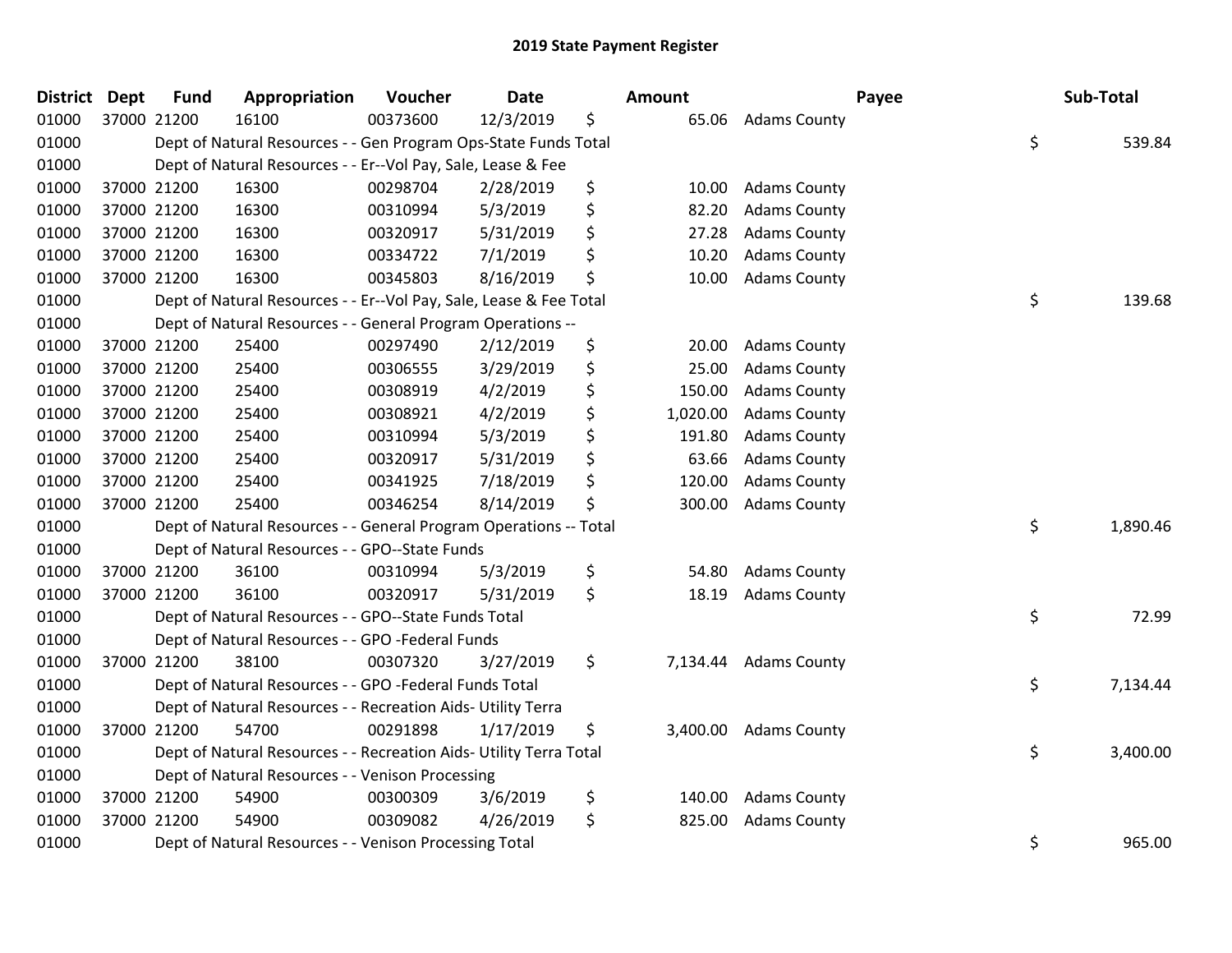## 2019 State Payment Register

| District | Dept | Fund | Appropriation | Voucher | Date | Amount | Payee | Sub-Total |
|---|---|---|---|---|---|---|---|---|
| 01000 | 37000 | 21200 | 16100 | 00373600 | 12/3/2019 | $ 65.06 | Adams County | |
| 01000 | | Dept of Natural Resources - - Gen Program Ops-State Funds Total | | | | | | $ 539.84 |
| 01000 | | Dept of Natural Resources - - Er--Vol Pay, Sale, Lease & Fee | | | | | | |
| 01000 | 37000 | 21200 | 16300 | 00298704 | 2/28/2019 | $ 10.00 | Adams County | |
| 01000 | 37000 | 21200 | 16300 | 00310994 | 5/3/2019 | $ 82.20 | Adams County | |
| 01000 | 37000 | 21200 | 16300 | 00320917 | 5/31/2019 | $ 27.28 | Adams County | |
| 01000 | 37000 | 21200 | 16300 | 00334722 | 7/1/2019 | $ 10.20 | Adams County | |
| 01000 | 37000 | 21200 | 16300 | 00345803 | 8/16/2019 | $ 10.00 | Adams County | |
| 01000 | | Dept of Natural Resources - - Er--Vol Pay, Sale, Lease & Fee Total | | | | | | $ 139.68 |
| 01000 | | Dept of Natural Resources - - General Program Operations -- | | | | | | |
| 01000 | 37000 | 21200 | 25400 | 00297490 | 2/12/2019 | $ 20.00 | Adams County | |
| 01000 | 37000 | 21200 | 25400 | 00306555 | 3/29/2019 | $ 25.00 | Adams County | |
| 01000 | 37000 | 21200 | 25400 | 00308919 | 4/2/2019 | $ 150.00 | Adams County | |
| 01000 | 37000 | 21200 | 25400 | 00308921 | 4/2/2019 | $ 1,020.00 | Adams County | |
| 01000 | 37000 | 21200 | 25400 | 00310994 | 5/3/2019 | $ 191.80 | Adams County | |
| 01000 | 37000 | 21200 | 25400 | 00320917 | 5/31/2019 | $ 63.66 | Adams County | |
| 01000 | 37000 | 21200 | 25400 | 00341925 | 7/18/2019 | $ 120.00 | Adams County | |
| 01000 | 37000 | 21200 | 25400 | 00346254 | 8/14/2019 | $ 300.00 | Adams County | |
| 01000 | | Dept of Natural Resources - - General Program Operations -- Total | | | | | | $ 1,890.46 |
| 01000 | | Dept of Natural Resources - - GPO--State Funds | | | | | | |
| 01000 | 37000 | 21200 | 36100 | 00310994 | 5/3/2019 | $ 54.80 | Adams County | |
| 01000 | 37000 | 21200 | 36100 | 00320917 | 5/31/2019 | $ 18.19 | Adams County | |
| 01000 | | Dept of Natural Resources - - GPO--State Funds Total | | | | | | $ 72.99 |
| 01000 | | Dept of Natural Resources - - GPO -Federal Funds | | | | | | |
| 01000 | 37000 | 21200 | 38100 | 00307320 | 3/27/2019 | $ 7,134.44 | Adams County | |
| 01000 | | Dept of Natural Resources - - GPO -Federal Funds Total | | | | | | $ 7,134.44 |
| 01000 | | Dept of Natural Resources - - Recreation Aids- Utility Terra | | | | | | |
| 01000 | 37000 | 21200 | 54700 | 00291898 | 1/17/2019 | $ 3,400.00 | Adams County | |
| 01000 | | Dept of Natural Resources - - Recreation Aids- Utility Terra Total | | | | | | $ 3,400.00 |
| 01000 | | Dept of Natural Resources - - Venison Processing | | | | | | |
| 01000 | 37000 | 21200 | 54900 | 00300309 | 3/6/2019 | $ 140.00 | Adams County | |
| 01000 | 37000 | 21200 | 54900 | 00309082 | 4/26/2019 | $ 825.00 | Adams County | |
| 01000 | | Dept of Natural Resources - - Venison Processing Total | | | | | | $ 965.00 |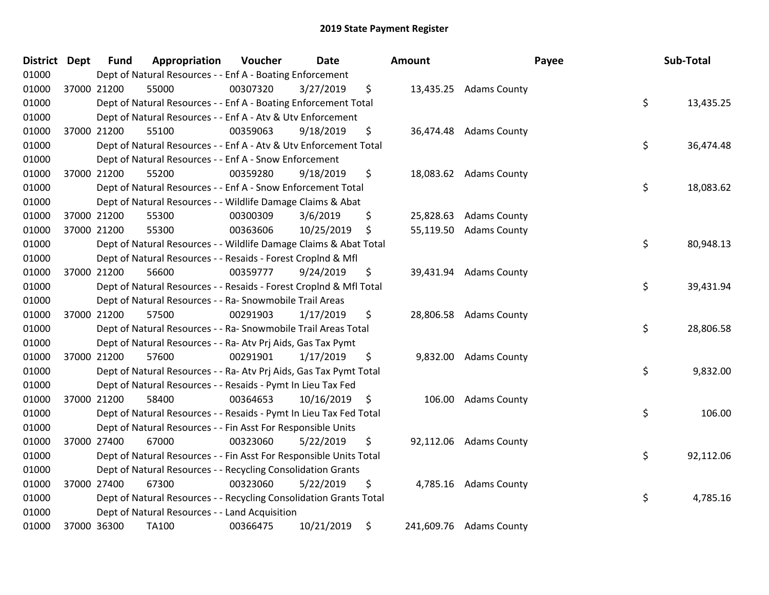# 2019 State Payment Register

| District | Dept | Fund | Appropriation | Voucher | Date | Amount | Payee | Sub-Total |
|---|---|---|---|---|---|---|---|---|
| 01000 | | Dept of Natural Resources - - Enf A - Boating Enforcement | | | | | | |
| 01000 | 37000 | 21200 | 55000 | 00307320 | 3/27/2019 | $ 13,435.25 | Adams County | |
| 01000 | | Dept of Natural Resources - - Enf A - Boating Enforcement Total | | | | | | $ 13,435.25 |
| 01000 | | Dept of Natural Resources - - Enf A - Atv & Utv Enforcement | | | | | | |
| 01000 | 37000 | 21200 | 55100 | 00359063 | 9/18/2019 | $ 36,474.48 | Adams County | |
| 01000 | | Dept of Natural Resources - - Enf A - Atv & Utv Enforcement Total | | | | | | $ 36,474.48 |
| 01000 | | Dept of Natural Resources - - Enf A - Snow Enforcement | | | | | | |
| 01000 | 37000 | 21200 | 55200 | 00359280 | 9/18/2019 | $ 18,083.62 | Adams County | |
| 01000 | | Dept of Natural Resources - - Enf A - Snow Enforcement Total | | | | | | $ 18,083.62 |
| 01000 | | Dept of Natural Resources - - Wildlife Damage Claims & Abat | | | | | | |
| 01000 | 37000 | 21200 | 55300 | 00300309 | 3/6/2019 | $ 25,828.63 | Adams County | |
| 01000 | 37000 | 21200 | 55300 | 00363606 | 10/25/2019 | $ 55,119.50 | Adams County | |
| 01000 | | Dept of Natural Resources - - Wildlife Damage Claims & Abat Total | | | | | | $ 80,948.13 |
| 01000 | | Dept of Natural Resources - - Resaids - Forest Croplnd & Mfl | | | | | | |
| 01000 | 37000 | 21200 | 56600 | 00359777 | 9/24/2019 | $ 39,431.94 | Adams County | |
| 01000 | | Dept of Natural Resources - - Resaids - Forest Croplnd & Mfl Total | | | | | | $ 39,431.94 |
| 01000 | | Dept of Natural Resources - - Ra- Snowmobile Trail Areas | | | | | | |
| 01000 | 37000 | 21200 | 57500 | 00291903 | 1/17/2019 | $ 28,806.58 | Adams County | |
| 01000 | | Dept of Natural Resources - - Ra- Snowmobile Trail Areas Total | | | | | | $ 28,806.58 |
| 01000 | | Dept of Natural Resources - - Ra- Atv Prj Aids, Gas Tax Pymt | | | | | | |
| 01000 | 37000 | 21200 | 57600 | 00291901 | 1/17/2019 | $ 9,832.00 | Adams County | |
| 01000 | | Dept of Natural Resources - - Ra- Atv Prj Aids, Gas Tax Pymt Total | | | | | | $ 9,832.00 |
| 01000 | | Dept of Natural Resources - - Resaids - Pymt In Lieu Tax Fed | | | | | | |
| 01000 | 37000 | 21200 | 58400 | 00364653 | 10/16/2019 | $ 106.00 | Adams County | |
| 01000 | | Dept of Natural Resources - - Resaids - Pymt In Lieu Tax Fed Total | | | | | | $ 106.00 |
| 01000 | | Dept of Natural Resources - - Fin Asst For Responsible Units | | | | | | |
| 01000 | 37000 | 27400 | 67000 | 00323060 | 5/22/2019 | $ 92,112.06 | Adams County | |
| 01000 | | Dept of Natural Resources - - Fin Asst For Responsible Units Total | | | | | | $ 92,112.06 |
| 01000 | | Dept of Natural Resources - - Recycling Consolidation Grants | | | | | | |
| 01000 | 37000 | 27400 | 67300 | 00323060 | 5/22/2019 | $ 4,785.16 | Adams County | |
| 01000 | | Dept of Natural Resources - - Recycling Consolidation Grants Total | | | | | | $ 4,785.16 |
| 01000 | | Dept of Natural Resources - - Land Acquisition | | | | | | |
| 01000 | 37000 | 36300 | TA100 | 00366475 | 10/21/2019 | $ 241,609.76 | Adams County | |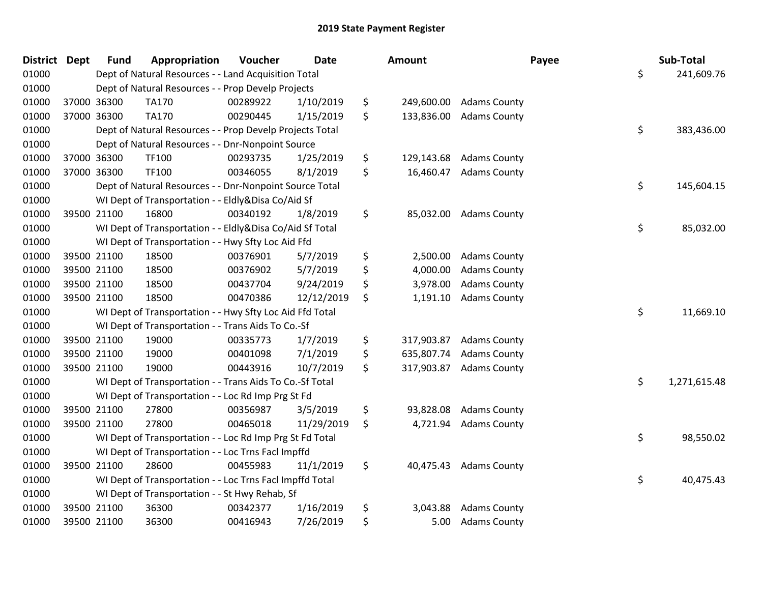## 2019 State Payment Register

| District | Dept | Fund | Appropriation | Voucher | Date | Amount | Payee | Sub-Total |
|---|---|---|---|---|---|---|---|---|
| 01000 | | Dept of Natural Resources - - Land Acquisition Total | | | | | | $ 241,609.76 |
| 01000 | | Dept of Natural Resources - - Prop Develp Projects | | | | | | |
| 01000 | 37000 | 36300 | TA170 | 00289922 | 1/10/2019 | $ 249,600.00 | Adams County | |
| 01000 | 37000 | 36300 | TA170 | 00290445 | 1/15/2019 | $ 133,836.00 | Adams County | |
| 01000 | | Dept of Natural Resources - - Prop Develp Projects Total | | | | | | $ 383,436.00 |
| 01000 | | Dept of Natural Resources - - Dnr-Nonpoint Source | | | | | | |
| 01000 | 37000 | 36300 | TF100 | 00293735 | 1/25/2019 | $ 129,143.68 | Adams County | |
| 01000 | 37000 | 36300 | TF100 | 00346055 | 8/1/2019 | $ 16,460.47 | Adams County | |
| 01000 | | Dept of Natural Resources - - Dnr-Nonpoint Source Total | | | | | | $ 145,604.15 |
| 01000 | | WI Dept of Transportation - - Eldly&Disa Co/Aid Sf | | | | | | |
| 01000 | 39500 | 21100 | 16800 | 00340192 | 1/8/2019 | $ 85,032.00 | Adams County | |
| 01000 | | WI Dept of Transportation - - Eldly&Disa Co/Aid Sf Total | | | | | | $ 85,032.00 |
| 01000 | | WI Dept of Transportation - - Hwy Sfty Loc Aid Ffd | | | | | | |
| 01000 | 39500 | 21100 | 18500 | 00376901 | 5/7/2019 | $ 2,500.00 | Adams County | |
| 01000 | 39500 | 21100 | 18500 | 00376902 | 5/7/2019 | $ 4,000.00 | Adams County | |
| 01000 | 39500 | 21100 | 18500 | 00437704 | 9/24/2019 | $ 3,978.00 | Adams County | |
| 01000 | 39500 | 21100 | 18500 | 00470386 | 12/12/2019 | $ 1,191.10 | Adams County | |
| 01000 | | WI Dept of Transportation - - Hwy Sfty Loc Aid Ffd Total | | | | | | $ 11,669.10 |
| 01000 | | WI Dept of Transportation - - Trans Aids To Co.-Sf | | | | | | |
| 01000 | 39500 | 21100 | 19000 | 00335773 | 1/7/2019 | $ 317,903.87 | Adams County | |
| 01000 | 39500 | 21100 | 19000 | 00401098 | 7/1/2019 | $ 635,807.74 | Adams County | |
| 01000 | 39500 | 21100 | 19000 | 00443916 | 10/7/2019 | $ 317,903.87 | Adams County | |
| 01000 | | WI Dept of Transportation - - Trans Aids To Co.-Sf Total | | | | | | $ 1,271,615.48 |
| 01000 | | WI Dept of Transportation - - Loc Rd Imp Prg St Fd | | | | | | |
| 01000 | 39500 | 21100 | 27800 | 00356987 | 3/5/2019 | $ 93,828.08 | Adams County | |
| 01000 | 39500 | 21100 | 27800 | 00465018 | 11/29/2019 | $ 4,721.94 | Adams County | |
| 01000 | | WI Dept of Transportation - - Loc Rd Imp Prg St Fd Total | | | | | | $ 98,550.02 |
| 01000 | | WI Dept of Transportation - - Loc Trns Facl Impffd | | | | | | |
| 01000 | 39500 | 21100 | 28600 | 00455983 | 11/1/2019 | $ 40,475.43 | Adams County | |
| 01000 | | WI Dept of Transportation - - Loc Trns Facl Impffd Total | | | | | | $ 40,475.43 |
| 01000 | | WI Dept of Transportation - - St Hwy Rehab, Sf | | | | | | |
| 01000 | 39500 | 21100 | 36300 | 00342377 | 1/16/2019 | $ 3,043.88 | Adams County | |
| 01000 | 39500 | 21100 | 36300 | 00416943 | 7/26/2019 | $ 5.00 | Adams County | |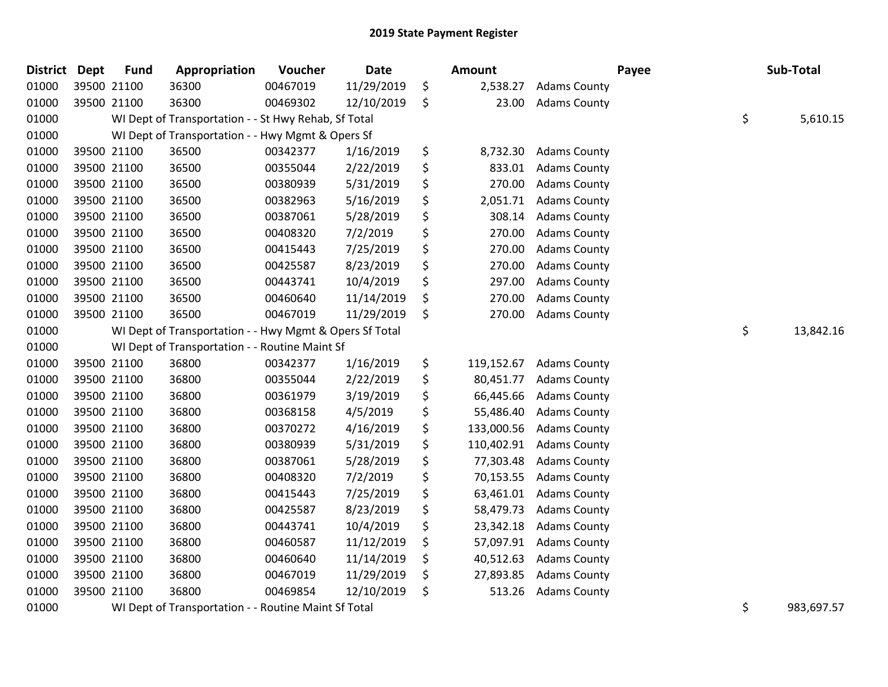# 2019 State Payment Register

| District | Dept | Fund | Appropriation | Voucher | Date | Amount | Payee | Sub-Total |
|---|---|---|---|---|---|---|---|---|
| 01000 | 39500 | 21100 | 36300 | 00467019 | 11/29/2019 | $ 2,538.27 | Adams County | |
| 01000 | 39500 | 21100 | 36300 | 00469302 | 12/10/2019 | $ 23.00 | Adams County | |
| 01000 | | | WI Dept of Transportation - - St Hwy Rehab, Sf Total | | | | | $ 5,610.15 |
| 01000 | | | WI Dept of Transportation - - Hwy Mgmt & Opers Sf | | | | | |
| 01000 | 39500 | 21100 | 36500 | 00342377 | 1/16/2019 | $ 8,732.30 | Adams County | |
| 01000 | 39500 | 21100 | 36500 | 00355044 | 2/22/2019 | $ 833.01 | Adams County | |
| 01000 | 39500 | 21100 | 36500 | 00380939 | 5/31/2019 | $ 270.00 | Adams County | |
| 01000 | 39500 | 21100 | 36500 | 00382963 | 5/16/2019 | $ 2,051.71 | Adams County | |
| 01000 | 39500 | 21100 | 36500 | 00387061 | 5/28/2019 | $ 308.14 | Adams County | |
| 01000 | 39500 | 21100 | 36500 | 00408320 | 7/2/2019 | $ 270.00 | Adams County | |
| 01000 | 39500 | 21100 | 36500 | 00415443 | 7/25/2019 | $ 270.00 | Adams County | |
| 01000 | 39500 | 21100 | 36500 | 00425587 | 8/23/2019 | $ 270.00 | Adams County | |
| 01000 | 39500 | 21100 | 36500 | 00443741 | 10/4/2019 | $ 297.00 | Adams County | |
| 01000 | 39500 | 21100 | 36500 | 00460640 | 11/14/2019 | $ 270.00 | Adams County | |
| 01000 | 39500 | 21100 | 36500 | 00467019 | 11/29/2019 | $ 270.00 | Adams County | |
| 01000 | | | WI Dept of Transportation - - Hwy Mgmt & Opers Sf Total | | | | | $ 13,842.16 |
| 01000 | | | WI Dept of Transportation - - Routine Maint Sf | | | | | |
| 01000 | 39500 | 21100 | 36800 | 00342377 | 1/16/2019 | $ 119,152.67 | Adams County | |
| 01000 | 39500 | 21100 | 36800 | 00355044 | 2/22/2019 | $ 80,451.77 | Adams County | |
| 01000 | 39500 | 21100 | 36800 | 00361979 | 3/19/2019 | $ 66,445.66 | Adams County | |
| 01000 | 39500 | 21100 | 36800 | 00368158 | 4/5/2019 | $ 55,486.40 | Adams County | |
| 01000 | 39500 | 21100 | 36800 | 00370272 | 4/16/2019 | $ 133,000.56 | Adams County | |
| 01000 | 39500 | 21100 | 36800 | 00380939 | 5/31/2019 | $ 110,402.91 | Adams County | |
| 01000 | 39500 | 21100 | 36800 | 00387061 | 5/28/2019 | $ 77,303.48 | Adams County | |
| 01000 | 39500 | 21100 | 36800 | 00408320 | 7/2/2019 | $ 70,153.55 | Adams County | |
| 01000 | 39500 | 21100 | 36800 | 00415443 | 7/25/2019 | $ 63,461.01 | Adams County | |
| 01000 | 39500 | 21100 | 36800 | 00425587 | 8/23/2019 | $ 58,479.73 | Adams County | |
| 01000 | 39500 | 21100 | 36800 | 00443741 | 10/4/2019 | $ 23,342.18 | Adams County | |
| 01000 | 39500 | 21100 | 36800 | 00460587 | 11/12/2019 | $ 57,097.91 | Adams County | |
| 01000 | 39500 | 21100 | 36800 | 00460640 | 11/14/2019 | $ 40,512.63 | Adams County | |
| 01000 | 39500 | 21100 | 36800 | 00467019 | 11/29/2019 | $ 27,893.85 | Adams County | |
| 01000 | 39500 | 21100 | 36800 | 00469854 | 12/10/2019 | $ 513.26 | Adams County | |
| 01000 | | | WI Dept of Transportation - - Routine Maint Sf Total | | | | | $ 983,697.57 |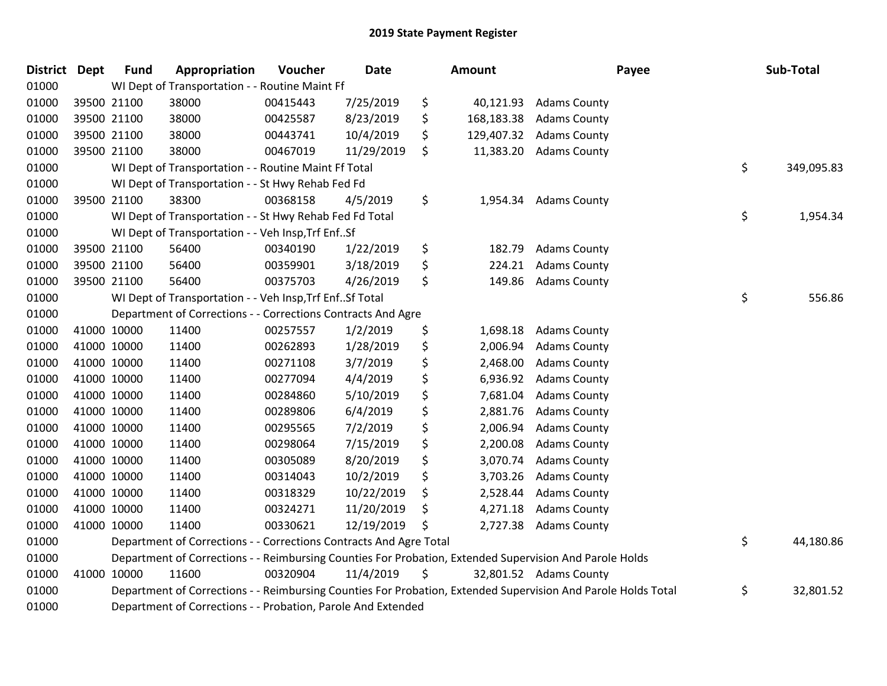# 2019 State Payment Register

| District | Dept | Fund | Appropriation | Voucher | Date | Amount | Payee | Sub-Total |
|---|---|---|---|---|---|---|---|---|
| 01000 | | WI Dept of Transportation - - Routine Maint Ff | | | | | | |
| 01000 | 39500 | 21100 | 38000 | 00415443 | 7/25/2019 | $ 40,121.93 | Adams County | |
| 01000 | 39500 | 21100 | 38000 | 00425587 | 8/23/2019 | $ 168,183.38 | Adams County | |
| 01000 | 39500 | 21100 | 38000 | 00443741 | 10/4/2019 | $ 129,407.32 | Adams County | |
| 01000 | 39500 | 21100 | 38000 | 00467019 | 11/29/2019 | $ 11,383.20 | Adams County | |
| 01000 | | WI Dept of Transportation - - Routine Maint Ff Total | | | | | | $ 349,095.83 |
| 01000 | | WI Dept of Transportation - - St Hwy Rehab Fed Fd | | | | | | |
| 01000 | 39500 | 21100 | 38300 | 00368158 | 4/5/2019 | $ 1,954.34 | Adams County | |
| 01000 | | WI Dept of Transportation - - St Hwy Rehab Fed Fd Total | | | | | | $ 1,954.34 |
| 01000 | | WI Dept of Transportation - - Veh Insp,Trf Enf..Sf | | | | | | |
| 01000 | 39500 | 21100 | 56400 | 00340190 | 1/22/2019 | $ 182.79 | Adams County | |
| 01000 | 39500 | 21100 | 56400 | 00359901 | 3/18/2019 | $ 224.21 | Adams County | |
| 01000 | 39500 | 21100 | 56400 | 00375703 | 4/26/2019 | $ 149.86 | Adams County | |
| 01000 | | WI Dept of Transportation - - Veh Insp,Trf Enf..Sf Total | | | | | | $ 556.86 |
| 01000 | | Department of Corrections - - Corrections Contracts And Agre | | | | | | |
| 01000 | 41000 | 10000 | 11400 | 00257557 | 1/2/2019 | $ 1,698.18 | Adams County | |
| 01000 | 41000 | 10000 | 11400 | 00262893 | 1/28/2019 | $ 2,006.94 | Adams County | |
| 01000 | 41000 | 10000 | 11400 | 00271108 | 3/7/2019 | $ 2,468.00 | Adams County | |
| 01000 | 41000 | 10000 | 11400 | 00277094 | 4/4/2019 | $ 6,936.92 | Adams County | |
| 01000 | 41000 | 10000 | 11400 | 00284860 | 5/10/2019 | $ 7,681.04 | Adams County | |
| 01000 | 41000 | 10000 | 11400 | 00289806 | 6/4/2019 | $ 2,881.76 | Adams County | |
| 01000 | 41000 | 10000 | 11400 | 00295565 | 7/2/2019 | $ 2,006.94 | Adams County | |
| 01000 | 41000 | 10000 | 11400 | 00298064 | 7/15/2019 | $ 2,200.08 | Adams County | |
| 01000 | 41000 | 10000 | 11400 | 00305089 | 8/20/2019 | $ 3,070.74 | Adams County | |
| 01000 | 41000 | 10000 | 11400 | 00314043 | 10/2/2019 | $ 3,703.26 | Adams County | |
| 01000 | 41000 | 10000 | 11400 | 00318329 | 10/22/2019 | $ 2,528.44 | Adams County | |
| 01000 | 41000 | 10000 | 11400 | 00324271 | 11/20/2019 | $ 4,271.18 | Adams County | |
| 01000 | 41000 | 10000 | 11400 | 00330621 | 12/19/2019 | $ 2,727.38 | Adams County | |
| 01000 | | Department of Corrections - - Corrections Contracts And Agre Total | | | | | | $ 44,180.86 |
| 01000 | | Department of Corrections - - Reimbursing Counties For Probation, Extended Supervision And Parole Holds | | | | | | |
| 01000 | 41000 | 10000 | 11600 | 00320904 | 11/4/2019 | $ 32,801.52 | Adams County | |
| 01000 | | Department of Corrections - - Reimbursing Counties For Probation, Extended Supervision And Parole Holds Total | | | | | | $ 32,801.52 |
| 01000 | | Department of Corrections - - Probation, Parole And Extended | | | | | | |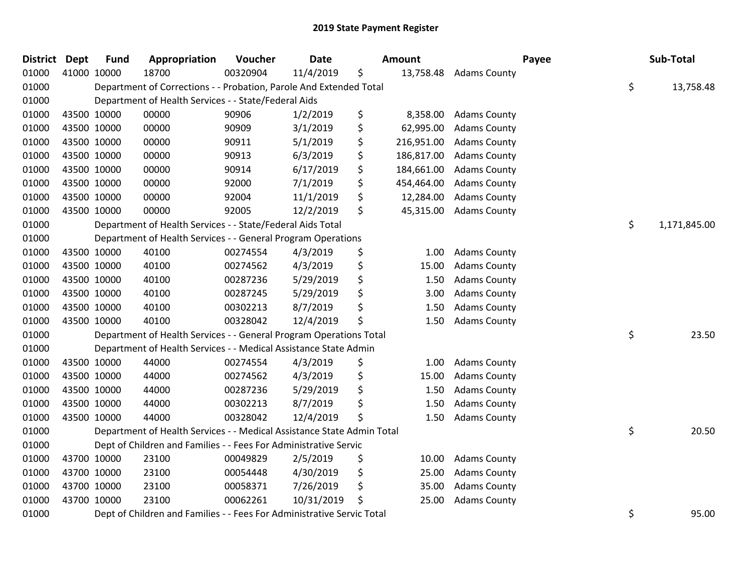# 2019 State Payment Register

| District | Dept | Fund | Appropriation | Voucher | Date | Amount | Payee | Sub-Total |
|---|---|---|---|---|---|---|---|---|
| 01000 | 41000 | 10000 | 18700 | 00320904 | 11/4/2019 | $ 13,758.48 | Adams County | |
| 01000 | | Department of Corrections - - Probation, Parole And Extended Total | | | | | | $ 13,758.48 |
| 01000 | | Department of Health Services - - State/Federal Aids | | | | | | |
| 01000 | 43500 | 10000 | 00000 | 90906 | 1/2/2019 | $ 8,358.00 | Adams County | |
| 01000 | 43500 | 10000 | 00000 | 90909 | 3/1/2019 | $ 62,995.00 | Adams County | |
| 01000 | 43500 | 10000 | 00000 | 90911 | 5/1/2019 | $ 216,951.00 | Adams County | |
| 01000 | 43500 | 10000 | 00000 | 90913 | 6/3/2019 | $ 186,817.00 | Adams County | |
| 01000 | 43500 | 10000 | 00000 | 90914 | 6/17/2019 | $ 184,661.00 | Adams County | |
| 01000 | 43500 | 10000 | 00000 | 92000 | 7/1/2019 | $ 454,464.00 | Adams County | |
| 01000 | 43500 | 10000 | 00000 | 92004 | 11/1/2019 | $ 12,284.00 | Adams County | |
| 01000 | 43500 | 10000 | 00000 | 92005 | 12/2/2019 | $ 45,315.00 | Adams County | |
| 01000 | | Department of Health Services - - State/Federal Aids Total | | | | | | $ 1,171,845.00 |
| 01000 | | Department of Health Services - - General Program Operations | | | | | | |
| 01000 | 43500 | 10000 | 40100 | 00274554 | 4/3/2019 | $ 1.00 | Adams County | |
| 01000 | 43500 | 10000 | 40100 | 00274562 | 4/3/2019 | $ 15.00 | Adams County | |
| 01000 | 43500 | 10000 | 40100 | 00287236 | 5/29/2019 | $ 1.50 | Adams County | |
| 01000 | 43500 | 10000 | 40100 | 00287245 | 5/29/2019 | $ 3.00 | Adams County | |
| 01000 | 43500 | 10000 | 40100 | 00302213 | 8/7/2019 | $ 1.50 | Adams County | |
| 01000 | 43500 | 10000 | 40100 | 00328042 | 12/4/2019 | $ 1.50 | Adams County | |
| 01000 | | Department of Health Services - - General Program Operations Total | | | | | | $ 23.50 |
| 01000 | | Department of Health Services - - Medical Assistance State Admin | | | | | | |
| 01000 | 43500 | 10000 | 44000 | 00274554 | 4/3/2019 | $ 1.00 | Adams County | |
| 01000 | 43500 | 10000 | 44000 | 00274562 | 4/3/2019 | $ 15.00 | Adams County | |
| 01000 | 43500 | 10000 | 44000 | 00287236 | 5/29/2019 | $ 1.50 | Adams County | |
| 01000 | 43500 | 10000 | 44000 | 00302213 | 8/7/2019 | $ 1.50 | Adams County | |
| 01000 | 43500 | 10000 | 44000 | 00328042 | 12/4/2019 | $ 1.50 | Adams County | |
| 01000 | | Department of Health Services - - Medical Assistance State Admin Total | | | | | | $ 20.50 |
| 01000 | | Dept of Children and Families - - Fees For Administrative Servic | | | | | | |
| 01000 | 43700 | 10000 | 23100 | 00049829 | 2/5/2019 | $ 10.00 | Adams County | |
| 01000 | 43700 | 10000 | 23100 | 00054448 | 4/30/2019 | $ 25.00 | Adams County | |
| 01000 | 43700 | 10000 | 23100 | 00058371 | 7/26/2019 | $ 35.00 | Adams County | |
| 01000 | 43700 | 10000 | 23100 | 00062261 | 10/31/2019 | $ 25.00 | Adams County | |
| 01000 | | Dept of Children and Families - - Fees For Administrative Servic Total | | | | | | $ 95.00 |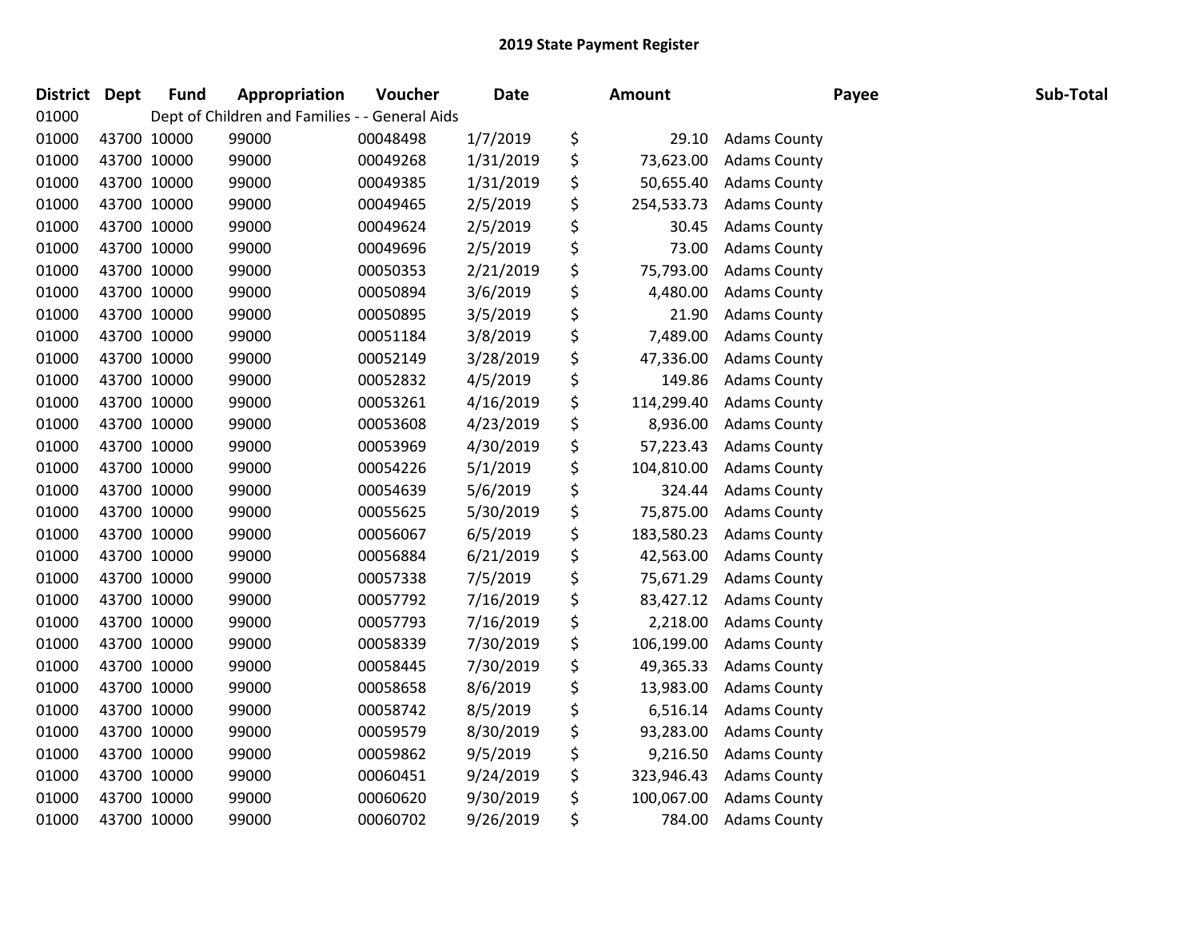# 2019 State Payment Register

| District | Dept | Fund | Appropriation | Voucher | Date | Amount | Payee | Sub-Total |
|---|---|---|---|---|---|---|---|---|
| 01000 | | Dept of Children and Families - - General Aids | | | | | | |
| 01000 | 43700 | 10000 | 99000 | 00048498 | 1/7/2019 | $ 29.10 | Adams County | |
| 01000 | 43700 | 10000 | 99000 | 00049268 | 1/31/2019 | $ 73,623.00 | Adams County | |
| 01000 | 43700 | 10000 | 99000 | 00049385 | 1/31/2019 | $ 50,655.40 | Adams County | |
| 01000 | 43700 | 10000 | 99000 | 00049465 | 2/5/2019 | $ 254,533.73 | Adams County | |
| 01000 | 43700 | 10000 | 99000 | 00049624 | 2/5/2019 | $ 30.45 | Adams County | |
| 01000 | 43700 | 10000 | 99000 | 00049696 | 2/5/2019 | $ 73.00 | Adams County | |
| 01000 | 43700 | 10000 | 99000 | 00050353 | 2/21/2019 | $ 75,793.00 | Adams County | |
| 01000 | 43700 | 10000 | 99000 | 00050894 | 3/6/2019 | $ 4,480.00 | Adams County | |
| 01000 | 43700 | 10000 | 99000 | 00050895 | 3/5/2019 | $ 21.90 | Adams County | |
| 01000 | 43700 | 10000 | 99000 | 00051184 | 3/8/2019 | $ 7,489.00 | Adams County | |
| 01000 | 43700 | 10000 | 99000 | 00052149 | 3/28/2019 | $ 47,336.00 | Adams County | |
| 01000 | 43700 | 10000 | 99000 | 00052832 | 4/5/2019 | $ 149.86 | Adams County | |
| 01000 | 43700 | 10000 | 99000 | 00053261 | 4/16/2019 | $ 114,299.40 | Adams County | |
| 01000 | 43700 | 10000 | 99000 | 00053608 | 4/23/2019 | $ 8,936.00 | Adams County | |
| 01000 | 43700 | 10000 | 99000 | 00053969 | 4/30/2019 | $ 57,223.43 | Adams County | |
| 01000 | 43700 | 10000 | 99000 | 00054226 | 5/1/2019 | $ 104,810.00 | Adams County | |
| 01000 | 43700 | 10000 | 99000 | 00054639 | 5/6/2019 | $ 324.44 | Adams County | |
| 01000 | 43700 | 10000 | 99000 | 00055625 | 5/30/2019 | $ 75,875.00 | Adams County | |
| 01000 | 43700 | 10000 | 99000 | 00056067 | 6/5/2019 | $ 183,580.23 | Adams County | |
| 01000 | 43700 | 10000 | 99000 | 00056884 | 6/21/2019 | $ 42,563.00 | Adams County | |
| 01000 | 43700 | 10000 | 99000 | 00057338 | 7/5/2019 | $ 75,671.29 | Adams County | |
| 01000 | 43700 | 10000 | 99000 | 00057792 | 7/16/2019 | $ 83,427.12 | Adams County | |
| 01000 | 43700 | 10000 | 99000 | 00057793 | 7/16/2019 | $ 2,218.00 | Adams County | |
| 01000 | 43700 | 10000 | 99000 | 00058339 | 7/30/2019 | $ 106,199.00 | Adams County | |
| 01000 | 43700 | 10000 | 99000 | 00058445 | 7/30/2019 | $ 49,365.33 | Adams County | |
| 01000 | 43700 | 10000 | 99000 | 00058658 | 8/6/2019 | $ 13,983.00 | Adams County | |
| 01000 | 43700 | 10000 | 99000 | 00058742 | 8/5/2019 | $ 6,516.14 | Adams County | |
| 01000 | 43700 | 10000 | 99000 | 00059579 | 8/30/2019 | $ 93,283.00 | Adams County | |
| 01000 | 43700 | 10000 | 99000 | 00059862 | 9/5/2019 | $ 9,216.50 | Adams County | |
| 01000 | 43700 | 10000 | 99000 | 00060451 | 9/24/2019 | $ 323,946.43 | Adams County | |
| 01000 | 43700 | 10000 | 99000 | 00060620 | 9/30/2019 | $ 100,067.00 | Adams County | |
| 01000 | 43700 | 10000 | 99000 | 00060702 | 9/26/2019 | $ 784.00 | Adams County | |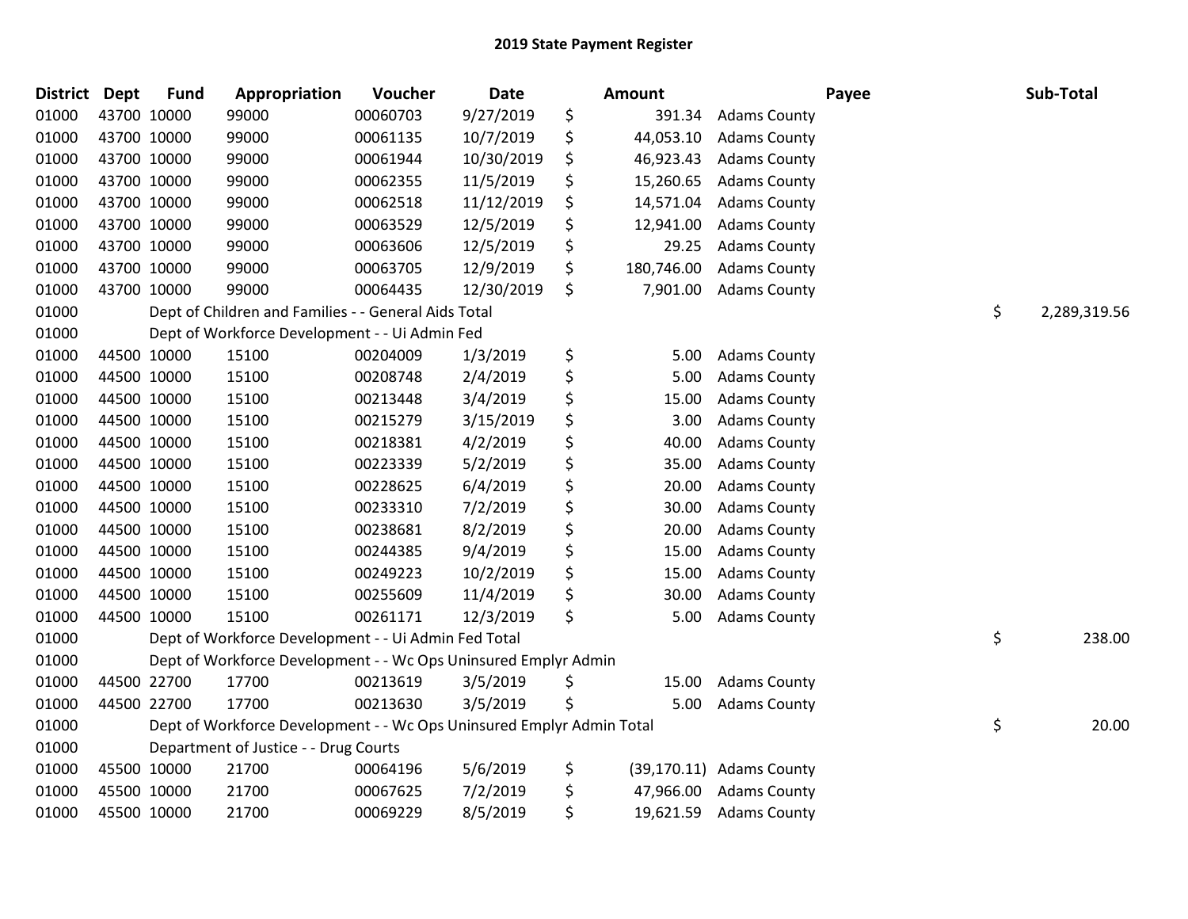# 2019 State Payment Register

| District | Dept | Fund | Appropriation | Voucher | Date | Amount | Payee | Sub-Total |
|---|---|---|---|---|---|---|---|---|
| 01000 | 43700 | 10000 | 99000 | 00060703 | 9/27/2019 | $ 391.34 | Adams County | |
| 01000 | 43700 | 10000 | 99000 | 00061135 | 10/7/2019 | $ 44,053.10 | Adams County | |
| 01000 | 43700 | 10000 | 99000 | 00061944 | 10/30/2019 | $ 46,923.43 | Adams County | |
| 01000 | 43700 | 10000 | 99000 | 00062355 | 11/5/2019 | $ 15,260.65 | Adams County | |
| 01000 | 43700 | 10000 | 99000 | 00062518 | 11/12/2019 | $ 14,571.04 | Adams County | |
| 01000 | 43700 | 10000 | 99000 | 00063529 | 12/5/2019 | $ 12,941.00 | Adams County | |
| 01000 | 43700 | 10000 | 99000 | 00063606 | 12/5/2019 | $ 29.25 | Adams County | |
| 01000 | 43700 | 10000 | 99000 | 00063705 | 12/9/2019 | $ 180,746.00 | Adams County | |
| 01000 | 43700 | 10000 | 99000 | 00064435 | 12/30/2019 | $ 7,901.00 | Adams County | |
| 01000 | | | Dept of Children and Families - - General Aids Total | | | | | $ 2,289,319.56 |
| 01000 | | | Dept of Workforce Development - - Ui Admin Fed | | | | | |
| 01000 | 44500 | 10000 | 15100 | 00204009 | 1/3/2019 | $ 5.00 | Adams County | |
| 01000 | 44500 | 10000 | 15100 | 00208748 | 2/4/2019 | $ 5.00 | Adams County | |
| 01000 | 44500 | 10000 | 15100 | 00213448 | 3/4/2019 | $ 15.00 | Adams County | |
| 01000 | 44500 | 10000 | 15100 | 00215279 | 3/15/2019 | $ 3.00 | Adams County | |
| 01000 | 44500 | 10000 | 15100 | 00218381 | 4/2/2019 | $ 40.00 | Adams County | |
| 01000 | 44500 | 10000 | 15100 | 00223339 | 5/2/2019 | $ 35.00 | Adams County | |
| 01000 | 44500 | 10000 | 15100 | 00228625 | 6/4/2019 | $ 20.00 | Adams County | |
| 01000 | 44500 | 10000 | 15100 | 00233310 | 7/2/2019 | $ 30.00 | Adams County | |
| 01000 | 44500 | 10000 | 15100 | 00238681 | 8/2/2019 | $ 20.00 | Adams County | |
| 01000 | 44500 | 10000 | 15100 | 00244385 | 9/4/2019 | $ 15.00 | Adams County | |
| 01000 | 44500 | 10000 | 15100 | 00249223 | 10/2/2019 | $ 15.00 | Adams County | |
| 01000 | 44500 | 10000 | 15100 | 00255609 | 11/4/2019 | $ 30.00 | Adams County | |
| 01000 | 44500 | 10000 | 15100 | 00261171 | 12/3/2019 | $ 5.00 | Adams County | |
| 01000 | | | Dept of Workforce Development - - Ui Admin Fed Total | | | | | $ 238.00 |
| 01000 | | | Dept of Workforce Development - - Wc Ops Uninsured Emplyr Admin | | | | | |
| 01000 | 44500 | 22700 | 17700 | 00213619 | 3/5/2019 | $ 15.00 | Adams County | |
| 01000 | 44500 | 22700 | 17700 | 00213630 | 3/5/2019 | $ 5.00 | Adams County | |
| 01000 | | | Dept of Workforce Development - - Wc Ops Uninsured Emplyr Admin Total | | | | | $ 20.00 |
| 01000 | | | Department of Justice - - Drug Courts | | | | | |
| 01000 | 45500 | 10000 | 21700 | 00064196 | 5/6/2019 | $ (39,170.11) | Adams County | |
| 01000 | 45500 | 10000 | 21700 | 00067625 | 7/2/2019 | $ 47,966.00 | Adams County | |
| 01000 | 45500 | 10000 | 21700 | 00069229 | 8/5/2019 | $ 19,621.59 | Adams County | |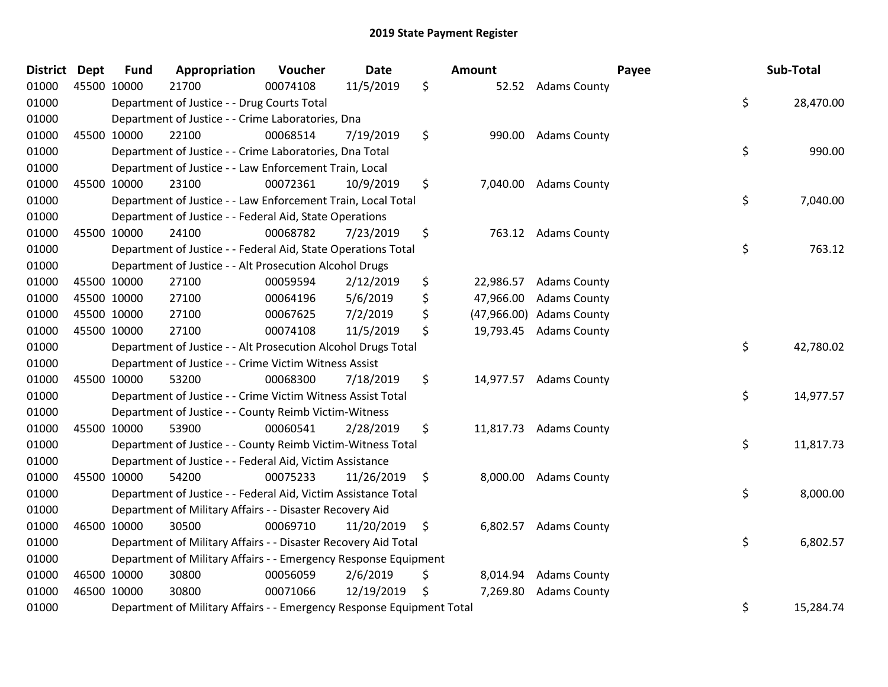# 2019 State Payment Register

| District | Dept | Fund | Appropriation | Voucher | Date | Amount | Payee | Sub-Total |
|---|---|---|---|---|---|---|---|---|
| 01000 | 45500 | 10000 | 21700 | 00074108 | 11/5/2019 | $ 52.52 | Adams County | |
| 01000 | | Department of Justice - - Drug Courts Total | | | | | | $ 28,470.00 |
| 01000 | | Department of Justice - - Crime Laboratories, Dna | | | | | | |
| 01000 | 45500 | 10000 | 22100 | 00068514 | 7/19/2019 | $ 990.00 | Adams County | |
| 01000 | | Department of Justice - - Crime Laboratories, Dna Total | | | | | | $ 990.00 |
| 01000 | | Department of Justice - - Law Enforcement Train, Local | | | | | | |
| 01000 | 45500 | 10000 | 23100 | 00072361 | 10/9/2019 | $ 7,040.00 | Adams County | |
| 01000 | | Department of Justice - - Law Enforcement Train, Local Total | | | | | | $ 7,040.00 |
| 01000 | | Department of Justice - - Federal Aid, State Operations | | | | | | |
| 01000 | 45500 | 10000 | 24100 | 00068782 | 7/23/2019 | $ 763.12 | Adams County | |
| 01000 | | Department of Justice - - Federal Aid, State Operations Total | | | | | | $ 763.12 |
| 01000 | | Department of Justice - - Alt Prosecution Alcohol Drugs | | | | | | |
| 01000 | 45500 | 10000 | 27100 | 00059594 | 2/12/2019 | $ 22,986.57 | Adams County | |
| 01000 | 45500 | 10000 | 27100 | 00064196 | 5/6/2019 | $ 47,966.00 | Adams County | |
| 01000 | 45500 | 10000 | 27100 | 00067625 | 7/2/2019 | $ (47,966.00) | Adams County | |
| 01000 | 45500 | 10000 | 27100 | 00074108 | 11/5/2019 | $ 19,793.45 | Adams County | |
| 01000 | | Department of Justice - - Alt Prosecution Alcohol Drugs Total | | | | | | $ 42,780.02 |
| 01000 | | Department of Justice - - Crime Victim Witness Assist | | | | | | |
| 01000 | 45500 | 10000 | 53200 | 00068300 | 7/18/2019 | $ 14,977.57 | Adams County | |
| 01000 | | Department of Justice - - Crime Victim Witness Assist Total | | | | | | $ 14,977.57 |
| 01000 | | Department of Justice - - County Reimb Victim-Witness | | | | | | |
| 01000 | 45500 | 10000 | 53900 | 00060541 | 2/28/2019 | $ 11,817.73 | Adams County | |
| 01000 | | Department of Justice - - County Reimb Victim-Witness Total | | | | | | $ 11,817.73 |
| 01000 | | Department of Justice - - Federal Aid, Victim Assistance | | | | | | |
| 01000 | 45500 | 10000 | 54200 | 00075233 | 11/26/2019 | $ 8,000.00 | Adams County | |
| 01000 | | Department of Justice - - Federal Aid, Victim Assistance Total | | | | | | $ 8,000.00 |
| 01000 | | Department of Military Affairs - - Disaster Recovery Aid | | | | | | |
| 01000 | 46500 | 10000 | 30500 | 00069710 | 11/20/2019 | $ 6,802.57 | Adams County | |
| 01000 | | Department of Military Affairs - - Disaster Recovery Aid Total | | | | | | $ 6,802.57 |
| 01000 | | Department of Military Affairs - - Emergency Response Equipment | | | | | | |
| 01000 | 46500 | 10000 | 30800 | 00056059 | 2/6/2019 | $ 8,014.94 | Adams County | |
| 01000 | 46500 | 10000 | 30800 | 00071066 | 12/19/2019 | $ 7,269.80 | Adams County | |
| 01000 | | Department of Military Affairs - - Emergency Response Equipment Total | | | | | | $ 15,284.74 |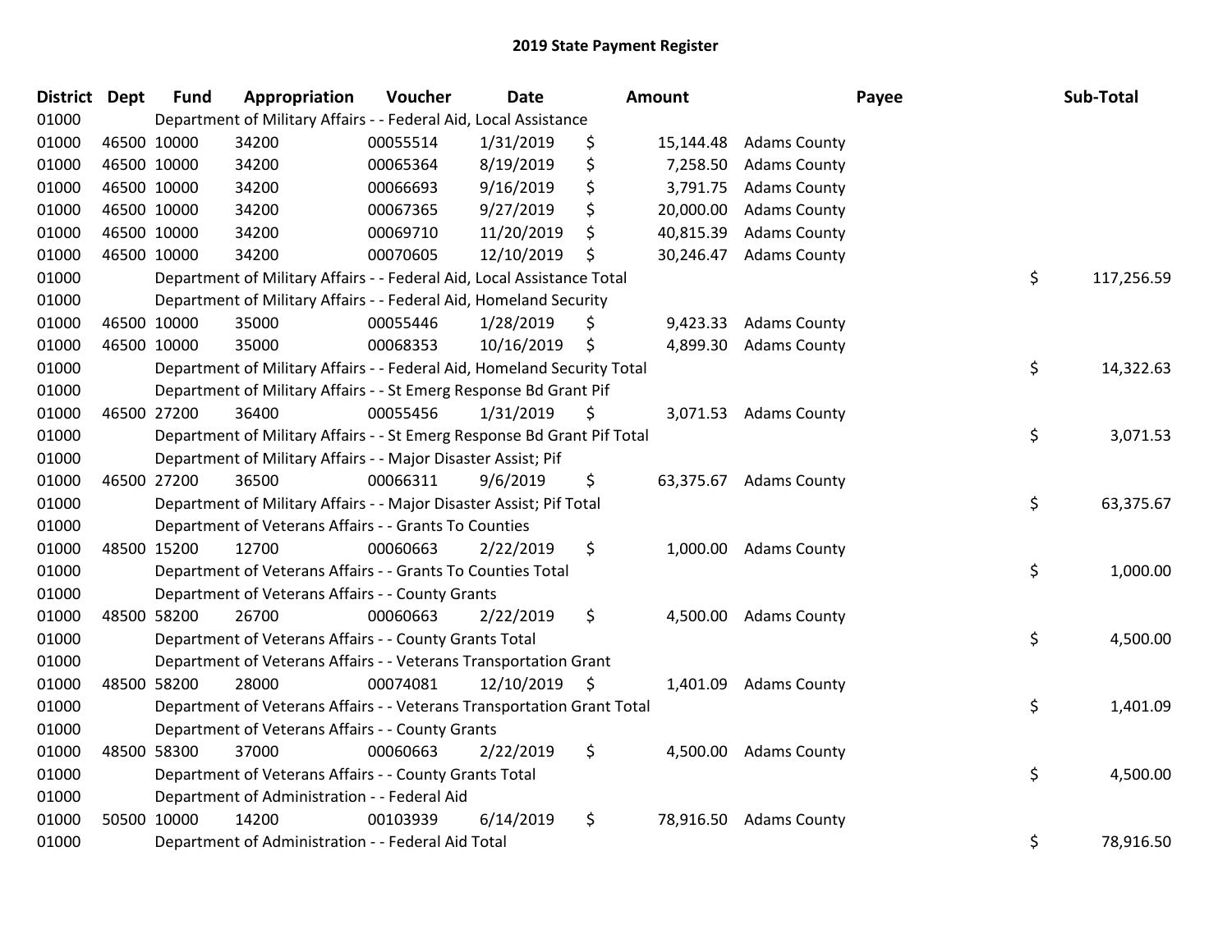# 2019 State Payment Register

| District | Dept | Fund | Appropriation | Voucher | Date | Amount | Payee | Sub-Total |
|---|---|---|---|---|---|---|---|---|
| 01000 | | Department of Military Affairs - - Federal Aid, Local Assistance | | | | | | |
| 01000 | 46500 | 10000 | 34200 | 00055514 | 1/31/2019 | $ 15,144.48 | Adams County | |
| 01000 | 46500 | 10000 | 34200 | 00065364 | 8/19/2019 | $ 7,258.50 | Adams County | |
| 01000 | 46500 | 10000 | 34200 | 00066693 | 9/16/2019 | $ 3,791.75 | Adams County | |
| 01000 | 46500 | 10000 | 34200 | 00067365 | 9/27/2019 | $ 20,000.00 | Adams County | |
| 01000 | 46500 | 10000 | 34200 | 00069710 | 11/20/2019 | $ 40,815.39 | Adams County | |
| 01000 | 46500 | 10000 | 34200 | 00070605 | 12/10/2019 | $ 30,246.47 | Adams County | |
| 01000 | | Department of Military Affairs - - Federal Aid, Local Assistance Total | | | | | | $ 117,256.59 |
| 01000 | | Department of Military Affairs - - Federal Aid, Homeland Security | | | | | | |
| 01000 | 46500 | 10000 | 35000 | 00055446 | 1/28/2019 | $ 9,423.33 | Adams County | |
| 01000 | 46500 | 10000 | 35000 | 00068353 | 10/16/2019 | $ 4,899.30 | Adams County | |
| 01000 | | Department of Military Affairs - - Federal Aid, Homeland Security Total | | | | | | $ 14,322.63 |
| 01000 | | Department of Military Affairs - - St Emerg Response Bd Grant Pif | | | | | | |
| 01000 | 46500 | 27200 | 36400 | 00055456 | 1/31/2019 | $ 3,071.53 | Adams County | |
| 01000 | | Department of Military Affairs - - St Emerg Response Bd Grant Pif Total | | | | | | $ 3,071.53 |
| 01000 | | Department of Military Affairs - - Major Disaster Assist; Pif | | | | | | |
| 01000 | 46500 | 27200 | 36500 | 00066311 | 9/6/2019 | $ 63,375.67 | Adams County | |
| 01000 | | Department of Military Affairs - - Major Disaster Assist; Pif Total | | | | | | $ 63,375.67 |
| 01000 | | Department of Veterans Affairs - - Grants To Counties | | | | | | |
| 01000 | 48500 | 15200 | 12700 | 00060663 | 2/22/2019 | $ 1,000.00 | Adams County | |
| 01000 | | Department of Veterans Affairs - - Grants To Counties Total | | | | | | $ 1,000.00 |
| 01000 | | Department of Veterans Affairs - - County Grants | | | | | | |
| 01000 | 48500 | 58200 | 26700 | 00060663 | 2/22/2019 | $ 4,500.00 | Adams County | |
| 01000 | | Department of Veterans Affairs - - County Grants Total | | | | | | $ 4,500.00 |
| 01000 | | Department of Veterans Affairs - - Veterans Transportation Grant | | | | | | |
| 01000 | 48500 | 58200 | 28000 | 00074081 | 12/10/2019 | $ 1,401.09 | Adams County | |
| 01000 | | Department of Veterans Affairs - - Veterans Transportation Grant Total | | | | | | $ 1,401.09 |
| 01000 | | Department of Veterans Affairs - - County Grants | | | | | | |
| 01000 | 48500 | 58300 | 37000 | 00060663 | 2/22/2019 | $ 4,500.00 | Adams County | |
| 01000 | | Department of Veterans Affairs - - County Grants Total | | | | | | $ 4,500.00 |
| 01000 | | Department of Administration - - Federal Aid | | | | | | |
| 01000 | 50500 | 10000 | 14200 | 00103939 | 6/14/2019 | $ 78,916.50 | Adams County | |
| 01000 | | Department of Administration - - Federal Aid Total | | | | | | $ 78,916.50 |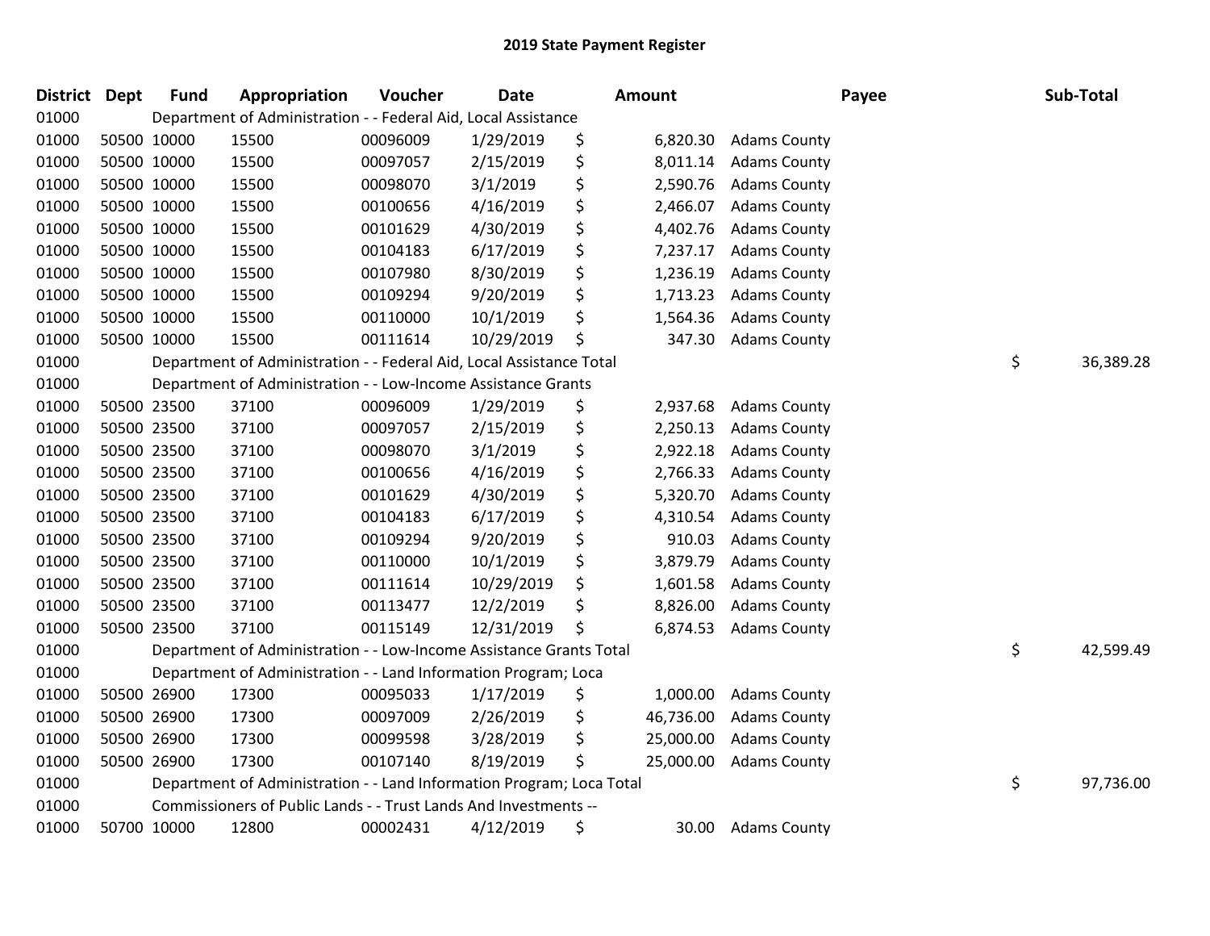## 2019 State Payment Register

| District | Dept | Fund | Appropriation | Voucher | Date | Amount | Payee | Sub-Total |
|---|---|---|---|---|---|---|---|---|
| 01000 | | Department of Administration - - Federal Aid, Local Assistance | | | | | | |
| 01000 | 50500 | 10000 | 15500 | 00096009 | 1/29/2019 | $ 6,820.30 | Adams County | |
| 01000 | 50500 | 10000 | 15500 | 00097057 | 2/15/2019 | $ 8,011.14 | Adams County | |
| 01000 | 50500 | 10000 | 15500 | 00098070 | 3/1/2019 | $ 2,590.76 | Adams County | |
| 01000 | 50500 | 10000 | 15500 | 00100656 | 4/16/2019 | $ 2,466.07 | Adams County | |
| 01000 | 50500 | 10000 | 15500 | 00101629 | 4/30/2019 | $ 4,402.76 | Adams County | |
| 01000 | 50500 | 10000 | 15500 | 00104183 | 6/17/2019 | $ 7,237.17 | Adams County | |
| 01000 | 50500 | 10000 | 15500 | 00107980 | 8/30/2019 | $ 1,236.19 | Adams County | |
| 01000 | 50500 | 10000 | 15500 | 00109294 | 9/20/2019 | $ 1,713.23 | Adams County | |
| 01000 | 50500 | 10000 | 15500 | 00110000 | 10/1/2019 | $ 1,564.36 | Adams County | |
| 01000 | 50500 | 10000 | 15500 | 00111614 | 10/29/2019 | $ 347.30 | Adams County | |
| 01000 | | Department of Administration - - Federal Aid, Local Assistance Total | | | | | | $ 36,389.28 |
| 01000 | | Department of Administration - - Low-Income Assistance Grants | | | | | | |
| 01000 | 50500 | 23500 | 37100 | 00096009 | 1/29/2019 | $ 2,937.68 | Adams County | |
| 01000 | 50500 | 23500 | 37100 | 00097057 | 2/15/2019 | $ 2,250.13 | Adams County | |
| 01000 | 50500 | 23500 | 37100 | 00098070 | 3/1/2019 | $ 2,922.18 | Adams County | |
| 01000 | 50500 | 23500 | 37100 | 00100656 | 4/16/2019 | $ 2,766.33 | Adams County | |
| 01000 | 50500 | 23500 | 37100 | 00101629 | 4/30/2019 | $ 5,320.70 | Adams County | |
| 01000 | 50500 | 23500 | 37100 | 00104183 | 6/17/2019 | $ 4,310.54 | Adams County | |
| 01000 | 50500 | 23500 | 37100 | 00109294 | 9/20/2019 | $ 910.03 | Adams County | |
| 01000 | 50500 | 23500 | 37100 | 00110000 | 10/1/2019 | $ 3,879.79 | Adams County | |
| 01000 | 50500 | 23500 | 37100 | 00111614 | 10/29/2019 | $ 1,601.58 | Adams County | |
| 01000 | 50500 | 23500 | 37100 | 00113477 | 12/2/2019 | $ 8,826.00 | Adams County | |
| 01000 | 50500 | 23500 | 37100 | 00115149 | 12/31/2019 | $ 6,874.53 | Adams County | |
| 01000 | | Department of Administration - - Low-Income Assistance Grants Total | | | | | | $ 42,599.49 |
| 01000 | | Department of Administration - - Land Information Program; Loca | | | | | | |
| 01000 | 50500 | 26900 | 17300 | 00095033 | 1/17/2019 | $ 1,000.00 | Adams County | |
| 01000 | 50500 | 26900 | 17300 | 00097009 | 2/26/2019 | $ 46,736.00 | Adams County | |
| 01000 | 50500 | 26900 | 17300 | 00099598 | 3/28/2019 | $ 25,000.00 | Adams County | |
| 01000 | 50500 | 26900 | 17300 | 00107140 | 8/19/2019 | $ 25,000.00 | Adams County | |
| 01000 | | Department of Administration - - Land Information Program; Loca Total | | | | | | $ 97,736.00 |
| 01000 | | Commissioners of Public Lands - - Trust Lands And Investments -- | | | | | | |
| 01000 | 50700 | 10000 | 12800 | 00002431 | 4/12/2019 | $ 30.00 | Adams County | |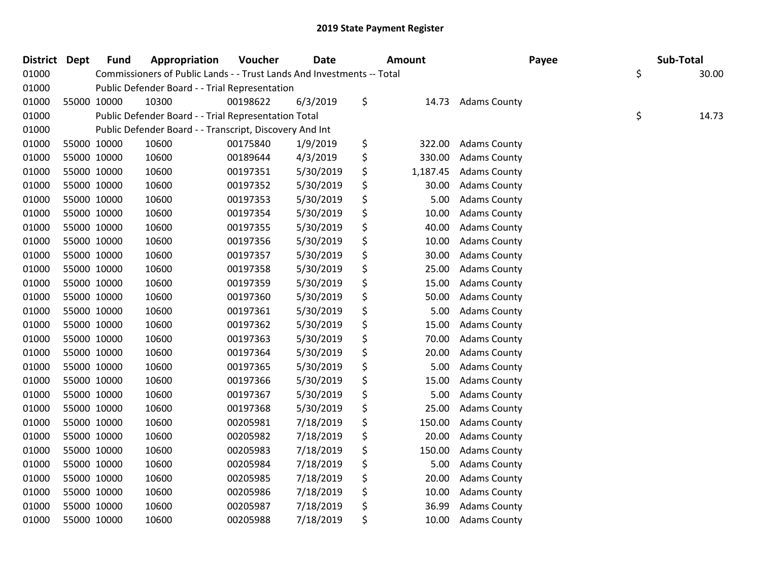# 2019 State Payment Register

| District | Dept | Fund | Appropriation | Voucher | Date | Amount | Payee | Sub-Total |
|---|---|---|---|---|---|---|---|---|
| 01000 | | Commissioners of Public Lands - - Trust Lands And Investments -- Total | | | | | | $ 30.00 |
| 01000 | | Public Defender Board - - Trial Representation | | | | | | |
| 01000 | 55000 | 10000 | 10300 | 00198622 | 6/3/2019 | $ 14.73 | Adams County | |
| 01000 | | Public Defender Board - - Trial Representation Total | | | | | | $ 14.73 |
| 01000 | | Public Defender Board - - Transcript, Discovery And Int | | | | | | |
| 01000 | 55000 | 10000 | 10600 | 00175840 | 1/9/2019 | $ 322.00 | Adams County | |
| 01000 | 55000 | 10000 | 10600 | 00189644 | 4/3/2019 | $ 330.00 | Adams County | |
| 01000 | 55000 | 10000 | 10600 | 00197351 | 5/30/2019 | $ 1,187.45 | Adams County | |
| 01000 | 55000 | 10000 | 10600 | 00197352 | 5/30/2019 | $ 30.00 | Adams County | |
| 01000 | 55000 | 10000 | 10600 | 00197353 | 5/30/2019 | $ 5.00 | Adams County | |
| 01000 | 55000 | 10000 | 10600 | 00197354 | 5/30/2019 | $ 10.00 | Adams County | |
| 01000 | 55000 | 10000 | 10600 | 00197355 | 5/30/2019 | $ 40.00 | Adams County | |
| 01000 | 55000 | 10000 | 10600 | 00197356 | 5/30/2019 | $ 10.00 | Adams County | |
| 01000 | 55000 | 10000 | 10600 | 00197357 | 5/30/2019 | $ 30.00 | Adams County | |
| 01000 | 55000 | 10000 | 10600 | 00197358 | 5/30/2019 | $ 25.00 | Adams County | |
| 01000 | 55000 | 10000 | 10600 | 00197359 | 5/30/2019 | $ 15.00 | Adams County | |
| 01000 | 55000 | 10000 | 10600 | 00197360 | 5/30/2019 | $ 50.00 | Adams County | |
| 01000 | 55000 | 10000 | 10600 | 00197361 | 5/30/2019 | $ 5.00 | Adams County | |
| 01000 | 55000 | 10000 | 10600 | 00197362 | 5/30/2019 | $ 15.00 | Adams County | |
| 01000 | 55000 | 10000 | 10600 | 00197363 | 5/30/2019 | $ 70.00 | Adams County | |
| 01000 | 55000 | 10000 | 10600 | 00197364 | 5/30/2019 | $ 20.00 | Adams County | |
| 01000 | 55000 | 10000 | 10600 | 00197365 | 5/30/2019 | $ 5.00 | Adams County | |
| 01000 | 55000 | 10000 | 10600 | 00197366 | 5/30/2019 | $ 15.00 | Adams County | |
| 01000 | 55000 | 10000 | 10600 | 00197367 | 5/30/2019 | $ 5.00 | Adams County | |
| 01000 | 55000 | 10000 | 10600 | 00197368 | 5/30/2019 | $ 25.00 | Adams County | |
| 01000 | 55000 | 10000 | 10600 | 00205981 | 7/18/2019 | $ 150.00 | Adams County | |
| 01000 | 55000 | 10000 | 10600 | 00205982 | 7/18/2019 | $ 20.00 | Adams County | |
| 01000 | 55000 | 10000 | 10600 | 00205983 | 7/18/2019 | $ 150.00 | Adams County | |
| 01000 | 55000 | 10000 | 10600 | 00205984 | 7/18/2019 | $ 5.00 | Adams County | |
| 01000 | 55000 | 10000 | 10600 | 00205985 | 7/18/2019 | $ 20.00 | Adams County | |
| 01000 | 55000 | 10000 | 10600 | 00205986 | 7/18/2019 | $ 10.00 | Adams County | |
| 01000 | 55000 | 10000 | 10600 | 00205987 | 7/18/2019 | $ 36.99 | Adams County | |
| 01000 | 55000 | 10000 | 10600 | 00205988 | 7/18/2019 | $ 10.00 | Adams County | |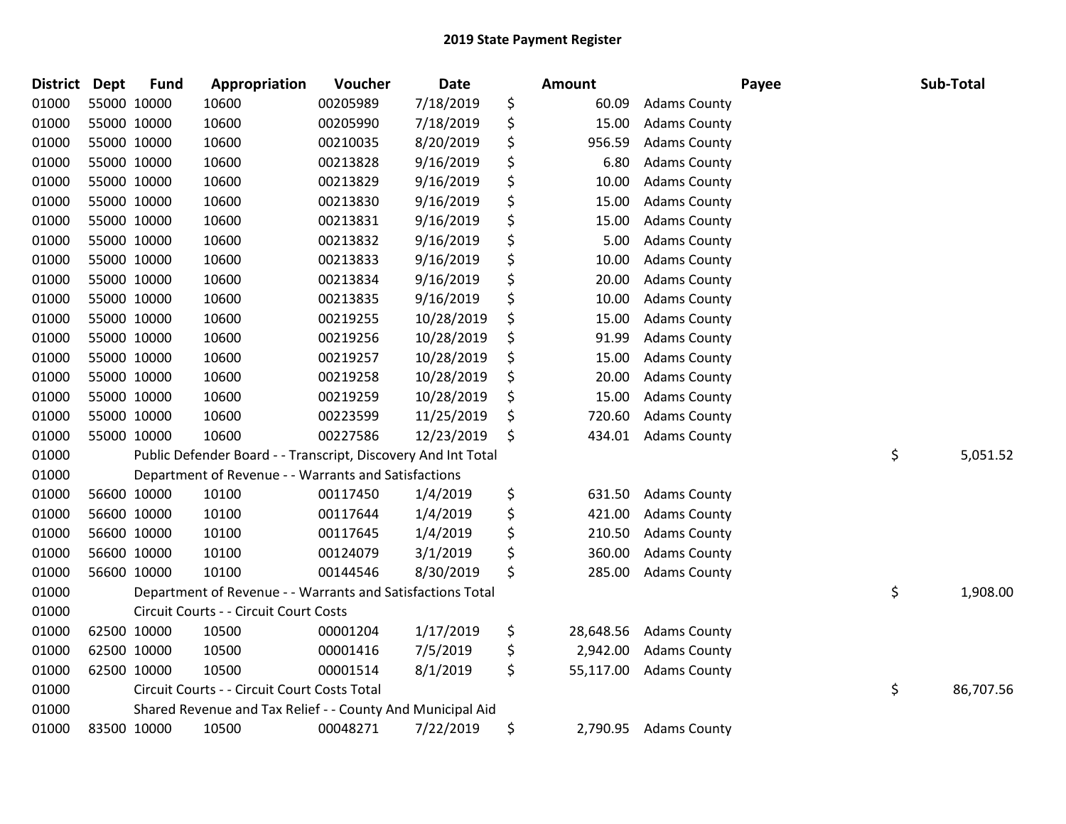# 2019 State Payment Register

| District | Dept | Fund | Appropriation | Voucher | Date | Amount | Payee | Sub-Total |
|---|---|---|---|---|---|---|---|---|
| 01000 | 55000 | 10000 | 10600 | 00205989 | 7/18/2019 | $ 60.09 | Adams County | |
| 01000 | 55000 | 10000 | 10600 | 00205990 | 7/18/2019 | $ 15.00 | Adams County | |
| 01000 | 55000 | 10000 | 10600 | 00210035 | 8/20/2019 | $ 956.59 | Adams County | |
| 01000 | 55000 | 10000 | 10600 | 00213828 | 9/16/2019 | $ 6.80 | Adams County | |
| 01000 | 55000 | 10000 | 10600 | 00213829 | 9/16/2019 | $ 10.00 | Adams County | |
| 01000 | 55000 | 10000 | 10600 | 00213830 | 9/16/2019 | $ 15.00 | Adams County | |
| 01000 | 55000 | 10000 | 10600 | 00213831 | 9/16/2019 | $ 15.00 | Adams County | |
| 01000 | 55000 | 10000 | 10600 | 00213832 | 9/16/2019 | $ 5.00 | Adams County | |
| 01000 | 55000 | 10000 | 10600 | 00213833 | 9/16/2019 | $ 10.00 | Adams County | |
| 01000 | 55000 | 10000 | 10600 | 00213834 | 9/16/2019 | $ 20.00 | Adams County | |
| 01000 | 55000 | 10000 | 10600 | 00213835 | 9/16/2019 | $ 10.00 | Adams County | |
| 01000 | 55000 | 10000 | 10600 | 00219255 | 10/28/2019 | $ 15.00 | Adams County | |
| 01000 | 55000 | 10000 | 10600 | 00219256 | 10/28/2019 | $ 91.99 | Adams County | |
| 01000 | 55000 | 10000 | 10600 | 00219257 | 10/28/2019 | $ 15.00 | Adams County | |
| 01000 | 55000 | 10000 | 10600 | 00219258 | 10/28/2019 | $ 20.00 | Adams County | |
| 01000 | 55000 | 10000 | 10600 | 00219259 | 10/28/2019 | $ 15.00 | Adams County | |
| 01000 | 55000 | 10000 | 10600 | 00223599 | 11/25/2019 | $ 720.60 | Adams County | |
| 01000 | 55000 | 10000 | 10600 | 00227586 | 12/23/2019 | $ 434.01 | Adams County | |
| 01000 | | Public Defender Board - - Transcript, Discovery And Int Total | | | | | | $ 5,051.52 |
| 01000 | | Department of Revenue - - Warrants and Satisfactions | | | | | | |
| 01000 | 56600 | 10000 | 10100 | 00117450 | 1/4/2019 | $ 631.50 | Adams County | |
| 01000 | 56600 | 10000 | 10100 | 00117644 | 1/4/2019 | $ 421.00 | Adams County | |
| 01000 | 56600 | 10000 | 10100 | 00117645 | 1/4/2019 | $ 210.50 | Adams County | |
| 01000 | 56600 | 10000 | 10100 | 00124079 | 3/1/2019 | $ 360.00 | Adams County | |
| 01000 | 56600 | 10000 | 10100 | 00144546 | 8/30/2019 | $ 285.00 | Adams County | |
| 01000 | | Department of Revenue - - Warrants and Satisfactions Total | | | | | | $ 1,908.00 |
| 01000 | | Circuit Courts - - Circuit Court Costs | | | | | | |
| 01000 | 62500 | 10000 | 10500 | 00001204 | 1/17/2019 | $ 28,648.56 | Adams County | |
| 01000 | 62500 | 10000 | 10500 | 00001416 | 7/5/2019 | $ 2,942.00 | Adams County | |
| 01000 | 62500 | 10000 | 10500 | 00001514 | 8/1/2019 | $ 55,117.00 | Adams County | |
| 01000 | | Circuit Courts - - Circuit Court Costs Total | | | | | | $ 86,707.56 |
| 01000 | | Shared Revenue and Tax Relief - - County And Municipal Aid | | | | | | |
| 01000 | 83500 | 10000 | 10500 | 00048271 | 7/22/2019 | $ 2,790.95 | Adams County | |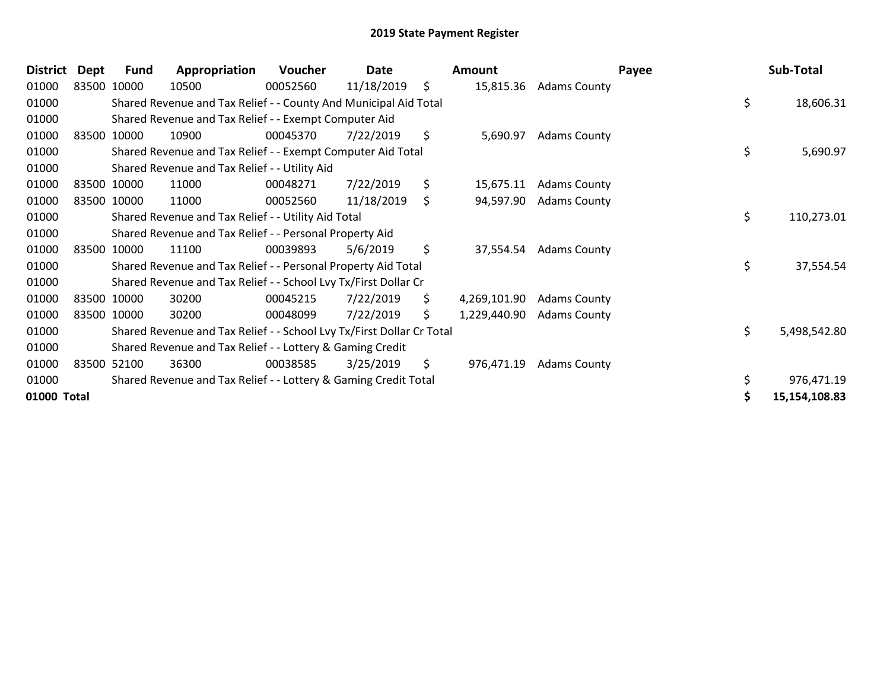# 2019 State Payment Register

| District | Dept | Fund | Appropriation | Voucher | Date | | Amount | Payee | | Sub-Total |
|---|---|---|---|---|---|---|---|---|---|---|
| 01000 | 83500 | 10000 | 10500 | 00052560 | 11/18/2019 | $ | 15,815.36 | Adams County | | |
| 01000 | | Shared Revenue and Tax Relief - - County And Municipal Aid Total | | | | | | | $ | 18,606.31 |
| 01000 | | Shared Revenue and Tax Relief - - Exempt Computer Aid | | | | | | | | |
| 01000 | 83500 | 10000 | 10900 | 00045370 | 7/22/2019 | $ | 5,690.97 | Adams County | | |
| 01000 | | Shared Revenue and Tax Relief - - Exempt Computer Aid Total | | | | | | | $ | 5,690.97 |
| 01000 | | Shared Revenue and Tax Relief - - Utility Aid | | | | | | | | |
| 01000 | 83500 | 10000 | 11000 | 00048271 | 7/22/2019 | $ | 15,675.11 | Adams County | | |
| 01000 | 83500 | 10000 | 11000 | 00052560 | 11/18/2019 | $ | 94,597.90 | Adams County | | |
| 01000 | | Shared Revenue and Tax Relief - - Utility Aid Total | | | | | | | $ | 110,273.01 |
| 01000 | | Shared Revenue and Tax Relief - - Personal Property Aid | | | | | | | | |
| 01000 | 83500 | 10000 | 11100 | 00039893 | 5/6/2019 | $ | 37,554.54 | Adams County | | |
| 01000 | | Shared Revenue and Tax Relief - - Personal Property Aid Total | | | | | | | $ | 37,554.54 |
| 01000 | | Shared Revenue and Tax Relief - - School Lvy Tx/First Dollar Cr | | | | | | | | |
| 01000 | 83500 | 10000 | 30200 | 00045215 | 7/22/2019 | $ | 4,269,101.90 | Adams County | | |
| 01000 | 83500 | 10000 | 30200 | 00048099 | 7/22/2019 | $ | 1,229,440.90 | Adams County | | |
| 01000 | | Shared Revenue and Tax Relief - - School Lvy Tx/First Dollar Cr Total | | | | | | | $ | 5,498,542.80 |
| 01000 | | Shared Revenue and Tax Relief - - Lottery & Gaming Credit | | | | | | | | |
| 01000 | 83500 | 52100 | 36300 | 00038585 | 3/25/2019 | $ | 976,471.19 | Adams County | | |
| 01000 | | Shared Revenue and Tax Relief - - Lottery & Gaming Credit Total | | | | | | | $ | 976,471.19 |
| **01000 Total** | | | | | | | | | **$** | **15,154,108.83** |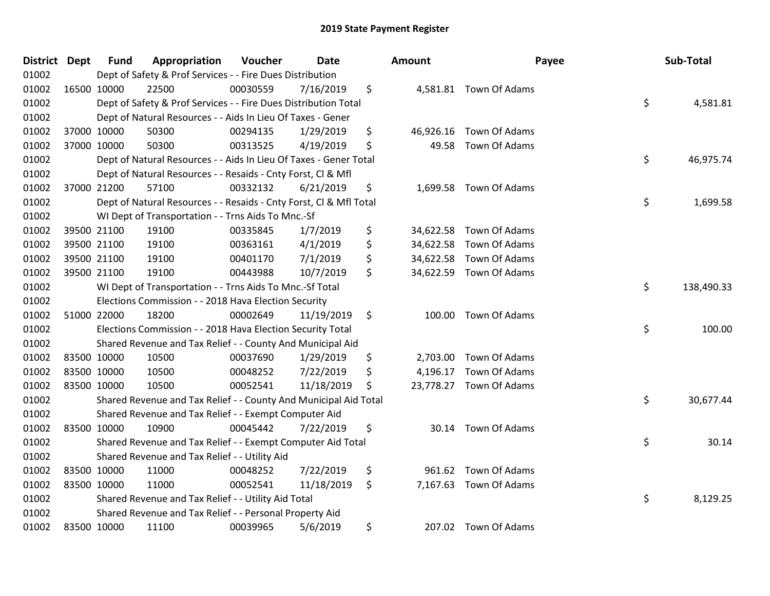# 2019 State Payment Register

| District | Dept | Fund | Appropriation | Voucher | Date | Amount | Payee | Sub-Total |
|---|---|---|---|---|---|---|---|---|
| 01002 | | Dept of Safety & Prof Services - - Fire Dues Distribution | | | | | | |
| 01002 | 16500 | 10000 | 22500 | 00030559 | 7/16/2019 | $ 4,581.81 | Town Of Adams | |
| 01002 | | Dept of Safety & Prof Services - - Fire Dues Distribution Total | | | | | | $ 4,581.81 |
| 01002 | | Dept of Natural Resources - - Aids In Lieu Of Taxes - Gener | | | | | | |
| 01002 | 37000 | 10000 | 50300 | 00294135 | 1/29/2019 | $ 46,926.16 | Town Of Adams | |
| 01002 | 37000 | 10000 | 50300 | 00313525 | 4/19/2019 | $ 49.58 | Town Of Adams | |
| 01002 | | Dept of Natural Resources - - Aids In Lieu Of Taxes - Gener Total | | | | | | $ 46,975.74 |
| 01002 | | Dept of Natural Resources - - Resaids - Cnty Forst, Cl & Mfl | | | | | | |
| 01002 | 37000 | 21200 | 57100 | 00332132 | 6/21/2019 | $ 1,699.58 | Town Of Adams | |
| 01002 | | Dept of Natural Resources - - Resaids - Cnty Forst, Cl & Mfl Total | | | | | | $ 1,699.58 |
| 01002 | | WI Dept of Transportation - - Trns Aids To Mnc.-Sf | | | | | | |
| 01002 | 39500 | 21100 | 19100 | 00335845 | 1/7/2019 | $ 34,622.58 | Town Of Adams | |
| 01002 | 39500 | 21100 | 19100 | 00363161 | 4/1/2019 | $ 34,622.58 | Town Of Adams | |
| 01002 | 39500 | 21100 | 19100 | 00401170 | 7/1/2019 | $ 34,622.58 | Town Of Adams | |
| 01002 | 39500 | 21100 | 19100 | 00443988 | 10/7/2019 | $ 34,622.59 | Town Of Adams | |
| 01002 | | WI Dept of Transportation - - Trns Aids To Mnc.-Sf Total | | | | | | $ 138,490.33 |
| 01002 | | Elections Commission - - 2018 Hava Election Security | | | | | | |
| 01002 | 51000 | 22000 | 18200 | 00002649 | 11/19/2019 | $ 100.00 | Town Of Adams | |
| 01002 | | Elections Commission - - 2018 Hava Election Security Total | | | | | | $ 100.00 |
| 01002 | | Shared Revenue and Tax Relief - - County And Municipal Aid | | | | | | |
| 01002 | 83500 | 10000 | 10500 | 00037690 | 1/29/2019 | $ 2,703.00 | Town Of Adams | |
| 01002 | 83500 | 10000 | 10500 | 00048252 | 7/22/2019 | $ 4,196.17 | Town Of Adams | |
| 01002 | 83500 | 10000 | 10500 | 00052541 | 11/18/2019 | $ 23,778.27 | Town Of Adams | |
| 01002 | | Shared Revenue and Tax Relief - - County And Municipal Aid Total | | | | | | $ 30,677.44 |
| 01002 | | Shared Revenue and Tax Relief - - Exempt Computer Aid | | | | | | |
| 01002 | 83500 | 10000 | 10900 | 00045442 | 7/22/2019 | $ 30.14 | Town Of Adams | |
| 01002 | | Shared Revenue and Tax Relief - - Exempt Computer Aid Total | | | | | | $ 30.14 |
| 01002 | | Shared Revenue and Tax Relief - - Utility Aid | | | | | | |
| 01002 | 83500 | 10000 | 11000 | 00048252 | 7/22/2019 | $ 961.62 | Town Of Adams | |
| 01002 | 83500 | 10000 | 11000 | 00052541 | 11/18/2019 | $ 7,167.63 | Town Of Adams | |
| 01002 | | Shared Revenue and Tax Relief - - Utility Aid Total | | | | | | $ 8,129.25 |
| 01002 | | Shared Revenue and Tax Relief - - Personal Property Aid | | | | | | |
| 01002 | 83500 | 10000 | 11100 | 00039965 | 5/6/2019 | $ 207.02 | Town Of Adams | |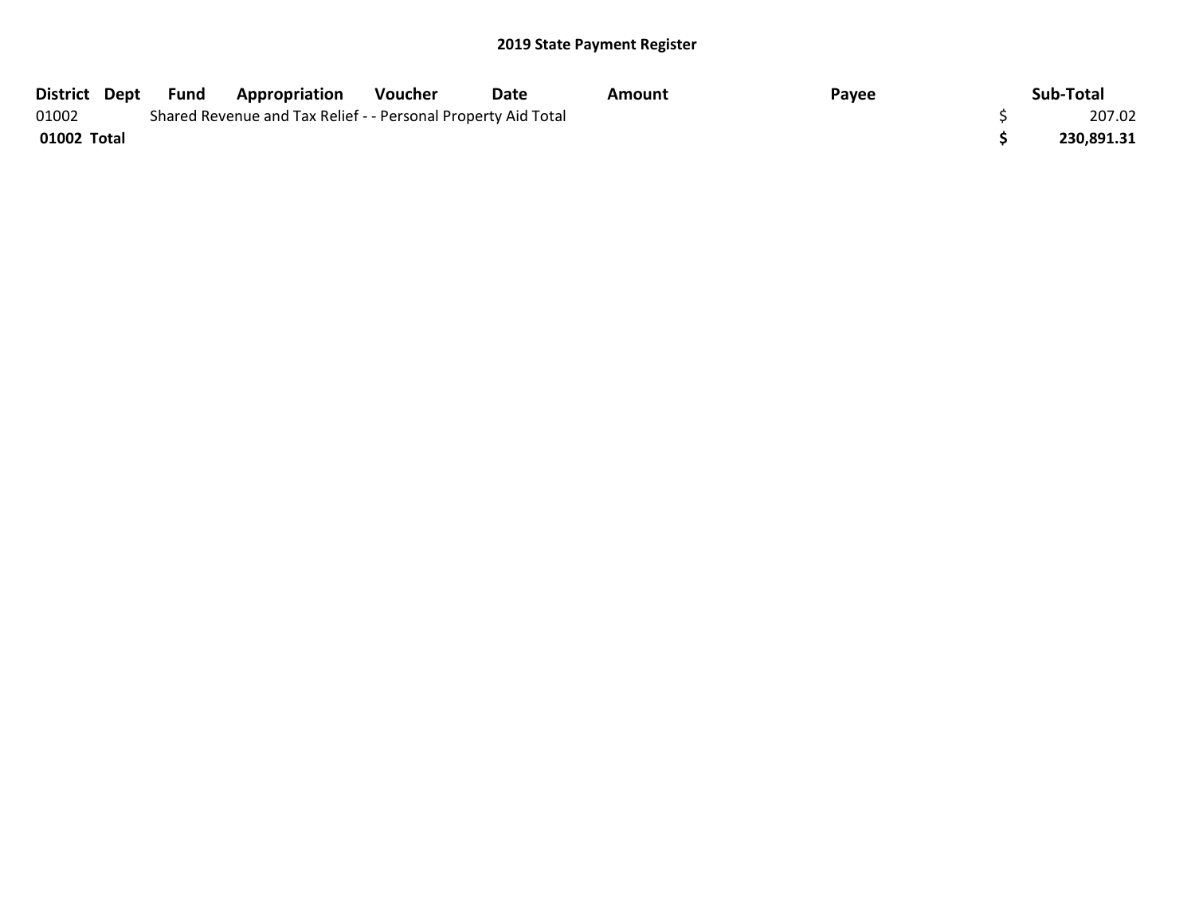## 2019 State Payment Register

| District | Dept | Fund | Appropriation | Voucher | Date | Amount | Payee | Sub-Total |
|---|---|---|---|---|---|---|---|---|
| 01002 | | Shared Revenue and Tax Relief - - Personal Property Aid Total | | | | | | $ 207.02 |
| **01002 Total** | | | | | | | | **$ 230,891.31** |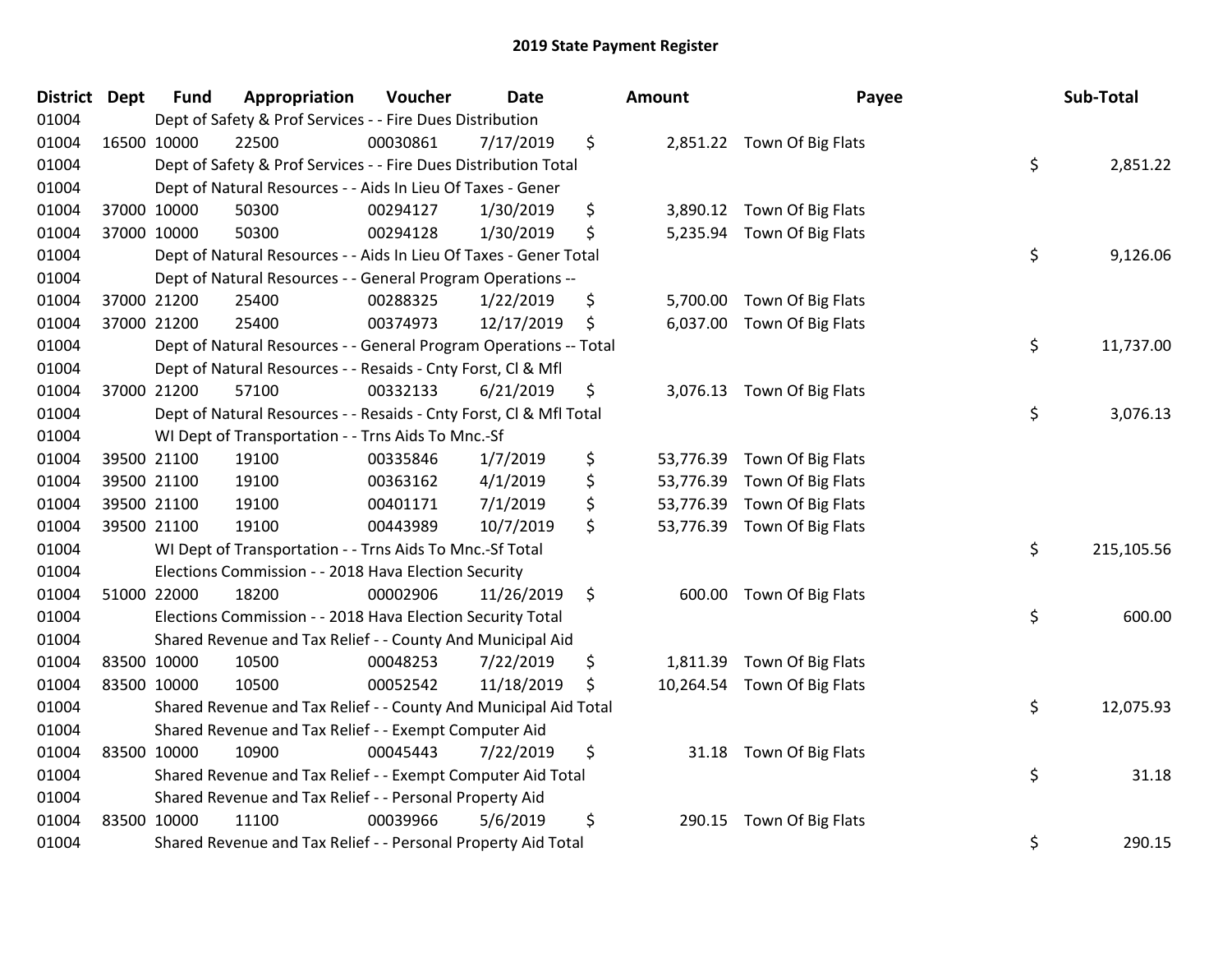# 2019 State Payment Register

| District | Dept | Fund | Appropriation | Voucher | Date | Amount | Payee | Sub-Total |
|---|---|---|---|---|---|---|---|---|
| 01004 | | Dept of Safety & Prof Services - - Fire Dues Distribution | | | | | | |
| 01004 | 16500 | 10000 | 22500 | 00030861 | 7/17/2019 | $ 2,851.22 | Town Of Big Flats | |
| 01004 | | Dept of Safety & Prof Services - - Fire Dues Distribution Total | | | | | | $ 2,851.22 |
| 01004 | | Dept of Natural Resources - - Aids In Lieu Of Taxes - Gener | | | | | | |
| 01004 | 37000 | 10000 | 50300 | 00294127 | 1/30/2019 | $ 3,890.12 | Town Of Big Flats | |
| 01004 | 37000 | 10000 | 50300 | 00294128 | 1/30/2019 | $ 5,235.94 | Town Of Big Flats | |
| 01004 | | Dept of Natural Resources - - Aids In Lieu Of Taxes - Gener Total | | | | | | $ 9,126.06 |
| 01004 | | Dept of Natural Resources - - General Program Operations -- | | | | | | |
| 01004 | 37000 | 21200 | 25400 | 00288325 | 1/22/2019 | $ 5,700.00 | Town Of Big Flats | |
| 01004 | 37000 | 21200 | 25400 | 00374973 | 12/17/2019 | $ 6,037.00 | Town Of Big Flats | |
| 01004 | | Dept of Natural Resources - - General Program Operations -- Total | | | | | | $ 11,737.00 |
| 01004 | | Dept of Natural Resources - - Resaids - Cnty Forst, Cl & Mfl | | | | | | |
| 01004 | 37000 | 21200 | 57100 | 00332133 | 6/21/2019 | $ 3,076.13 | Town Of Big Flats | |
| 01004 | | Dept of Natural Resources - - Resaids - Cnty Forst, Cl & Mfl Total | | | | | | $ 3,076.13 |
| 01004 | | WI Dept of Transportation - - Trns Aids To Mnc.-Sf | | | | | | |
| 01004 | 39500 | 21100 | 19100 | 00335846 | 1/7/2019 | $ 53,776.39 | Town Of Big Flats | |
| 01004 | 39500 | 21100 | 19100 | 00363162 | 4/1/2019 | $ 53,776.39 | Town Of Big Flats | |
| 01004 | 39500 | 21100 | 19100 | 00401171 | 7/1/2019 | $ 53,776.39 | Town Of Big Flats | |
| 01004 | 39500 | 21100 | 19100 | 00443989 | 10/7/2019 | $ 53,776.39 | Town Of Big Flats | |
| 01004 | | WI Dept of Transportation - - Trns Aids To Mnc.-Sf Total | | | | | | $ 215,105.56 |
| 01004 | | Elections Commission - - 2018 Hava Election Security | | | | | | |
| 01004 | 51000 | 22000 | 18200 | 00002906 | 11/26/2019 | $ 600.00 | Town Of Big Flats | |
| 01004 | | Elections Commission - - 2018 Hava Election Security Total | | | | | | $ 600.00 |
| 01004 | | Shared Revenue and Tax Relief - - County And Municipal Aid | | | | | | |
| 01004 | 83500 | 10000 | 10500 | 00048253 | 7/22/2019 | $ 1,811.39 | Town Of Big Flats | |
| 01004 | 83500 | 10000 | 10500 | 00052542 | 11/18/2019 | $ 10,264.54 | Town Of Big Flats | |
| 01004 | | Shared Revenue and Tax Relief - - County And Municipal Aid Total | | | | | | $ 12,075.93 |
| 01004 | | Shared Revenue and Tax Relief - - Exempt Computer Aid | | | | | | |
| 01004 | 83500 | 10000 | 10900 | 00045443 | 7/22/2019 | $ 31.18 | Town Of Big Flats | |
| 01004 | | Shared Revenue and Tax Relief - - Exempt Computer Aid Total | | | | | | $ 31.18 |
| 01004 | | Shared Revenue and Tax Relief - - Personal Property Aid | | | | | | |
| 01004 | 83500 | 10000 | 11100 | 00039966 | 5/6/2019 | $ 290.15 | Town Of Big Flats | |
| 01004 | | Shared Revenue and Tax Relief - - Personal Property Aid Total | | | | | | $ 290.15 |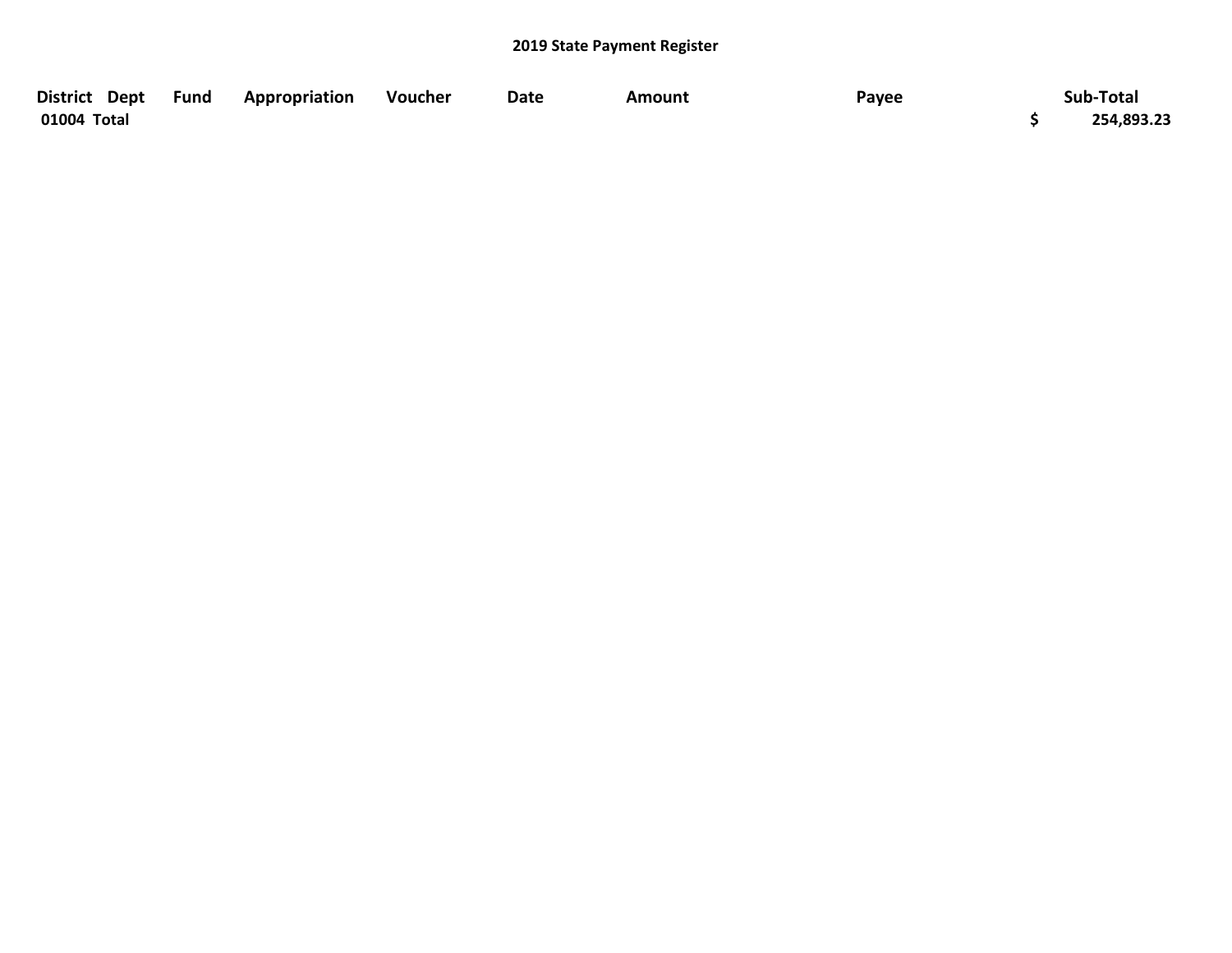**2019 State Payment Register**

| District | Dept | Fund | Appropriation | Voucher | Date | Amount | Payee | Sub-Total |
|---|---|---|---|---|---|---|---|---|
| **01004 Total** | | | | | | | | **$ 254,893.23** |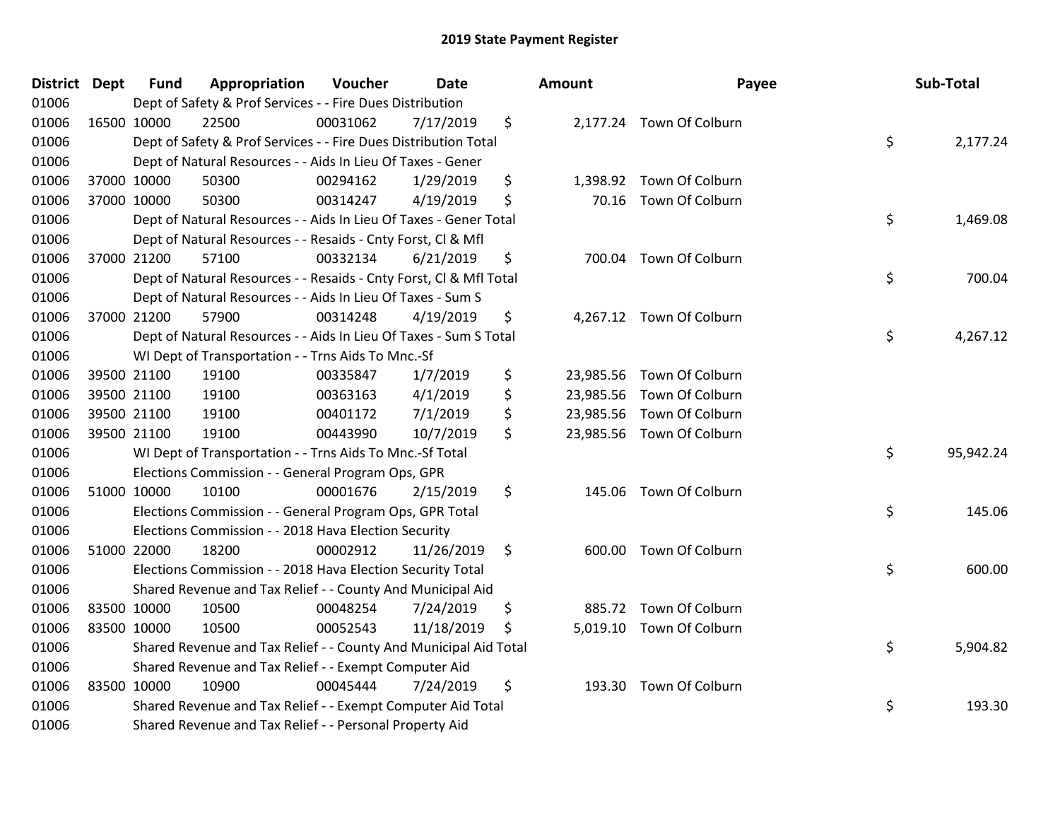# 2019 State Payment Register

| District | Dept | Fund | Appropriation | Voucher | Date | Amount | Payee | Sub-Total |
|---|---|---|---|---|---|---|---|---|
| 01006 | | Dept of Safety & Prof Services - - Fire Dues Distribution | | | | | | |
| 01006 | 16500 | 10000 | 22500 | 00031062 | 7/17/2019 | $ 2,177.24 | Town Of Colburn | |
| 01006 | | Dept of Safety & Prof Services - - Fire Dues Distribution Total | | | | | | $ 2,177.24 |
| 01006 | | Dept of Natural Resources - - Aids In Lieu Of Taxes - Gener | | | | | | |
| 01006 | 37000 | 10000 | 50300 | 00294162 | 1/29/2019 | $ 1,398.92 | Town Of Colburn | |
| 01006 | 37000 | 10000 | 50300 | 00314247 | 4/19/2019 | $ 70.16 | Town Of Colburn | |
| 01006 | | Dept of Natural Resources - - Aids In Lieu Of Taxes - Gener Total | | | | | | $ 1,469.08 |
| 01006 | | Dept of Natural Resources - - Resaids - Cnty Forst, Cl & Mfl | | | | | | |
| 01006 | 37000 | 21200 | 57100 | 00332134 | 6/21/2019 | $ 700.04 | Town Of Colburn | |
| 01006 | | Dept of Natural Resources - - Resaids - Cnty Forst, Cl & Mfl Total | | | | | | $ 700.04 |
| 01006 | | Dept of Natural Resources - - Aids In Lieu Of Taxes - Sum S | | | | | | |
| 01006 | 37000 | 21200 | 57900 | 00314248 | 4/19/2019 | $ 4,267.12 | Town Of Colburn | |
| 01006 | | Dept of Natural Resources - - Aids In Lieu Of Taxes - Sum S Total | | | | | | $ 4,267.12 |
| 01006 | | WI Dept of Transportation - - Trns Aids To Mnc.-Sf | | | | | | |
| 01006 | 39500 | 21100 | 19100 | 00335847 | 1/7/2019 | $ 23,985.56 | Town Of Colburn | |
| 01006 | 39500 | 21100 | 19100 | 00363163 | 4/1/2019 | $ 23,985.56 | Town Of Colburn | |
| 01006 | 39500 | 21100 | 19100 | 00401172 | 7/1/2019 | $ 23,985.56 | Town Of Colburn | |
| 01006 | 39500 | 21100 | 19100 | 00443990 | 10/7/2019 | $ 23,985.56 | Town Of Colburn | |
| 01006 | | WI Dept of Transportation - - Trns Aids To Mnc.-Sf Total | | | | | | $ 95,942.24 |
| 01006 | | Elections Commission - - General Program Ops, GPR | | | | | | |
| 01006 | 51000 | 10000 | 10100 | 00001676 | 2/15/2019 | $ 145.06 | Town Of Colburn | |
| 01006 | | Elections Commission - - General Program Ops, GPR Total | | | | | | $ 145.06 |
| 01006 | | Elections Commission - - 2018 Hava Election Security | | | | | | |
| 01006 | 51000 | 22000 | 18200 | 00002912 | 11/26/2019 | $ 600.00 | Town Of Colburn | |
| 01006 | | Elections Commission - - 2018 Hava Election Security Total | | | | | | $ 600.00 |
| 01006 | | Shared Revenue and Tax Relief - - County And Municipal Aid | | | | | | |
| 01006 | 83500 | 10000 | 10500 | 00048254 | 7/24/2019 | $ 885.72 | Town Of Colburn | |
| 01006 | 83500 | 10000 | 10500 | 00052543 | 11/18/2019 | $ 5,019.10 | Town Of Colburn | |
| 01006 | | Shared Revenue and Tax Relief - - County And Municipal Aid Total | | | | | | $ 5,904.82 |
| 01006 | | Shared Revenue and Tax Relief - - Exempt Computer Aid | | | | | | |
| 01006 | 83500 | 10000 | 10900 | 00045444 | 7/24/2019 | $ 193.30 | Town Of Colburn | |
| 01006 | | Shared Revenue and Tax Relief - - Exempt Computer Aid Total | | | | | | $ 193.30 |
| 01006 | | Shared Revenue and Tax Relief - - Personal Property Aid | | | | | | |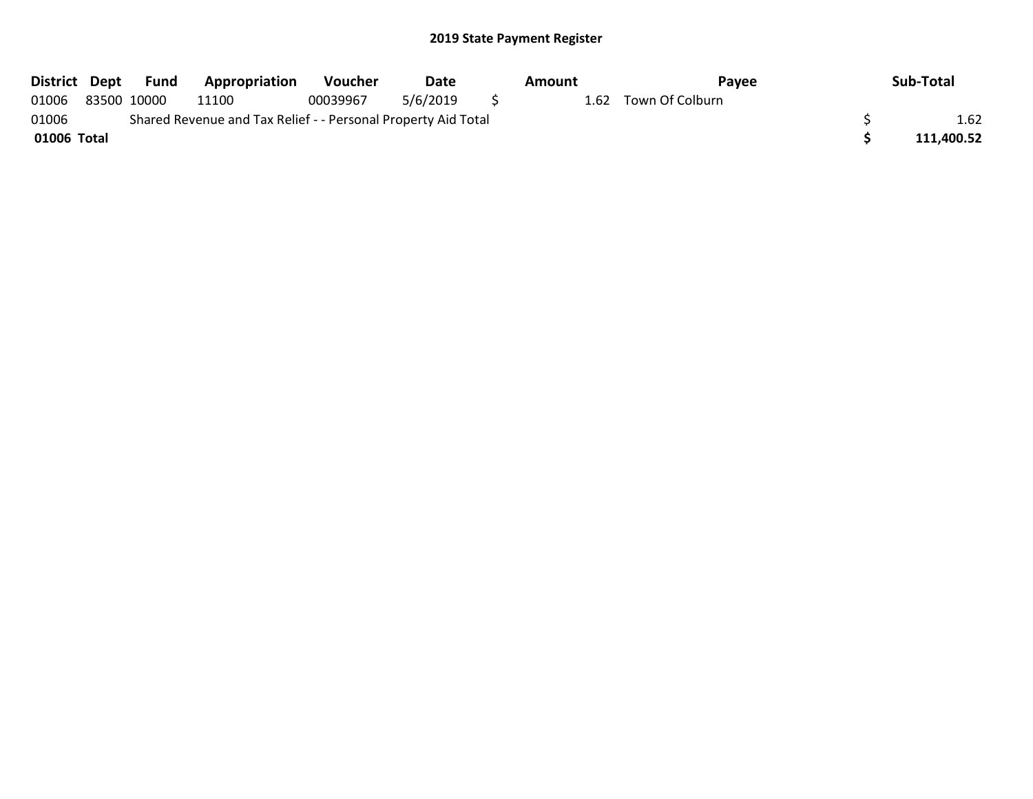# 2019 State Payment Register

| District | Dept | Fund | Appropriation | Voucher | Date | Amount | Payee | Sub-Total |
|---|---|---|---|---|---|---|---|---|
| 01006 | 83500 | 10000 | 11100 | 00039967 | 5/6/2019 | $ 1.62 | Town Of Colburn | |
| 01006 | | Shared Revenue and Tax Relief - - Personal Property Aid Total | | | | | | $ 1.62 |
| **01006 Total** | | | | | | | | **$ 111,400.52** |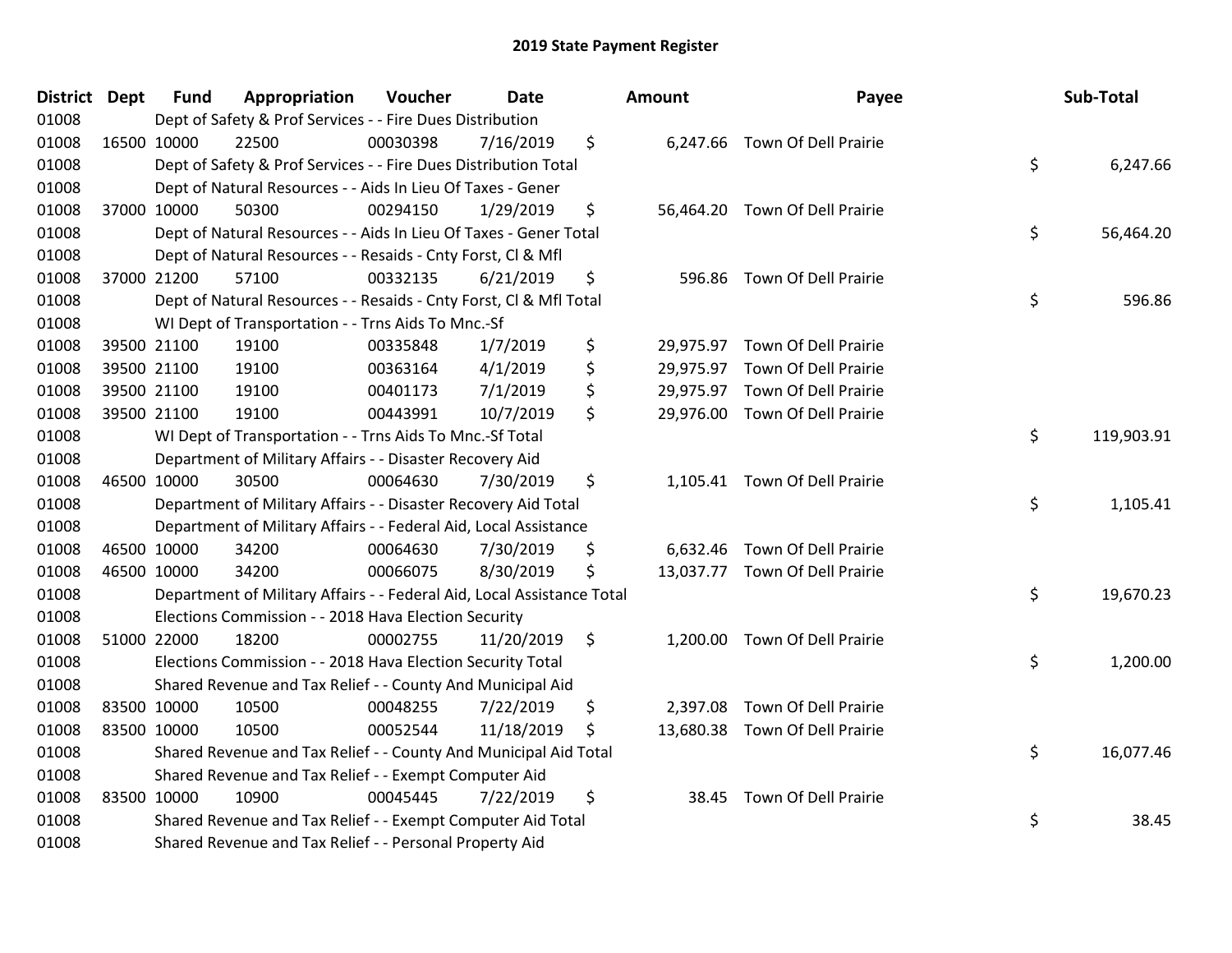# 2019 State Payment Register

| District | Dept | Fund | Appropriation | Voucher | Date | Amount | Payee | Sub-Total |
|---|---|---|---|---|---|---|---|---|
| 01008 | | Dept of Safety & Prof Services - - Fire Dues Distribution | | | | | | |
| 01008 | 16500 | 10000 | 22500 | 00030398 | 7/16/2019 | $ 6,247.66 | Town Of Dell Prairie | |
| 01008 | | Dept of Safety & Prof Services - - Fire Dues Distribution Total | | | | | | $ 6,247.66 |
| 01008 | | Dept of Natural Resources - - Aids In Lieu Of Taxes - Gener | | | | | | |
| 01008 | 37000 | 10000 | 50300 | 00294150 | 1/29/2019 | $ 56,464.20 | Town Of Dell Prairie | |
| 01008 | | Dept of Natural Resources - - Aids In Lieu Of Taxes - Gener Total | | | | | | $ 56,464.20 |
| 01008 | | Dept of Natural Resources - - Resaids - Cnty Forst, Cl & Mfl | | | | | | |
| 01008 | 37000 | 21200 | 57100 | 00332135 | 6/21/2019 | $ 596.86 | Town Of Dell Prairie | |
| 01008 | | Dept of Natural Resources - - Resaids - Cnty Forst, Cl & Mfl Total | | | | | | $ 596.86 |
| 01008 | | WI Dept of Transportation - - Trns Aids To Mnc.-Sf | | | | | | |
| 01008 | 39500 | 21100 | 19100 | 00335848 | 1/7/2019 | $ 29,975.97 | Town Of Dell Prairie | |
| 01008 | 39500 | 21100 | 19100 | 00363164 | 4/1/2019 | $ 29,975.97 | Town Of Dell Prairie | |
| 01008 | 39500 | 21100 | 19100 | 00401173 | 7/1/2019 | $ 29,975.97 | Town Of Dell Prairie | |
| 01008 | 39500 | 21100 | 19100 | 00443991 | 10/7/2019 | $ 29,976.00 | Town Of Dell Prairie | |
| 01008 | | WI Dept of Transportation - - Trns Aids To Mnc.-Sf Total | | | | | | $ 119,903.91 |
| 01008 | | Department of Military Affairs - - Disaster Recovery Aid | | | | | | |
| 01008 | 46500 | 10000 | 30500 | 00064630 | 7/30/2019 | $ 1,105.41 | Town Of Dell Prairie | |
| 01008 | | Department of Military Affairs - - Disaster Recovery Aid Total | | | | | | $ 1,105.41 |
| 01008 | | Department of Military Affairs - - Federal Aid, Local Assistance | | | | | | |
| 01008 | 46500 | 10000 | 34200 | 00064630 | 7/30/2019 | $ 6,632.46 | Town Of Dell Prairie | |
| 01008 | 46500 | 10000 | 34200 | 00066075 | 8/30/2019 | $ 13,037.77 | Town Of Dell Prairie | |
| 01008 | | Department of Military Affairs - - Federal Aid, Local Assistance Total | | | | | | $ 19,670.23 |
| 01008 | | Elections Commission - - 2018 Hava Election Security | | | | | | |
| 01008 | 51000 | 22000 | 18200 | 00002755 | 11/20/2019 | $ 1,200.00 | Town Of Dell Prairie | |
| 01008 | | Elections Commission - - 2018 Hava Election Security Total | | | | | | $ 1,200.00 |
| 01008 | | Shared Revenue and Tax Relief - - County And Municipal Aid | | | | | | |
| 01008 | 83500 | 10000 | 10500 | 00048255 | 7/22/2019 | $ 2,397.08 | Town Of Dell Prairie | |
| 01008 | 83500 | 10000 | 10500 | 00052544 | 11/18/2019 | $ 13,680.38 | Town Of Dell Prairie | |
| 01008 | | Shared Revenue and Tax Relief - - County And Municipal Aid Total | | | | | | $ 16,077.46 |
| 01008 | | Shared Revenue and Tax Relief - - Exempt Computer Aid | | | | | | |
| 01008 | 83500 | 10000 | 10900 | 00045445 | 7/22/2019 | $ 38.45 | Town Of Dell Prairie | |
| 01008 | | Shared Revenue and Tax Relief - - Exempt Computer Aid Total | | | | | | $ 38.45 |
| 01008 | | Shared Revenue and Tax Relief - - Personal Property Aid | | | | | | |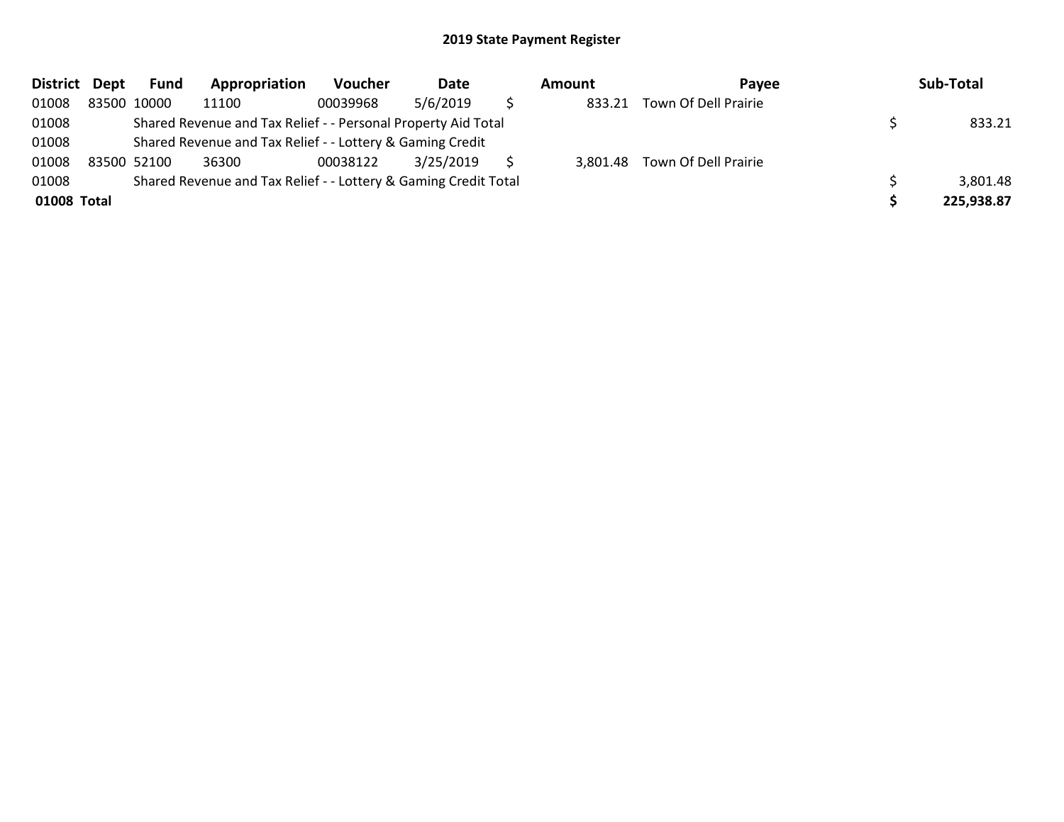## 2019 State Payment Register

| District | Dept | Fund | Appropriation | Voucher | Date | Amount | Payee | Sub-Total |
|---|---|---|---|---|---|---|---|---|
| 01008 | 83500 | 10000 | 11100 | 00039968 | 5/6/2019 | $ 833.21 | Town Of Dell Prairie | |
| 01008 | | Shared Revenue and Tax Relief - - Personal Property Aid Total | | | | | | $ 833.21 |
| 01008 | | Shared Revenue and Tax Relief - - Lottery & Gaming Credit | | | | | | |
| 01008 | 83500 | 52100 | 36300 | 00038122 | 3/25/2019 | $ 3,801.48 | Town Of Dell Prairie | |
| 01008 | | Shared Revenue and Tax Relief - - Lottery & Gaming Credit Total | | | | | | $ 3,801.48 |
| **01008 Total** | | | | | | | | **$ 225,938.87** |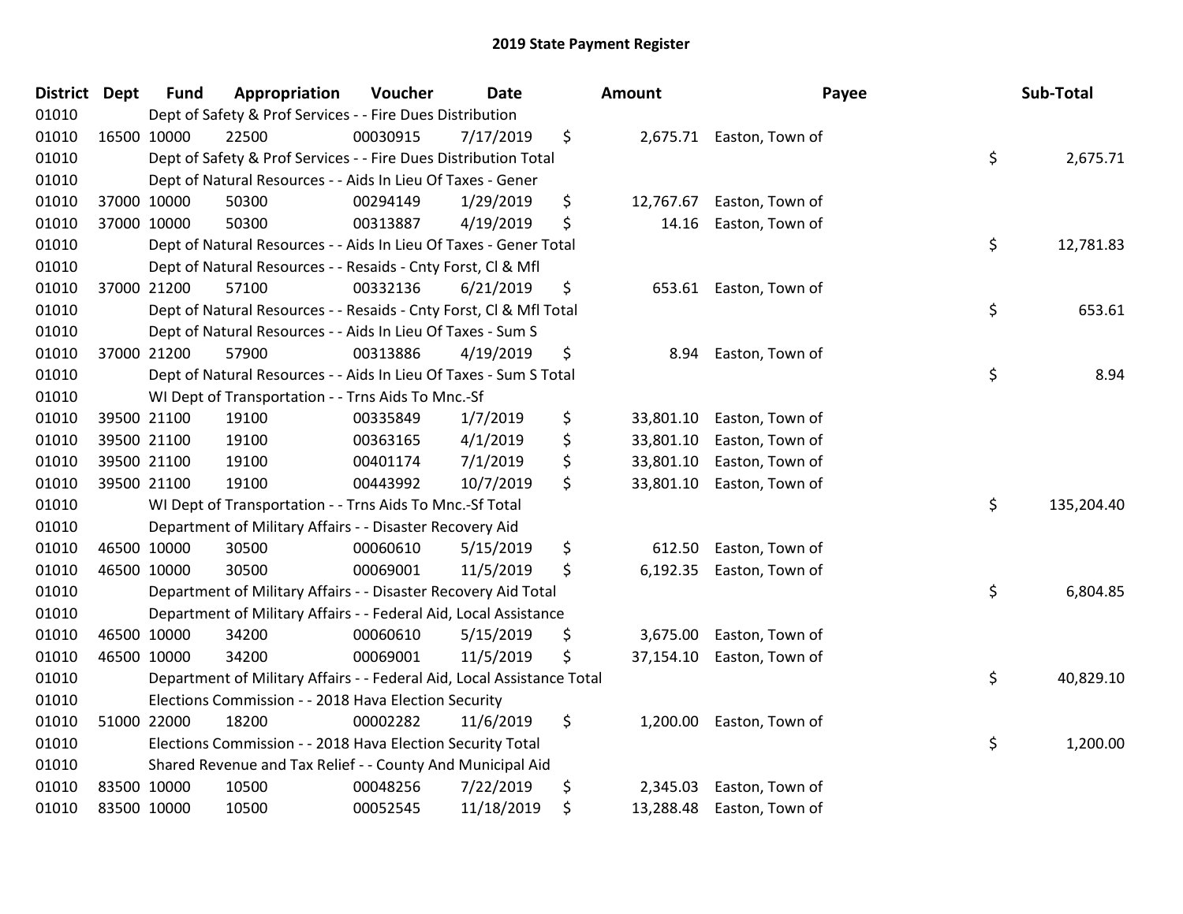# 2019 State Payment Register

| District | Dept | Fund | Appropriation | Voucher | Date | Amount | Payee | Sub-Total |
|---|---|---|---|---|---|---|---|---|
| 01010 | | Dept of Safety & Prof Services - - Fire Dues Distribution | | | | | | |
| 01010 | 16500 | 10000 | 22500 | 00030915 | 7/17/2019 | $ 2,675.71 | Easton, Town of | |
| 01010 | | Dept of Safety & Prof Services - - Fire Dues Distribution Total | | | | | | $ 2,675.71 |
| 01010 | | Dept of Natural Resources - - Aids In Lieu Of Taxes - Gener | | | | | | |
| 01010 | 37000 | 10000 | 50300 | 00294149 | 1/29/2019 | $ 12,767.67 | Easton, Town of | |
| 01010 | 37000 | 10000 | 50300 | 00313887 | 4/19/2019 | $ 14.16 | Easton, Town of | |
| 01010 | | Dept of Natural Resources - - Aids In Lieu Of Taxes - Gener Total | | | | | | $ 12,781.83 |
| 01010 | | Dept of Natural Resources - - Resaids - Cnty Forst, Cl & Mfl | | | | | | |
| 01010 | 37000 | 21200 | 57100 | 00332136 | 6/21/2019 | $ 653.61 | Easton, Town of | |
| 01010 | | Dept of Natural Resources - - Resaids - Cnty Forst, Cl & Mfl Total | | | | | | $ 653.61 |
| 01010 | | Dept of Natural Resources - - Aids In Lieu Of Taxes - Sum S | | | | | | |
| 01010 | 37000 | 21200 | 57900 | 00313886 | 4/19/2019 | $ 8.94 | Easton, Town of | |
| 01010 | | Dept of Natural Resources - - Aids In Lieu Of Taxes - Sum S Total | | | | | | $ 8.94 |
| 01010 | | WI Dept of Transportation - - Trns Aids To Mnc.-Sf | | | | | | |
| 01010 | 39500 | 21100 | 19100 | 00335849 | 1/7/2019 | $ 33,801.10 | Easton, Town of | |
| 01010 | 39500 | 21100 | 19100 | 00363165 | 4/1/2019 | $ 33,801.10 | Easton, Town of | |
| 01010 | 39500 | 21100 | 19100 | 00401174 | 7/1/2019 | $ 33,801.10 | Easton, Town of | |
| 01010 | 39500 | 21100 | 19100 | 00443992 | 10/7/2019 | $ 33,801.10 | Easton, Town of | |
| 01010 | | WI Dept of Transportation - - Trns Aids To Mnc.-Sf Total | | | | | | $ 135,204.40 |
| 01010 | | Department of Military Affairs - - Disaster Recovery Aid | | | | | | |
| 01010 | 46500 | 10000 | 30500 | 00060610 | 5/15/2019 | $ 612.50 | Easton, Town of | |
| 01010 | 46500 | 10000 | 30500 | 00069001 | 11/5/2019 | $ 6,192.35 | Easton, Town of | |
| 01010 | | Department of Military Affairs - - Disaster Recovery Aid Total | | | | | | $ 6,804.85 |
| 01010 | | Department of Military Affairs - - Federal Aid, Local Assistance | | | | | | |
| 01010 | 46500 | 10000 | 34200 | 00060610 | 5/15/2019 | $ 3,675.00 | Easton, Town of | |
| 01010 | 46500 | 10000 | 34200 | 00069001 | 11/5/2019 | $ 37,154.10 | Easton, Town of | |
| 01010 | | Department of Military Affairs - - Federal Aid, Local Assistance Total | | | | | | $ 40,829.10 |
| 01010 | | Elections Commission - - 2018 Hava Election Security | | | | | | |
| 01010 | 51000 | 22000 | 18200 | 00002282 | 11/6/2019 | $ 1,200.00 | Easton, Town of | |
| 01010 | | Elections Commission - - 2018 Hava Election Security Total | | | | | | $ 1,200.00 |
| 01010 | | Shared Revenue and Tax Relief - - County And Municipal Aid | | | | | | |
| 01010 | 83500 | 10000 | 10500 | 00048256 | 7/22/2019 | $ 2,345.03 | Easton, Town of | |
| 01010 | 83500 | 10000 | 10500 | 00052545 | 11/18/2019 | $ 13,288.48 | Easton, Town of | |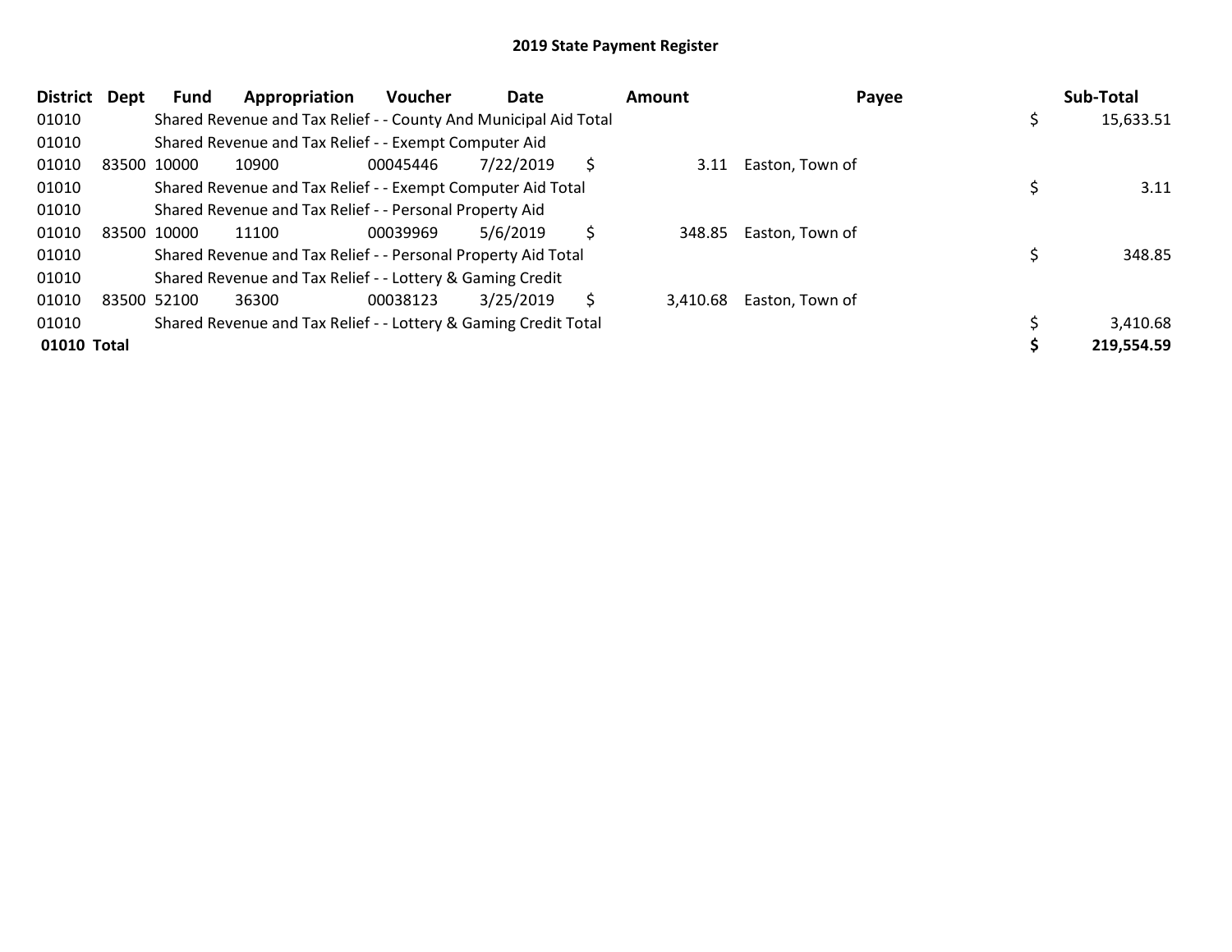# 2019 State Payment Register

| District | Dept | Fund | Appropriation | Voucher | Date | Amount | Payee | Sub-Total |
|---|---|---|---|---|---|---|---|---|
| 01010 | | Shared Revenue and Tax Relief - - County And Municipal Aid Total | | | | | | $ 15,633.51 |
| 01010 | | Shared Revenue and Tax Relief - - Exempt Computer Aid | | | | | | |
| 01010 | 83500 | 10000 | 10900 | 00045446 | 7/22/2019 | $ 3.11 | Easton, Town of | |
| 01010 | | Shared Revenue and Tax Relief - - Exempt Computer Aid Total | | | | | | $ 3.11 |
| 01010 | | Shared Revenue and Tax Relief - - Personal Property Aid | | | | | | |
| 01010 | 83500 | 10000 | 11100 | 00039969 | 5/6/2019 | $ 348.85 | Easton, Town of | |
| 01010 | | Shared Revenue and Tax Relief - - Personal Property Aid Total | | | | | | $ 348.85 |
| 01010 | | Shared Revenue and Tax Relief - - Lottery & Gaming Credit | | | | | | |
| 01010 | 83500 | 52100 | 36300 | 00038123 | 3/25/2019 | $ 3,410.68 | Easton, Town of | |
| 01010 | | Shared Revenue and Tax Relief - - Lottery & Gaming Credit Total | | | | | | $ 3,410.68 |
| **01010 Total** | | | | | | | | **$ 219,554.59** |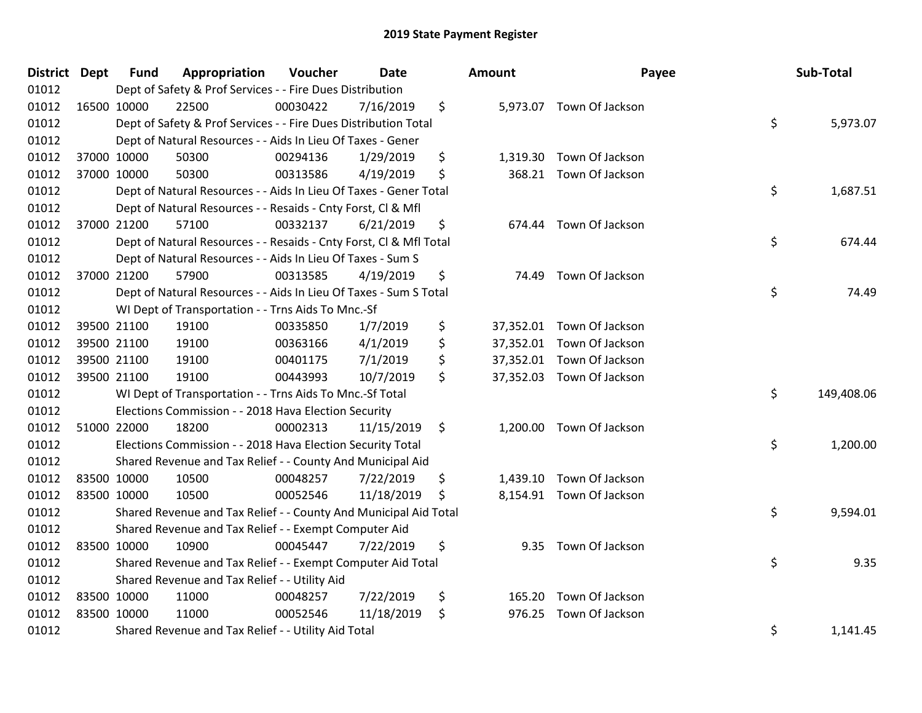# 2019 State Payment Register

| District | Dept | Fund | Appropriation | Voucher | Date | Amount | Payee | Sub-Total |
|---|---|---|---|---|---|---|---|---|
| 01012 | | | Dept of Safety & Prof Services - - Fire Dues Distribution | | | | | |
| 01012 | 16500 | 10000 | 22500 | 00030422 | 7/16/2019 | $ 5,973.07 | Town Of Jackson | |
| 01012 | | | Dept of Safety & Prof Services - - Fire Dues Distribution Total | | | | | $ 5,973.07 |
| 01012 | | | Dept of Natural Resources - - Aids In Lieu Of Taxes - Gener | | | | | |
| 01012 | 37000 | 10000 | 50300 | 00294136 | 1/29/2019 | $ 1,319.30 | Town Of Jackson | |
| 01012 | 37000 | 10000 | 50300 | 00313586 | 4/19/2019 | $ 368.21 | Town Of Jackson | |
| 01012 | | | Dept of Natural Resources - - Aids In Lieu Of Taxes - Gener Total | | | | | $ 1,687.51 |
| 01012 | | | Dept of Natural Resources - - Resaids - Cnty Forst, Cl & Mfl | | | | | |
| 01012 | 37000 | 21200 | 57100 | 00332137 | 6/21/2019 | $ 674.44 | Town Of Jackson | |
| 01012 | | | Dept of Natural Resources - - Resaids - Cnty Forst, Cl & Mfl Total | | | | | $ 674.44 |
| 01012 | | | Dept of Natural Resources - - Aids In Lieu Of Taxes - Sum S | | | | | |
| 01012 | 37000 | 21200 | 57900 | 00313585 | 4/19/2019 | $ 74.49 | Town Of Jackson | |
| 01012 | | | Dept of Natural Resources - - Aids In Lieu Of Taxes - Sum S Total | | | | | $ 74.49 |
| 01012 | | | WI Dept of Transportation - - Trns Aids To Mnc.-Sf | | | | | |
| 01012 | 39500 | 21100 | 19100 | 00335850 | 1/7/2019 | $ 37,352.01 | Town Of Jackson | |
| 01012 | 39500 | 21100 | 19100 | 00363166 | 4/1/2019 | $ 37,352.01 | Town Of Jackson | |
| 01012 | 39500 | 21100 | 19100 | 00401175 | 7/1/2019 | $ 37,352.01 | Town Of Jackson | |
| 01012 | 39500 | 21100 | 19100 | 00443993 | 10/7/2019 | $ 37,352.03 | Town Of Jackson | |
| 01012 | | | WI Dept of Transportation - - Trns Aids To Mnc.-Sf Total | | | | | $ 149,408.06 |
| 01012 | | | Elections Commission - - 2018 Hava Election Security | | | | | |
| 01012 | 51000 | 22000 | 18200 | 00002313 | 11/15/2019 | $ 1,200.00 | Town Of Jackson | |
| 01012 | | | Elections Commission - - 2018 Hava Election Security Total | | | | | $ 1,200.00 |
| 01012 | | | Shared Revenue and Tax Relief - - County And Municipal Aid | | | | | |
| 01012 | 83500 | 10000 | 10500 | 00048257 | 7/22/2019 | $ 1,439.10 | Town Of Jackson | |
| 01012 | 83500 | 10000 | 10500 | 00052546 | 11/18/2019 | $ 8,154.91 | Town Of Jackson | |
| 01012 | | | Shared Revenue and Tax Relief - - County And Municipal Aid Total | | | | | $ 9,594.01 |
| 01012 | | | Shared Revenue and Tax Relief - - Exempt Computer Aid | | | | | |
| 01012 | 83500 | 10000 | 10900 | 00045447 | 7/22/2019 | $ 9.35 | Town Of Jackson | |
| 01012 | | | Shared Revenue and Tax Relief - - Exempt Computer Aid Total | | | | | $ 9.35 |
| 01012 | | | Shared Revenue and Tax Relief - - Utility Aid | | | | | |
| 01012 | 83500 | 10000 | 11000 | 00048257 | 7/22/2019 | $ 165.20 | Town Of Jackson | |
| 01012 | 83500 | 10000 | 11000 | 00052546 | 11/18/2019 | $ 976.25 | Town Of Jackson | |
| 01012 | | | Shared Revenue and Tax Relief - - Utility Aid Total | | | | | $ 1,141.45 |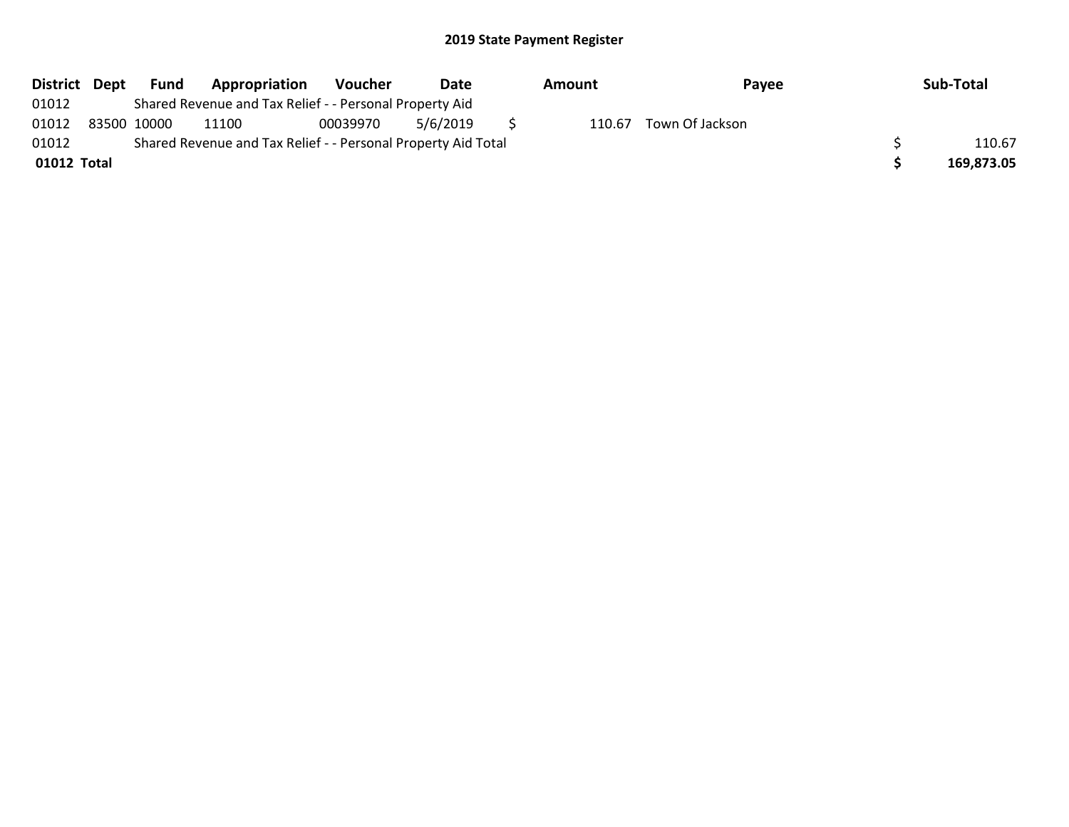# 2019 State Payment Register

| District | Dept | Fund | Appropriation | Voucher | Date | Amount | Payee | Sub-Total |
|---|---|---|---|---|---|---|---|---|
| 01012 | | Shared Revenue and Tax Relief - - Personal Property Aid | | | | | | |
| 01012 | 83500 | 10000 | 11100 | 00039970 | 5/6/2019 | $ 110.67 | Town Of Jackson | |
| 01012 | | Shared Revenue and Tax Relief - - Personal Property Aid Total | | | | | | $ 110.67 |
| **01012 Total** | | | | | | | | **$ 169,873.05** |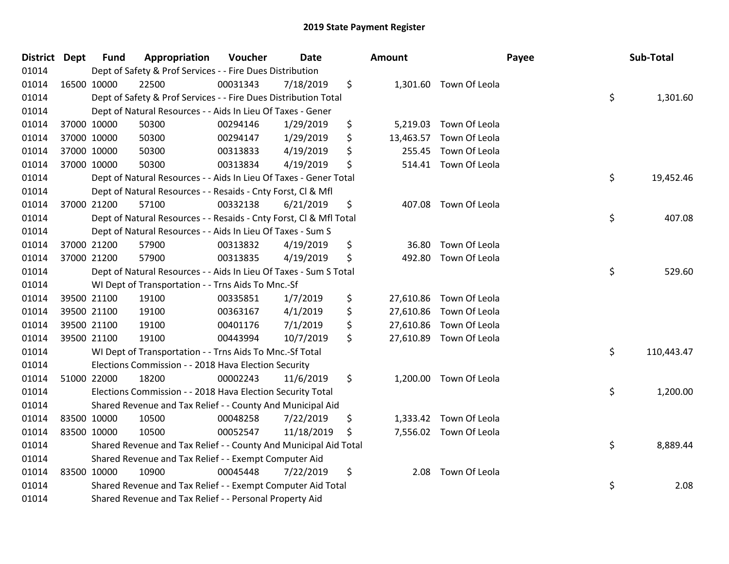# 2019 State Payment Register

| District | Dept | Fund | Appropriation | Voucher | Date | Amount | Payee | Sub-Total |
|---|---|---|---|---|---|---|---|---|
| 01014 | | Dept of Safety & Prof Services - - Fire Dues Distribution | | | | | | |
| 01014 | 16500 | 10000 | 22500 | 00031343 | 7/18/2019 | $ 1,301.60 | Town Of Leola | |
| 01014 | | Dept of Safety & Prof Services - - Fire Dues Distribution Total | | | | | | $ 1,301.60 |
| 01014 | | Dept of Natural Resources - - Aids In Lieu Of Taxes - Gener | | | | | | |
| 01014 | 37000 | 10000 | 50300 | 00294146 | 1/29/2019 | $ 5,219.03 | Town Of Leola | |
| 01014 | 37000 | 10000 | 50300 | 00294147 | 1/29/2019 | $ 13,463.57 | Town Of Leola | |
| 01014 | 37000 | 10000 | 50300 | 00313833 | 4/19/2019 | $ 255.45 | Town Of Leola | |
| 01014 | 37000 | 10000 | 50300 | 00313834 | 4/19/2019 | $ 514.41 | Town Of Leola | |
| 01014 | | Dept of Natural Resources - - Aids In Lieu Of Taxes - Gener Total | | | | | | $ 19,452.46 |
| 01014 | | Dept of Natural Resources - - Resaids - Cnty Forst, Cl & Mfl | | | | | | |
| 01014 | 37000 | 21200 | 57100 | 00332138 | 6/21/2019 | $ 407.08 | Town Of Leola | |
| 01014 | | Dept of Natural Resources - - Resaids - Cnty Forst, Cl & Mfl Total | | | | | | $ 407.08 |
| 01014 | | Dept of Natural Resources - - Aids In Lieu Of Taxes - Sum S | | | | | | |
| 01014 | 37000 | 21200 | 57900 | 00313832 | 4/19/2019 | $ 36.80 | Town Of Leola | |
| 01014 | 37000 | 21200 | 57900 | 00313835 | 4/19/2019 | $ 492.80 | Town Of Leola | |
| 01014 | | Dept of Natural Resources - - Aids In Lieu Of Taxes - Sum S Total | | | | | | $ 529.60 |
| 01014 | | WI Dept of Transportation - - Trns Aids To Mnc.-Sf | | | | | | |
| 01014 | 39500 | 21100 | 19100 | 00335851 | 1/7/2019 | $ 27,610.86 | Town Of Leola | |
| 01014 | 39500 | 21100 | 19100 | 00363167 | 4/1/2019 | $ 27,610.86 | Town Of Leola | |
| 01014 | 39500 | 21100 | 19100 | 00401176 | 7/1/2019 | $ 27,610.86 | Town Of Leola | |
| 01014 | 39500 | 21100 | 19100 | 00443994 | 10/7/2019 | $ 27,610.89 | Town Of Leola | |
| 01014 | | WI Dept of Transportation - - Trns Aids To Mnc.-Sf Total | | | | | | $ 110,443.47 |
| 01014 | | Elections Commission - - 2018 Hava Election Security | | | | | | |
| 01014 | 51000 | 22000 | 18200 | 00002243 | 11/6/2019 | $ 1,200.00 | Town Of Leola | |
| 01014 | | Elections Commission - - 2018 Hava Election Security Total | | | | | | $ 1,200.00 |
| 01014 | | Shared Revenue and Tax Relief - - County And Municipal Aid | | | | | | |
| 01014 | 83500 | 10000 | 10500 | 00048258 | 7/22/2019 | $ 1,333.42 | Town Of Leola | |
| 01014 | 83500 | 10000 | 10500 | 00052547 | 11/18/2019 | $ 7,556.02 | Town Of Leola | |
| 01014 | | Shared Revenue and Tax Relief - - County And Municipal Aid Total | | | | | | $ 8,889.44 |
| 01014 | | Shared Revenue and Tax Relief - - Exempt Computer Aid | | | | | | |
| 01014 | 83500 | 10000 | 10900 | 00045448 | 7/22/2019 | $ 2.08 | Town Of Leola | |
| 01014 | | Shared Revenue and Tax Relief - - Exempt Computer Aid Total | | | | | | $ 2.08 |
| 01014 | | Shared Revenue and Tax Relief - - Personal Property Aid | | | | | | |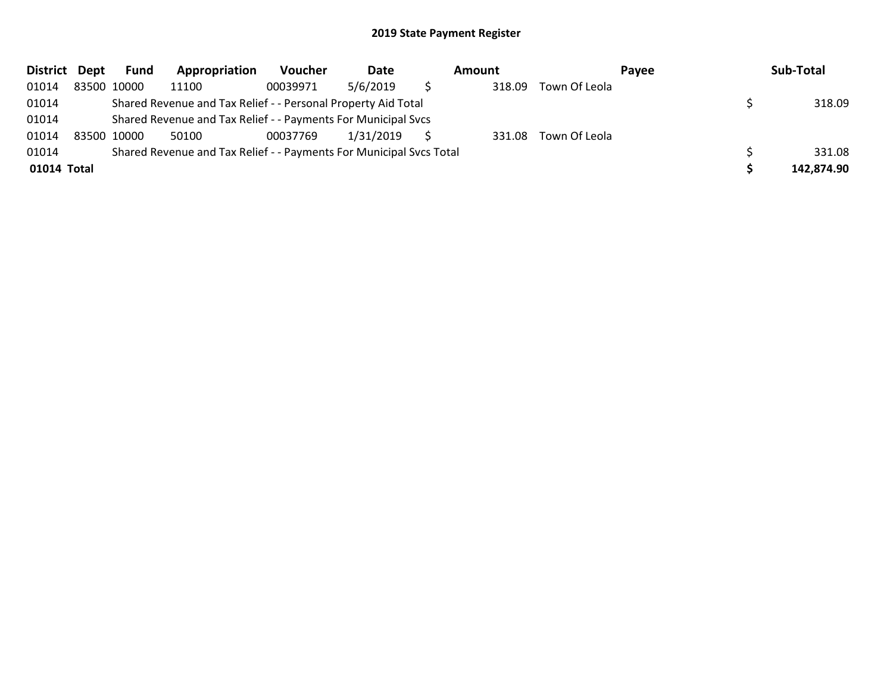## 2019 State Payment Register

| District | Dept | Fund | Appropriation | Voucher | Date | Amount | Payee | Sub-Total |
|---|---|---|---|---|---|---|---|---|
| 01014 | 83500 | 10000 | 11100 | 00039971 | 5/6/2019 | $ 318.09 | Town Of Leola | |
| 01014 | | Shared Revenue and Tax Relief - - Personal Property Aid Total | | | | | | $ 318.09 |
| 01014 | | Shared Revenue and Tax Relief - - Payments For Municipal Svcs | | | | | | |
| 01014 | 83500 | 10000 | 50100 | 00037769 | 1/31/2019 | $ 331.08 | Town Of Leola | |
| 01014 | | Shared Revenue and Tax Relief - - Payments For Municipal Svcs Total | | | | | | $ 331.08 |
| **01014 Total** | | | | | | | | **$ 142,874.90** |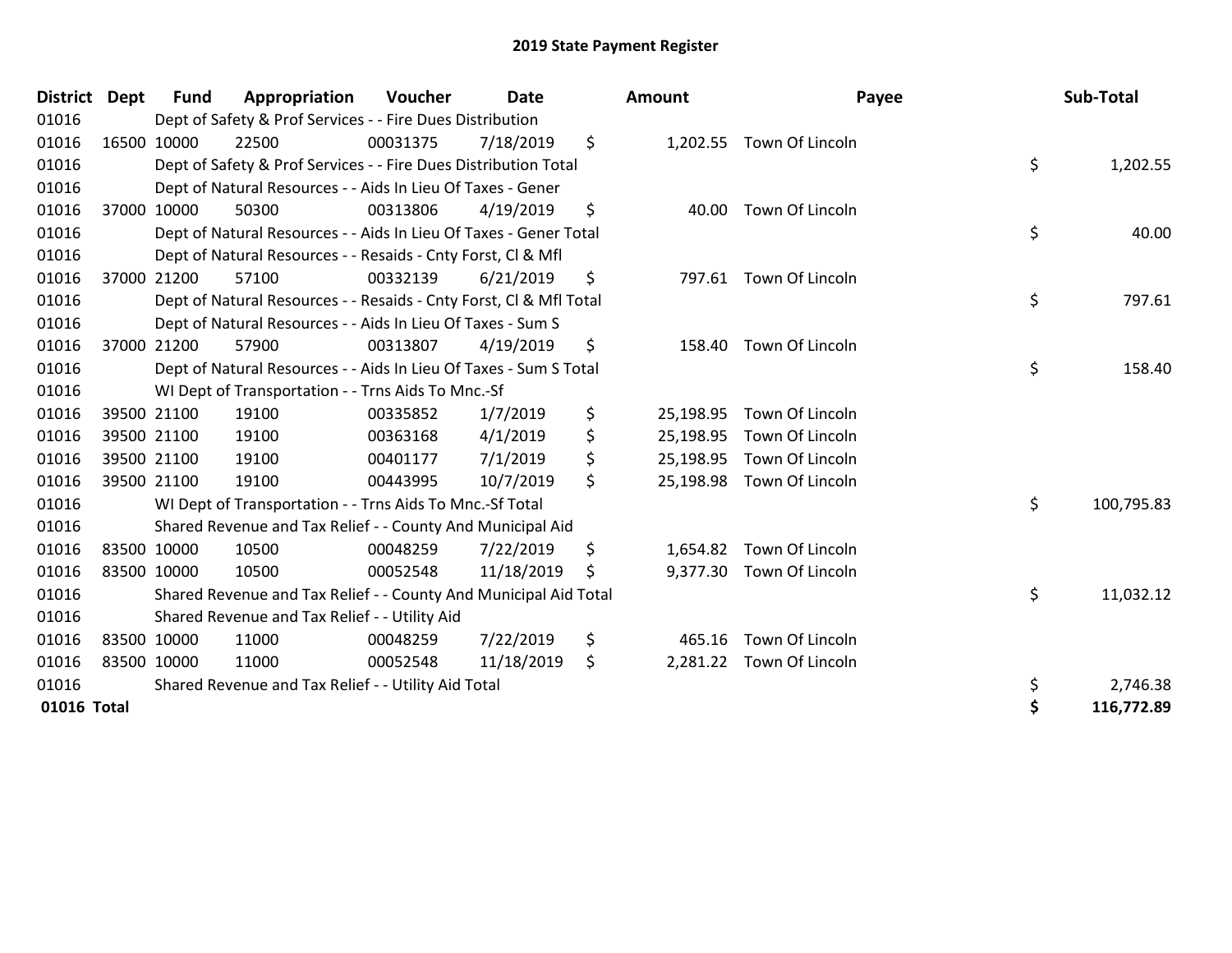# 2019 State Payment Register

| District | Dept | Fund | Appropriation | Voucher | Date | Amount | Payee | Sub-Total |
|---|---|---|---|---|---|---|---|---|
| 01016 | | Dept of Safety & Prof Services - - Fire Dues Distribution | | | | | | |
| 01016 | 16500 | 10000 | 22500 | 00031375 | 7/18/2019 | $ 1,202.55 | Town Of Lincoln | |
| 01016 | | Dept of Safety & Prof Services - - Fire Dues Distribution Total | | | | | | $ 1,202.55 |
| 01016 | | Dept of Natural Resources - - Aids In Lieu Of Taxes - Gener | | | | | | |
| 01016 | 37000 | 10000 | 50300 | 00313806 | 4/19/2019 | $ 40.00 | Town Of Lincoln | |
| 01016 | | Dept of Natural Resources - - Aids In Lieu Of Taxes - Gener Total | | | | | | $ 40.00 |
| 01016 | | Dept of Natural Resources - - Resaids - Cnty Forst, Cl & Mfl | | | | | | |
| 01016 | 37000 | 21200 | 57100 | 00332139 | 6/21/2019 | $ 797.61 | Town Of Lincoln | |
| 01016 | | Dept of Natural Resources - - Resaids - Cnty Forst, Cl & Mfl Total | | | | | | $ 797.61 |
| 01016 | | Dept of Natural Resources - - Aids In Lieu Of Taxes - Sum S | | | | | | |
| 01016 | 37000 | 21200 | 57900 | 00313807 | 4/19/2019 | $ 158.40 | Town Of Lincoln | |
| 01016 | | Dept of Natural Resources - - Aids In Lieu Of Taxes - Sum S Total | | | | | | $ 158.40 |
| 01016 | | WI Dept of Transportation - - Trns Aids To Mnc.-Sf | | | | | | |
| 01016 | 39500 | 21100 | 19100 | 00335852 | 1/7/2019 | $ 25,198.95 | Town Of Lincoln | |
| 01016 | 39500 | 21100 | 19100 | 00363168 | 4/1/2019 | $ 25,198.95 | Town Of Lincoln | |
| 01016 | 39500 | 21100 | 19100 | 00401177 | 7/1/2019 | $ 25,198.95 | Town Of Lincoln | |
| 01016 | 39500 | 21100 | 19100 | 00443995 | 10/7/2019 | $ 25,198.98 | Town Of Lincoln | |
| 01016 | | WI Dept of Transportation - - Trns Aids To Mnc.-Sf Total | | | | | | $ 100,795.83 |
| 01016 | | Shared Revenue and Tax Relief - - County And Municipal Aid | | | | | | |
| 01016 | 83500 | 10000 | 10500 | 00048259 | 7/22/2019 | $ 1,654.82 | Town Of Lincoln | |
| 01016 | 83500 | 10000 | 10500 | 00052548 | 11/18/2019 | $ 9,377.30 | Town Of Lincoln | |
| 01016 | | Shared Revenue and Tax Relief - - County And Municipal Aid Total | | | | | | $ 11,032.12 |
| 01016 | | Shared Revenue and Tax Relief - - Utility Aid | | | | | | |
| 01016 | 83500 | 10000 | 11000 | 00048259 | 7/22/2019 | $ 465.16 | Town Of Lincoln | |
| 01016 | 83500 | 10000 | 11000 | 00052548 | 11/18/2019 | $ 2,281.22 | Town Of Lincoln | |
| 01016 | | Shared Revenue and Tax Relief - - Utility Aid Total | | | | | | $ 2,746.38 |
| **01016 Total** | | | | | | | | **$ 116,772.89** |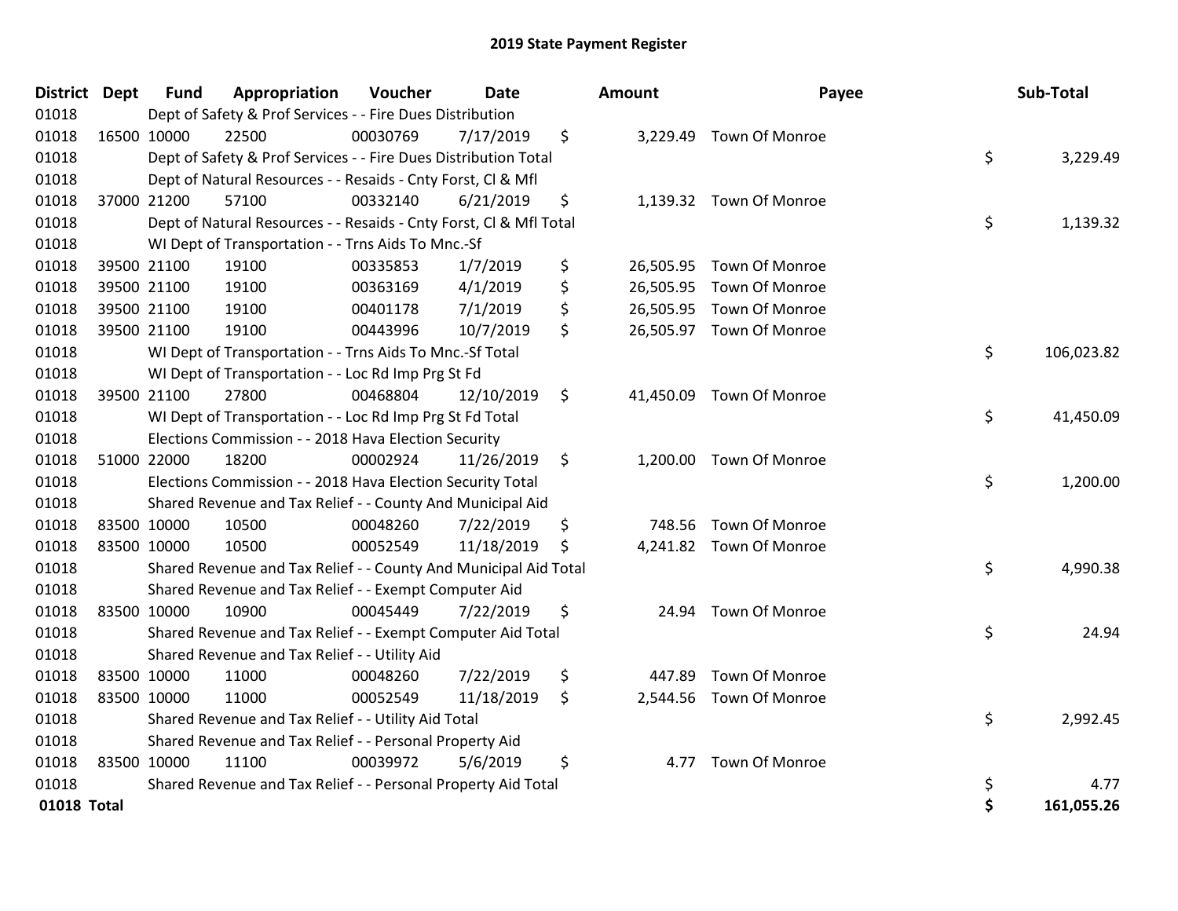# 2019 State Payment Register

| District | Dept | Fund | Appropriation | Voucher | Date | Amount | Payee | Sub-Total |
|---|---|---|---|---|---|---|---|---|
| 01018 | | Dept of Safety & Prof Services - - Fire Dues Distribution | | | | | | |
| 01018 | 16500 | 10000 | 22500 | 00030769 | 7/17/2019 | $ 3,229.49 | Town Of Monroe | |
| 01018 | | Dept of Safety & Prof Services - - Fire Dues Distribution Total | | | | | | $ 3,229.49 |
| 01018 | | Dept of Natural Resources - - Resaids - Cnty Forst, Cl & Mfl | | | | | | |
| 01018 | 37000 | 21200 | 57100 | 00332140 | 6/21/2019 | $ 1,139.32 | Town Of Monroe | |
| 01018 | | Dept of Natural Resources - - Resaids - Cnty Forst, Cl & Mfl Total | | | | | | $ 1,139.32 |
| 01018 | | WI Dept of Transportation - - Trns Aids To Mnc.-Sf | | | | | | |
| 01018 | 39500 | 21100 | 19100 | 00335853 | 1/7/2019 | $ 26,505.95 | Town Of Monroe | |
| 01018 | 39500 | 21100 | 19100 | 00363169 | 4/1/2019 | $ 26,505.95 | Town Of Monroe | |
| 01018 | 39500 | 21100 | 19100 | 00401178 | 7/1/2019 | $ 26,505.95 | Town Of Monroe | |
| 01018 | 39500 | 21100 | 19100 | 00443996 | 10/7/2019 | $ 26,505.97 | Town Of Monroe | |
| 01018 | | WI Dept of Transportation - - Trns Aids To Mnc.-Sf Total | | | | | | $ 106,023.82 |
| 01018 | | WI Dept of Transportation - - Loc Rd Imp Prg St Fd | | | | | | |
| 01018 | 39500 | 21100 | 27800 | 00468804 | 12/10/2019 | $ 41,450.09 | Town Of Monroe | |
| 01018 | | WI Dept of Transportation - - Loc Rd Imp Prg St Fd Total | | | | | | $ 41,450.09 |
| 01018 | | Elections Commission - - 2018 Hava Election Security | | | | | | |
| 01018 | 51000 | 22000 | 18200 | 00002924 | 11/26/2019 | $ 1,200.00 | Town Of Monroe | |
| 01018 | | Elections Commission - - 2018 Hava Election Security Total | | | | | | $ 1,200.00 |
| 01018 | | Shared Revenue and Tax Relief - - County And Municipal Aid | | | | | | |
| 01018 | 83500 | 10000 | 10500 | 00048260 | 7/22/2019 | $ 748.56 | Town Of Monroe | |
| 01018 | 83500 | 10000 | 10500 | 00052549 | 11/18/2019 | $ 4,241.82 | Town Of Monroe | |
| 01018 | | Shared Revenue and Tax Relief - - County And Municipal Aid Total | | | | | | $ 4,990.38 |
| 01018 | | Shared Revenue and Tax Relief - - Exempt Computer Aid | | | | | | |
| 01018 | 83500 | 10000 | 10900 | 00045449 | 7/22/2019 | $ 24.94 | Town Of Monroe | |
| 01018 | | Shared Revenue and Tax Relief - - Exempt Computer Aid Total | | | | | | $ 24.94 |
| 01018 | | Shared Revenue and Tax Relief - - Utility Aid | | | | | | |
| 01018 | 83500 | 10000 | 11000 | 00048260 | 7/22/2019 | $ 447.89 | Town Of Monroe | |
| 01018 | 83500 | 10000 | 11000 | 00052549 | 11/18/2019 | $ 2,544.56 | Town Of Monroe | |
| 01018 | | Shared Revenue and Tax Relief - - Utility Aid Total | | | | | | $ 2,992.45 |
| 01018 | | Shared Revenue and Tax Relief - - Personal Property Aid | | | | | | |
| 01018 | 83500 | 10000 | 11100 | 00039972 | 5/6/2019 | $ 4.77 | Town Of Monroe | |
| 01018 | | Shared Revenue and Tax Relief - - Personal Property Aid Total | | | | | | $ 4.77 |
| **01018 Total** | | | | | | | | **$ 161,055.26** |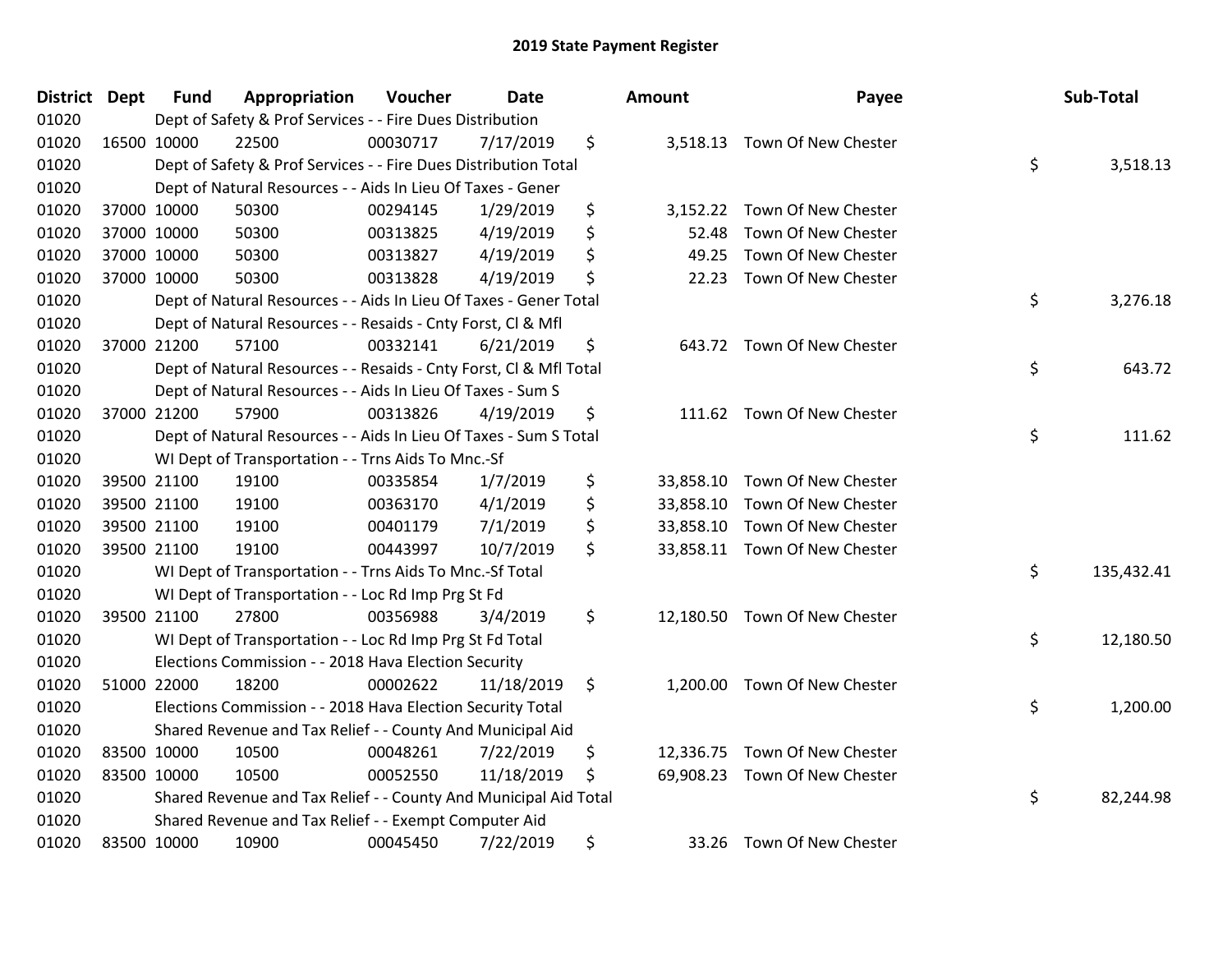# 2019 State Payment Register

| District | Dept | Fund | Appropriation | Voucher | Date | Amount | Payee | Sub-Total |
|---|---|---|---|---|---|---|---|---|
| 01020 | | Dept of Safety & Prof Services - - Fire Dues Distribution | | | | | | |
| 01020 | 16500 | 10000 | 22500 | 00030717 | 7/17/2019 | $ 3,518.13 | Town Of New Chester | |
| 01020 | | Dept of Safety & Prof Services - - Fire Dues Distribution Total | | | | | | $ 3,518.13 |
| 01020 | | Dept of Natural Resources - - Aids In Lieu Of Taxes - Gener | | | | | | |
| 01020 | 37000 | 10000 | 50300 | 00294145 | 1/29/2019 | $ 3,152.22 | Town Of New Chester | |
| 01020 | 37000 | 10000 | 50300 | 00313825 | 4/19/2019 | $ 52.48 | Town Of New Chester | |
| 01020 | 37000 | 10000 | 50300 | 00313827 | 4/19/2019 | $ 49.25 | Town Of New Chester | |
| 01020 | 37000 | 10000 | 50300 | 00313828 | 4/19/2019 | $ 22.23 | Town Of New Chester | |
| 01020 | | Dept of Natural Resources - - Aids In Lieu Of Taxes - Gener Total | | | | | | $ 3,276.18 |
| 01020 | | Dept of Natural Resources - - Resaids - Cnty Forst, Cl & Mfl | | | | | | |
| 01020 | 37000 | 21200 | 57100 | 00332141 | 6/21/2019 | $ 643.72 | Town Of New Chester | |
| 01020 | | Dept of Natural Resources - - Resaids - Cnty Forst, Cl & Mfl Total | | | | | | $ 643.72 |
| 01020 | | Dept of Natural Resources - - Aids In Lieu Of Taxes - Sum S | | | | | | |
| 01020 | 37000 | 21200 | 57900 | 00313826 | 4/19/2019 | $ 111.62 | Town Of New Chester | |
| 01020 | | Dept of Natural Resources - - Aids In Lieu Of Taxes - Sum S Total | | | | | | $ 111.62 |
| 01020 | | WI Dept of Transportation - - Trns Aids To Mnc.-Sf | | | | | | |
| 01020 | 39500 | 21100 | 19100 | 00335854 | 1/7/2019 | $ 33,858.10 | Town Of New Chester | |
| 01020 | 39500 | 21100 | 19100 | 00363170 | 4/1/2019 | $ 33,858.10 | Town Of New Chester | |
| 01020 | 39500 | 21100 | 19100 | 00401179 | 7/1/2019 | $ 33,858.10 | Town Of New Chester | |
| 01020 | 39500 | 21100 | 19100 | 00443997 | 10/7/2019 | $ 33,858.11 | Town Of New Chester | |
| 01020 | | WI Dept of Transportation - - Trns Aids To Mnc.-Sf Total | | | | | | $ 135,432.41 |
| 01020 | | WI Dept of Transportation - - Loc Rd Imp Prg St Fd | | | | | | |
| 01020 | 39500 | 21100 | 27800 | 00356988 | 3/4/2019 | $ 12,180.50 | Town Of New Chester | |
| 01020 | | WI Dept of Transportation - - Loc Rd Imp Prg St Fd Total | | | | | | $ 12,180.50 |
| 01020 | | Elections Commission - - 2018 Hava Election Security | | | | | | |
| 01020 | 51000 | 22000 | 18200 | 00002622 | 11/18/2019 | $ 1,200.00 | Town Of New Chester | |
| 01020 | | Elections Commission - - 2018 Hava Election Security Total | | | | | | $ 1,200.00 |
| 01020 | | Shared Revenue and Tax Relief - - County And Municipal Aid | | | | | | |
| 01020 | 83500 | 10000 | 10500 | 00048261 | 7/22/2019 | $ 12,336.75 | Town Of New Chester | |
| 01020 | 83500 | 10000 | 10500 | 00052550 | 11/18/2019 | $ 69,908.23 | Town Of New Chester | |
| 01020 | | Shared Revenue and Tax Relief - - County And Municipal Aid Total | | | | | | $ 82,244.98 |
| 01020 | | Shared Revenue and Tax Relief - - Exempt Computer Aid | | | | | | |
| 01020 | 83500 | 10000 | 10900 | 00045450 | 7/22/2019 | $ 33.26 | Town Of New Chester | |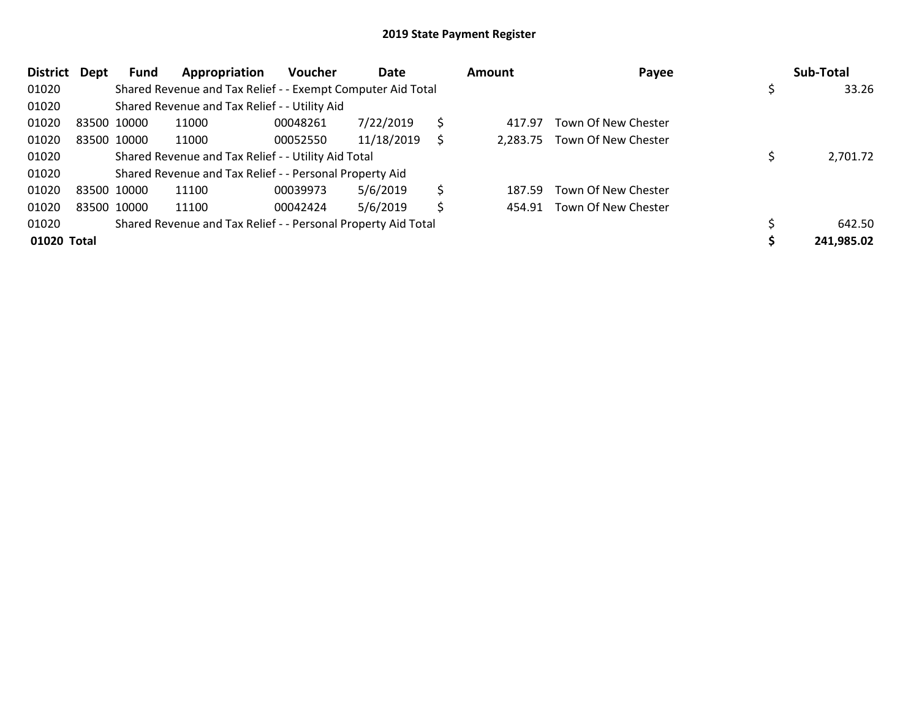# 2019 State Payment Register

| District | Dept | Fund | Appropriation | Voucher | Date | Amount | Payee | Sub-Total |
|---|---|---|---|---|---|---|---|---|
| 01020 | | Shared Revenue and Tax Relief - - Exempt Computer Aid Total | | | | | | $ 33.26 |
| 01020 | | Shared Revenue and Tax Relief - - Utility Aid | | | | | | |
| 01020 | 83500 | 10000 | 11000 | 00048261 | 7/22/2019 | $ 417.97 | Town Of New Chester | |
| 01020 | 83500 | 10000 | 11000 | 00052550 | 11/18/2019 | $ 2,283.75 | Town Of New Chester | |
| 01020 | | Shared Revenue and Tax Relief - - Utility Aid Total | | | | | | $ 2,701.72 |
| 01020 | | Shared Revenue and Tax Relief - - Personal Property Aid | | | | | | |
| 01020 | 83500 | 10000 | 11100 | 00039973 | 5/6/2019 | $ 187.59 | Town Of New Chester | |
| 01020 | 83500 | 10000 | 11100 | 00042424 | 5/6/2019 | $ 454.91 | Town Of New Chester | |
| 01020 | | Shared Revenue and Tax Relief - - Personal Property Aid Total | | | | | | $ 642.50 |
| **01020 Total** | | | | | | | | **$ 241,985.02** |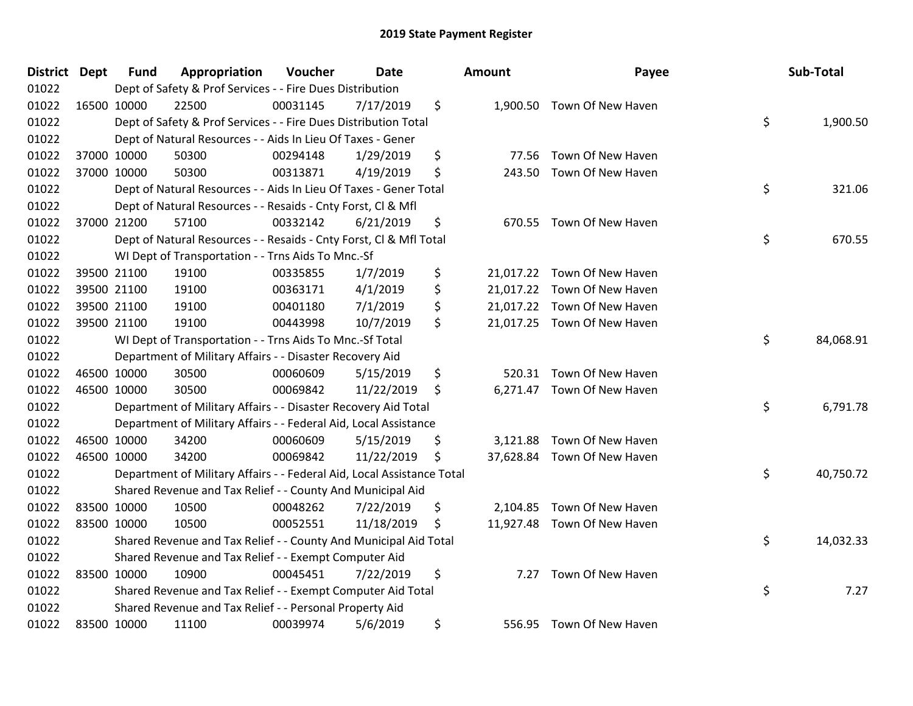# 2019 State Payment Register

| District | Dept | Fund | Appropriation | Voucher | Date | Amount | Payee | Sub-Total |
|---|---|---|---|---|---|---|---|---|
| 01022 | | Dept of Safety & Prof Services - - Fire Dues Distribution | | | | | | |
| 01022 | 16500 | 10000 | 22500 | 00031145 | 7/17/2019 | $ 1,900.50 | Town Of New Haven | |
| 01022 | | Dept of Safety & Prof Services - - Fire Dues Distribution Total | | | | | | $ 1,900.50 |
| 01022 | | Dept of Natural Resources - - Aids In Lieu Of Taxes - Gener | | | | | | |
| 01022 | 37000 | 10000 | 50300 | 00294148 | 1/29/2019 | $ 77.56 | Town Of New Haven | |
| 01022 | 37000 | 10000 | 50300 | 00313871 | 4/19/2019 | $ 243.50 | Town Of New Haven | |
| 01022 | | Dept of Natural Resources - - Aids In Lieu Of Taxes - Gener Total | | | | | | $ 321.06 |
| 01022 | | Dept of Natural Resources - - Resaids - Cnty Forst, Cl & Mfl | | | | | | |
| 01022 | 37000 | 21200 | 57100 | 00332142 | 6/21/2019 | $ 670.55 | Town Of New Haven | |
| 01022 | | Dept of Natural Resources - - Resaids - Cnty Forst, Cl & Mfl Total | | | | | | $ 670.55 |
| 01022 | | WI Dept of Transportation - - Trns Aids To Mnc.-Sf | | | | | | |
| 01022 | 39500 | 21100 | 19100 | 00335855 | 1/7/2019 | $ 21,017.22 | Town Of New Haven | |
| 01022 | 39500 | 21100 | 19100 | 00363171 | 4/1/2019 | $ 21,017.22 | Town Of New Haven | |
| 01022 | 39500 | 21100 | 19100 | 00401180 | 7/1/2019 | $ 21,017.22 | Town Of New Haven | |
| 01022 | 39500 | 21100 | 19100 | 00443998 | 10/7/2019 | $ 21,017.25 | Town Of New Haven | |
| 01022 | | WI Dept of Transportation - - Trns Aids To Mnc.-Sf Total | | | | | | $ 84,068.91 |
| 01022 | | Department of Military Affairs - - Disaster Recovery Aid | | | | | | |
| 01022 | 46500 | 10000 | 30500 | 00060609 | 5/15/2019 | $ 520.31 | Town Of New Haven | |
| 01022 | 46500 | 10000 | 30500 | 00069842 | 11/22/2019 | $ 6,271.47 | Town Of New Haven | |
| 01022 | | Department of Military Affairs - - Disaster Recovery Aid Total | | | | | | $ 6,791.78 |
| 01022 | | Department of Military Affairs - - Federal Aid, Local Assistance | | | | | | |
| 01022 | 46500 | 10000 | 34200 | 00060609 | 5/15/2019 | $ 3,121.88 | Town Of New Haven | |
| 01022 | 46500 | 10000 | 34200 | 00069842 | 11/22/2019 | $ 37,628.84 | Town Of New Haven | |
| 01022 | | Department of Military Affairs - - Federal Aid, Local Assistance Total | | | | | | $ 40,750.72 |
| 01022 | | Shared Revenue and Tax Relief - - County And Municipal Aid | | | | | | |
| 01022 | 83500 | 10000 | 10500 | 00048262 | 7/22/2019 | $ 2,104.85 | Town Of New Haven | |
| 01022 | 83500 | 10000 | 10500 | 00052551 | 11/18/2019 | $ 11,927.48 | Town Of New Haven | |
| 01022 | | Shared Revenue and Tax Relief - - County And Municipal Aid Total | | | | | | $ 14,032.33 |
| 01022 | | Shared Revenue and Tax Relief - - Exempt Computer Aid | | | | | | |
| 01022 | 83500 | 10000 | 10900 | 00045451 | 7/22/2019 | $ 7.27 | Town Of New Haven | |
| 01022 | | Shared Revenue and Tax Relief - - Exempt Computer Aid Total | | | | | | $ 7.27 |
| 01022 | | Shared Revenue and Tax Relief - - Personal Property Aid | | | | | | |
| 01022 | 83500 | 10000 | 11100 | 00039974 | 5/6/2019 | $ 556.95 | Town Of New Haven | |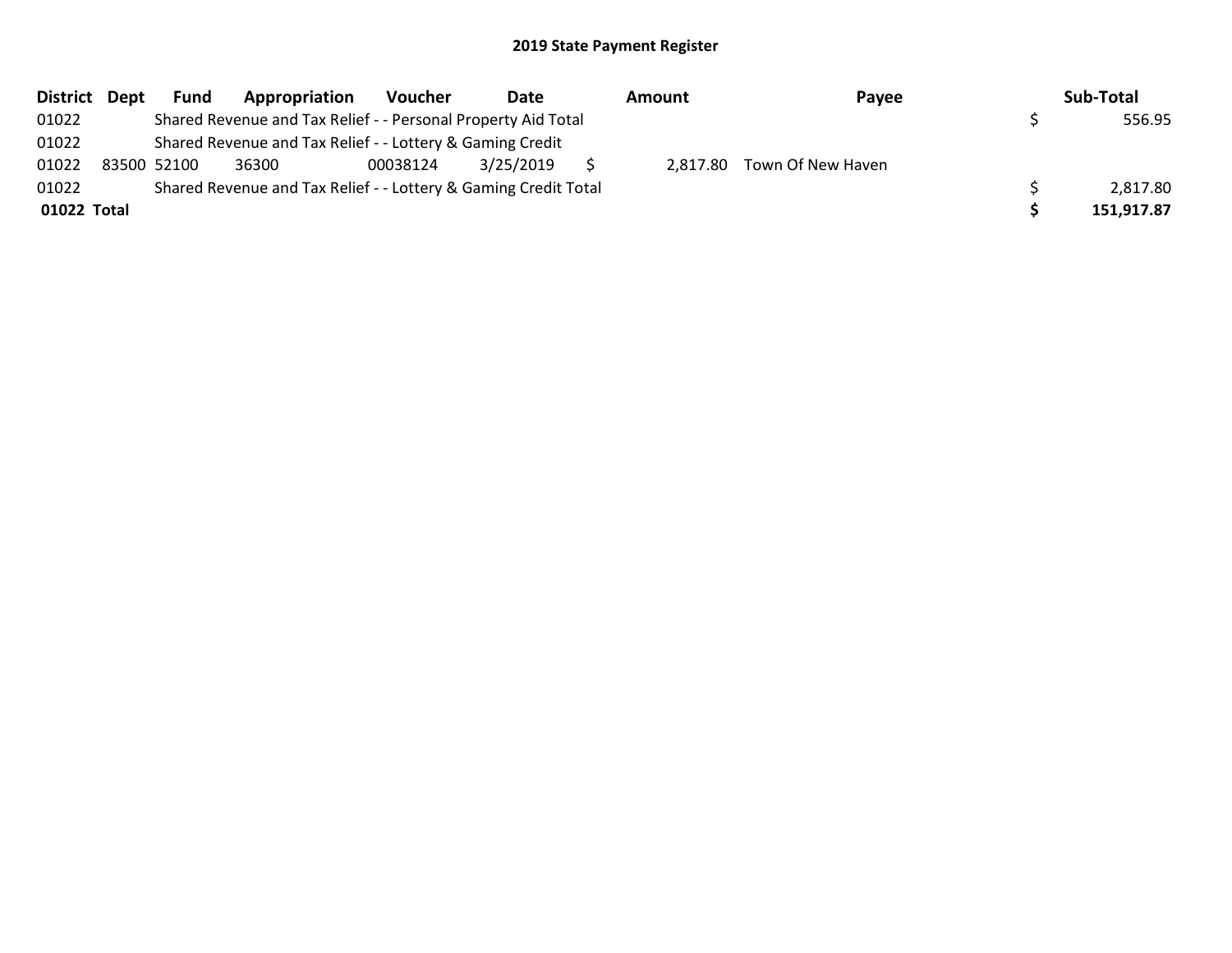# 2019 State Payment Register

| District | Dept | Fund | Appropriation | Voucher | Date | Amount | Payee | Sub-Total |
|---|---|---|---|---|---|---|---|---|
| 01022 | | Shared Revenue and Tax Relief - - Personal Property Aid Total | | | | | | $ 556.95 |
| 01022 | | Shared Revenue and Tax Relief - - Lottery & Gaming Credit | | | | | | |
| 01022 | 83500 | 52100 | 36300 | 00038124 | 3/25/2019 | $ 2,817.80 | Town Of New Haven | |
| 01022 | | Shared Revenue and Tax Relief - - Lottery & Gaming Credit Total | | | | | | $ 2,817.80 |
| **01022** | **Total** | | | | | | | **$ 151,917.87** |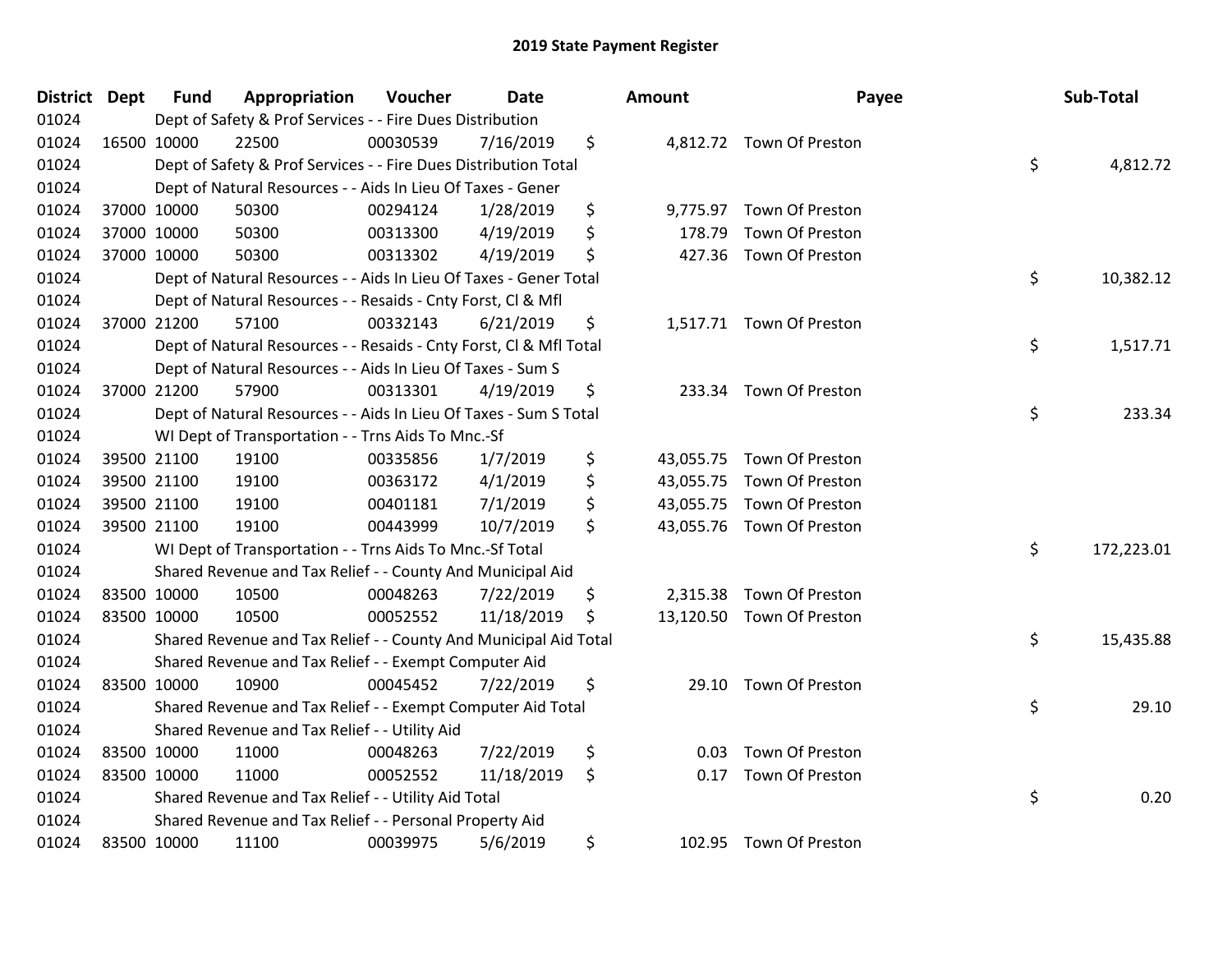# 2019 State Payment Register

| District | Dept | Fund | Appropriation | Voucher | Date | Amount | Payee | Sub-Total |
|---|---|---|---|---|---|---|---|---|
| 01024 | | Dept of Safety & Prof Services - - Fire Dues Distribution | | | | | | |
| 01024 | 16500 | 10000 | 22500 | 00030539 | 7/16/2019 | $ 4,812.72 | Town Of Preston | |
| 01024 | | Dept of Safety & Prof Services - - Fire Dues Distribution Total | | | | | | $ 4,812.72 |
| 01024 | | Dept of Natural Resources - - Aids In Lieu Of Taxes - Gener | | | | | | |
| 01024 | 37000 | 10000 | 50300 | 00294124 | 1/28/2019 | $ 9,775.97 | Town Of Preston | |
| 01024 | 37000 | 10000 | 50300 | 00313300 | 4/19/2019 | $ 178.79 | Town Of Preston | |
| 01024 | 37000 | 10000 | 50300 | 00313302 | 4/19/2019 | $ 427.36 | Town Of Preston | |
| 01024 | | Dept of Natural Resources - - Aids In Lieu Of Taxes - Gener Total | | | | | | $ 10,382.12 |
| 01024 | | Dept of Natural Resources - - Resaids - Cnty Forst, Cl & Mfl | | | | | | |
| 01024 | 37000 | 21200 | 57100 | 00332143 | 6/21/2019 | $ 1,517.71 | Town Of Preston | |
| 01024 | | Dept of Natural Resources - - Resaids - Cnty Forst, Cl & Mfl Total | | | | | | $ 1,517.71 |
| 01024 | | Dept of Natural Resources - - Aids In Lieu Of Taxes - Sum S | | | | | | |
| 01024 | 37000 | 21200 | 57900 | 00313301 | 4/19/2019 | $ 233.34 | Town Of Preston | |
| 01024 | | Dept of Natural Resources - - Aids In Lieu Of Taxes - Sum S Total | | | | | | $ 233.34 |
| 01024 | | WI Dept of Transportation - - Trns Aids To Mnc.-Sf | | | | | | |
| 01024 | 39500 | 21100 | 19100 | 00335856 | 1/7/2019 | $ 43,055.75 | Town Of Preston | |
| 01024 | 39500 | 21100 | 19100 | 00363172 | 4/1/2019 | $ 43,055.75 | Town Of Preston | |
| 01024 | 39500 | 21100 | 19100 | 00401181 | 7/1/2019 | $ 43,055.75 | Town Of Preston | |
| 01024 | 39500 | 21100 | 19100 | 00443999 | 10/7/2019 | $ 43,055.76 | Town Of Preston | |
| 01024 | | WI Dept of Transportation - - Trns Aids To Mnc.-Sf Total | | | | | | $ 172,223.01 |
| 01024 | | Shared Revenue and Tax Relief - - County And Municipal Aid | | | | | | |
| 01024 | 83500 | 10000 | 10500 | 00048263 | 7/22/2019 | $ 2,315.38 | Town Of Preston | |
| 01024 | 83500 | 10000 | 10500 | 00052552 | 11/18/2019 | $ 13,120.50 | Town Of Preston | |
| 01024 | | Shared Revenue and Tax Relief - - County And Municipal Aid Total | | | | | | $ 15,435.88 |
| 01024 | | Shared Revenue and Tax Relief - - Exempt Computer Aid | | | | | | |
| 01024 | 83500 | 10000 | 10900 | 00045452 | 7/22/2019 | $ 29.10 | Town Of Preston | |
| 01024 | | Shared Revenue and Tax Relief - - Exempt Computer Aid Total | | | | | | $ 29.10 |
| 01024 | | Shared Revenue and Tax Relief - - Utility Aid | | | | | | |
| 01024 | 83500 | 10000 | 11000 | 00048263 | 7/22/2019 | $ 0.03 | Town Of Preston | |
| 01024 | 83500 | 10000 | 11000 | 00052552 | 11/18/2019 | $ 0.17 | Town Of Preston | |
| 01024 | | Shared Revenue and Tax Relief - - Utility Aid Total | | | | | | $ 0.20 |
| 01024 | | Shared Revenue and Tax Relief - - Personal Property Aid | | | | | | |
| 01024 | 83500 | 10000 | 11100 | 00039975 | 5/6/2019 | $ 102.95 | Town Of Preston | |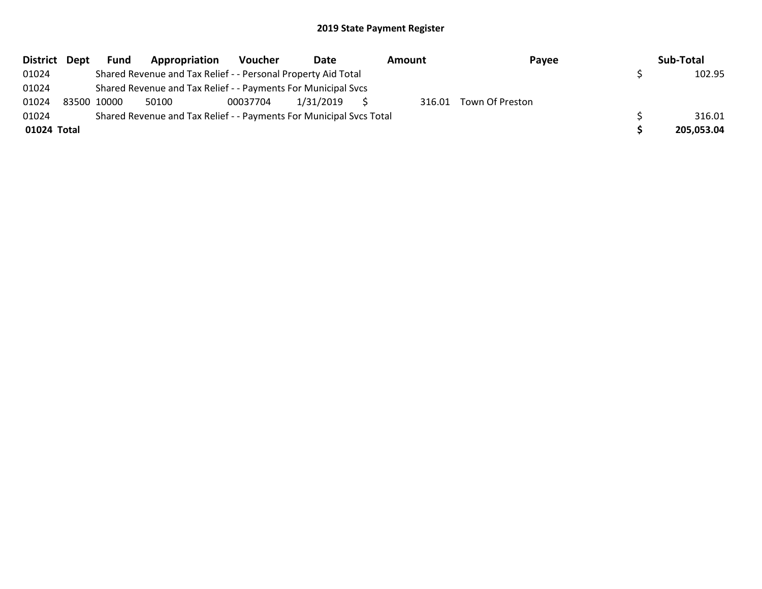# 2019 State Payment Register

| District | Dept | Fund | Appropriation | Voucher | Date | Amount | Payee | Sub-Total |
|---|---|---|---|---|---|---|---|---|
| 01024 | | Shared Revenue and Tax Relief - - Personal Property Aid Total | | | | | | $ 102.95 |
| 01024 | | Shared Revenue and Tax Relief - - Payments For Municipal Svcs | | | | | | |
| 01024 | 83500 | 10000 | 50100 | 00037704 | 1/31/2019 | $ 316.01 | Town Of Preston | |
| 01024 | | Shared Revenue and Tax Relief - - Payments For Municipal Svcs Total | | | | | | $ 316.01 |
| **01024 Total** | | | | | | | | **$ 205,053.04** |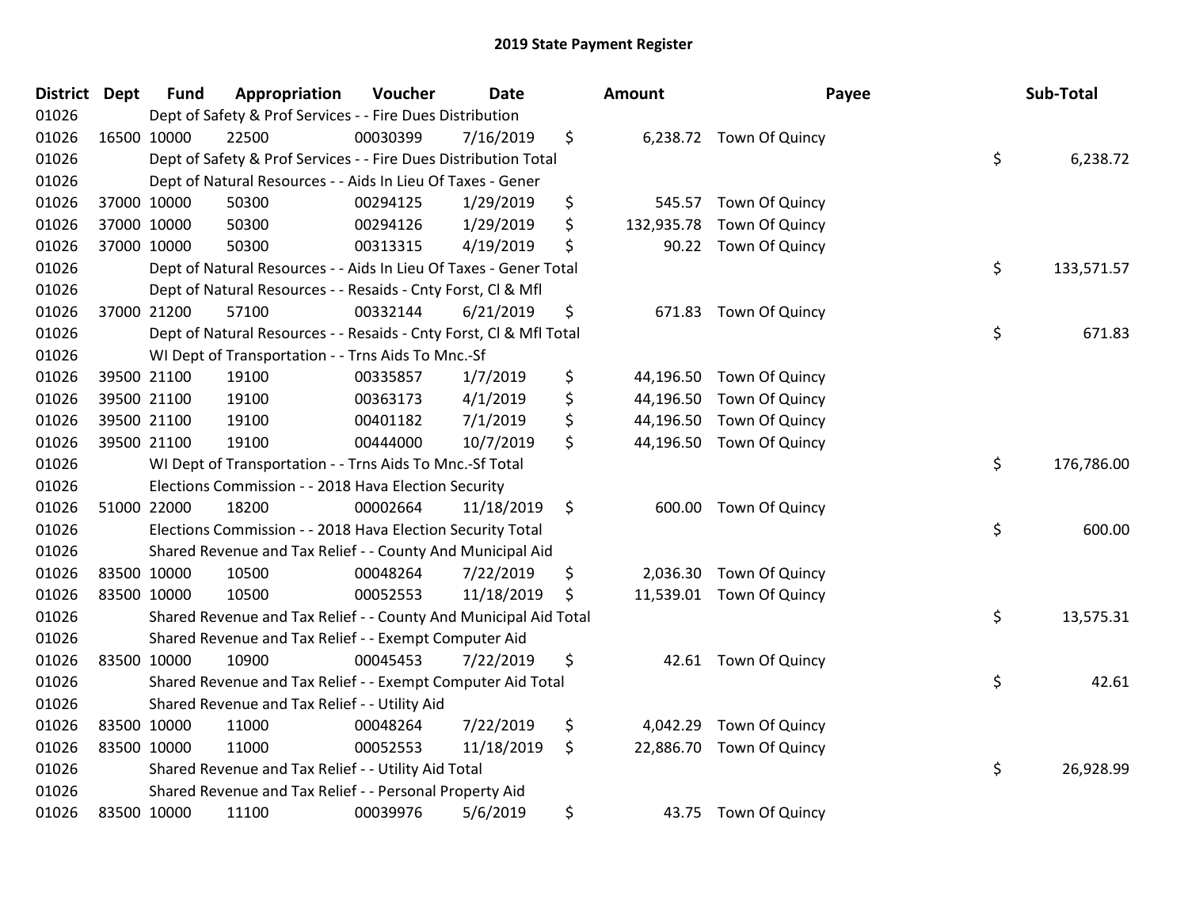# 2019 State Payment Register

| District | Dept | Fund | Appropriation | Voucher | Date | Amount | Payee | Sub-Total |
|---|---|---|---|---|---|---|---|---|
| 01026 | | Dept of Safety & Prof Services - - Fire Dues Distribution | | | | | | |
| 01026 | 16500 | 10000 | 22500 | 00030399 | 7/16/2019 | $ 6,238.72 | Town Of Quincy | |
| 01026 | | Dept of Safety & Prof Services - - Fire Dues Distribution Total | | | | | | $ 6,238.72 |
| 01026 | | Dept of Natural Resources - - Aids In Lieu Of Taxes - Gener | | | | | | |
| 01026 | 37000 | 10000 | 50300 | 00294125 | 1/29/2019 | $ 545.57 | Town Of Quincy | |
| 01026 | 37000 | 10000 | 50300 | 00294126 | 1/29/2019 | $ 132,935.78 | Town Of Quincy | |
| 01026 | 37000 | 10000 | 50300 | 00313315 | 4/19/2019 | $ 90.22 | Town Of Quincy | |
| 01026 | | Dept of Natural Resources - - Aids In Lieu Of Taxes - Gener Total | | | | | | $ 133,571.57 |
| 01026 | | Dept of Natural Resources - - Resaids - Cnty Forst, Cl & Mfl | | | | | | |
| 01026 | 37000 | 21200 | 57100 | 00332144 | 6/21/2019 | $ 671.83 | Town Of Quincy | |
| 01026 | | Dept of Natural Resources - - Resaids - Cnty Forst, Cl & Mfl Total | | | | | | $ 671.83 |
| 01026 | | WI Dept of Transportation - - Trns Aids To Mnc.-Sf | | | | | | |
| 01026 | 39500 | 21100 | 19100 | 00335857 | 1/7/2019 | $ 44,196.50 | Town Of Quincy | |
| 01026 | 39500 | 21100 | 19100 | 00363173 | 4/1/2019 | $ 44,196.50 | Town Of Quincy | |
| 01026 | 39500 | 21100 | 19100 | 00401182 | 7/1/2019 | $ 44,196.50 | Town Of Quincy | |
| 01026 | 39500 | 21100 | 19100 | 00444000 | 10/7/2019 | $ 44,196.50 | Town Of Quincy | |
| 01026 | | WI Dept of Transportation - - Trns Aids To Mnc.-Sf Total | | | | | | $ 176,786.00 |
| 01026 | | Elections Commission - - 2018 Hava Election Security | | | | | | |
| 01026 | 51000 | 22000 | 18200 | 00002664 | 11/18/2019 | $ 600.00 | Town Of Quincy | |
| 01026 | | Elections Commission - - 2018 Hava Election Security Total | | | | | | $ 600.00 |
| 01026 | | Shared Revenue and Tax Relief - - County And Municipal Aid | | | | | | |
| 01026 | 83500 | 10000 | 10500 | 00048264 | 7/22/2019 | $ 2,036.30 | Town Of Quincy | |
| 01026 | 83500 | 10000 | 10500 | 00052553 | 11/18/2019 | $ 11,539.01 | Town Of Quincy | |
| 01026 | | Shared Revenue and Tax Relief - - County And Municipal Aid Total | | | | | | $ 13,575.31 |
| 01026 | | Shared Revenue and Tax Relief - - Exempt Computer Aid | | | | | | |
| 01026 | 83500 | 10000 | 10900 | 00045453 | 7/22/2019 | $ 42.61 | Town Of Quincy | |
| 01026 | | Shared Revenue and Tax Relief - - Exempt Computer Aid Total | | | | | | $ 42.61 |
| 01026 | | Shared Revenue and Tax Relief - - Utility Aid | | | | | | |
| 01026 | 83500 | 10000 | 11000 | 00048264 | 7/22/2019 | $ 4,042.29 | Town Of Quincy | |
| 01026 | 83500 | 10000 | 11000 | 00052553 | 11/18/2019 | $ 22,886.70 | Town Of Quincy | |
| 01026 | | Shared Revenue and Tax Relief - - Utility Aid Total | | | | | | $ 26,928.99 |
| 01026 | | Shared Revenue and Tax Relief - - Personal Property Aid | | | | | | |
| 01026 | 83500 | 10000 | 11100 | 00039976 | 5/6/2019 | $ 43.75 | Town Of Quincy | |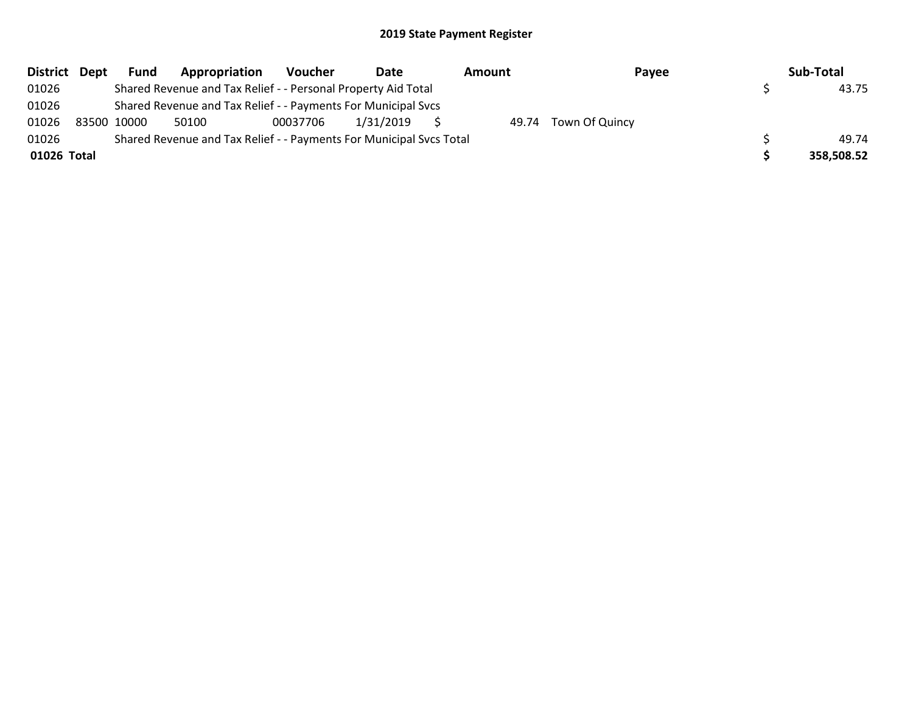## 2019 State Payment Register

| District | Dept | Fund | Appropriation | Voucher | Date | Amount | Payee | Sub-Total |
|---|---|---|---|---|---|---|---|---|
| 01026 | | Shared Revenue and Tax Relief - - Personal Property Aid Total | | | | | | $ 43.75 |
| 01026 | | Shared Revenue and Tax Relief - - Payments For Municipal Svcs | | | | | | |
| 01026 | 83500 | 10000 | 50100 | 00037706 | 1/31/2019 | $ 49.74 | Town Of Quincy | |
| 01026 | | Shared Revenue and Tax Relief - - Payments For Municipal Svcs Total | | | | | | $ 49.74 |
| **01026 Total** | | | | | | | | **$ 358,508.52** |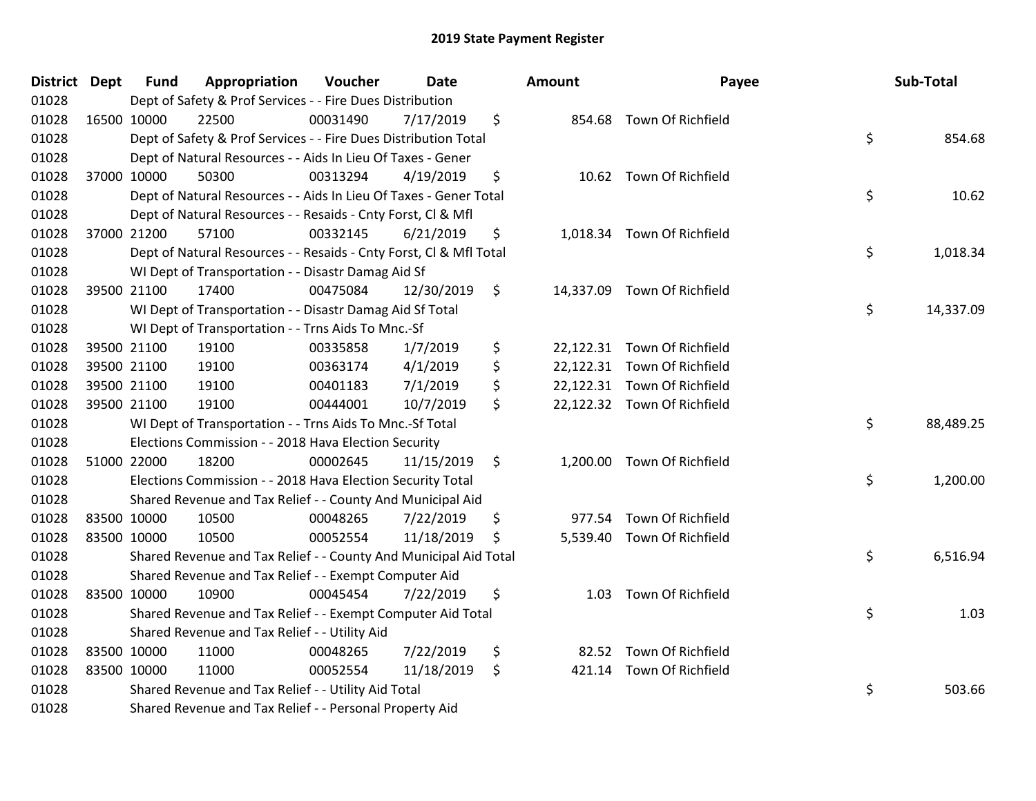# 2019 State Payment Register

| District | Dept | Fund | Appropriation | Voucher | Date | Amount | Payee | Sub-Total |
|---|---|---|---|---|---|---|---|---|
| 01028 | | Dept of Safety & Prof Services - - Fire Dues Distribution | | | | | | |
| 01028 | 16500 | 10000 | 22500 | 00031490 | 7/17/2019 | $ 854.68 | Town Of Richfield | |
| 01028 | | Dept of Safety & Prof Services - - Fire Dues Distribution Total | | | | | | $ 854.68 |
| 01028 | | Dept of Natural Resources - - Aids In Lieu Of Taxes - Gener | | | | | | |
| 01028 | 37000 | 10000 | 50300 | 00313294 | 4/19/2019 | $ 10.62 | Town Of Richfield | |
| 01028 | | Dept of Natural Resources - - Aids In Lieu Of Taxes - Gener Total | | | | | | $ 10.62 |
| 01028 | | Dept of Natural Resources - - Resaids - Cnty Forst, Cl & Mfl | | | | | | |
| 01028 | 37000 | 21200 | 57100 | 00332145 | 6/21/2019 | $ 1,018.34 | Town Of Richfield | |
| 01028 | | Dept of Natural Resources - - Resaids - Cnty Forst, Cl & Mfl Total | | | | | | $ 1,018.34 |
| 01028 | | WI Dept of Transportation - - Disastr Damag Aid Sf | | | | | | |
| 01028 | 39500 | 21100 | 17400 | 00475084 | 12/30/2019 | $ 14,337.09 | Town Of Richfield | |
| 01028 | | WI Dept of Transportation - - Disastr Damag Aid Sf Total | | | | | | $ 14,337.09 |
| 01028 | | WI Dept of Transportation - - Trns Aids To Mnc.-Sf | | | | | | |
| 01028 | 39500 | 21100 | 19100 | 00335858 | 1/7/2019 | $ 22,122.31 | Town Of Richfield | |
| 01028 | 39500 | 21100 | 19100 | 00363174 | 4/1/2019 | $ 22,122.31 | Town Of Richfield | |
| 01028 | 39500 | 21100 | 19100 | 00401183 | 7/1/2019 | $ 22,122.31 | Town Of Richfield | |
| 01028 | 39500 | 21100 | 19100 | 00444001 | 10/7/2019 | $ 22,122.32 | Town Of Richfield | |
| 01028 | | WI Dept of Transportation - - Trns Aids To Mnc.-Sf Total | | | | | | $ 88,489.25 |
| 01028 | | Elections Commission - - 2018 Hava Election Security | | | | | | |
| 01028 | 51000 | 22000 | 18200 | 00002645 | 11/15/2019 | $ 1,200.00 | Town Of Richfield | |
| 01028 | | Elections Commission - - 2018 Hava Election Security Total | | | | | | $ 1,200.00 |
| 01028 | | Shared Revenue and Tax Relief - - County And Municipal Aid | | | | | | |
| 01028 | 83500 | 10000 | 10500 | 00048265 | 7/22/2019 | $ 977.54 | Town Of Richfield | |
| 01028 | 83500 | 10000 | 10500 | 00052554 | 11/18/2019 | $ 5,539.40 | Town Of Richfield | |
| 01028 | | Shared Revenue and Tax Relief - - County And Municipal Aid Total | | | | | | $ 6,516.94 |
| 01028 | | Shared Revenue and Tax Relief - - Exempt Computer Aid | | | | | | |
| 01028 | 83500 | 10000 | 10900 | 00045454 | 7/22/2019 | $ 1.03 | Town Of Richfield | |
| 01028 | | Shared Revenue and Tax Relief - - Exempt Computer Aid Total | | | | | | $ 1.03 |
| 01028 | | Shared Revenue and Tax Relief - - Utility Aid | | | | | | |
| 01028 | 83500 | 10000 | 11000 | 00048265 | 7/22/2019 | $ 82.52 | Town Of Richfield | |
| 01028 | 83500 | 10000 | 11000 | 00052554 | 11/18/2019 | $ 421.14 | Town Of Richfield | |
| 01028 | | Shared Revenue and Tax Relief - - Utility Aid Total | | | | | | $ 503.66 |
| 01028 | | Shared Revenue and Tax Relief - - Personal Property Aid | | | | | | |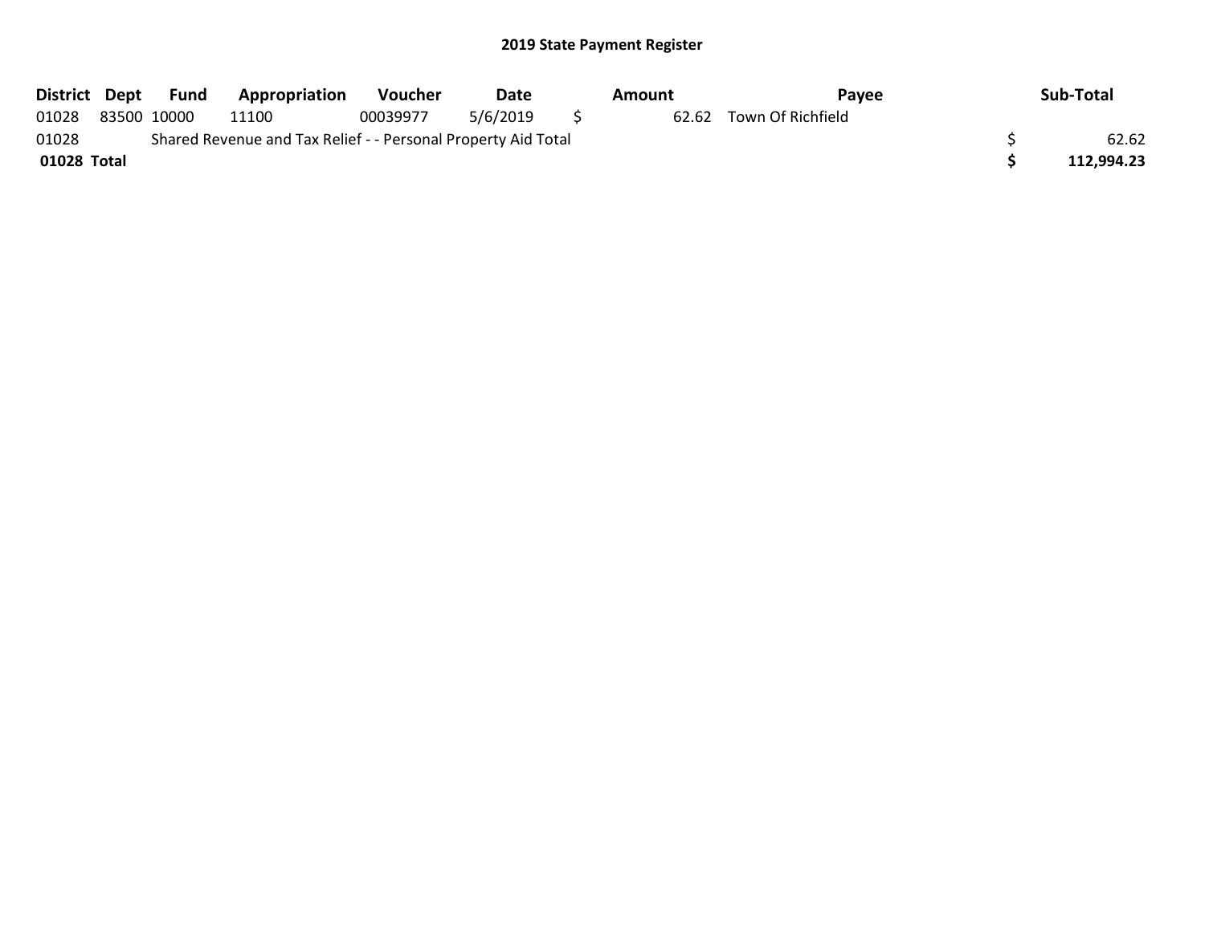# 2019 State Payment Register

| District | Dept | Fund | Appropriation | Voucher | Date | Amount | Payee | Sub-Total |
|---|---|---|---|---|---|---|---|---|
| 01028 | 83500 | 10000 | 11100 | 00039977 | 5/6/2019 | $ 62.62 | Town Of Richfield | |
| 01028 | | Shared Revenue and Tax Relief - - Personal Property Aid Total | | | | | | $ 62.62 |
| **01028 Total** | | | | | | | | **$ 112,994.23** |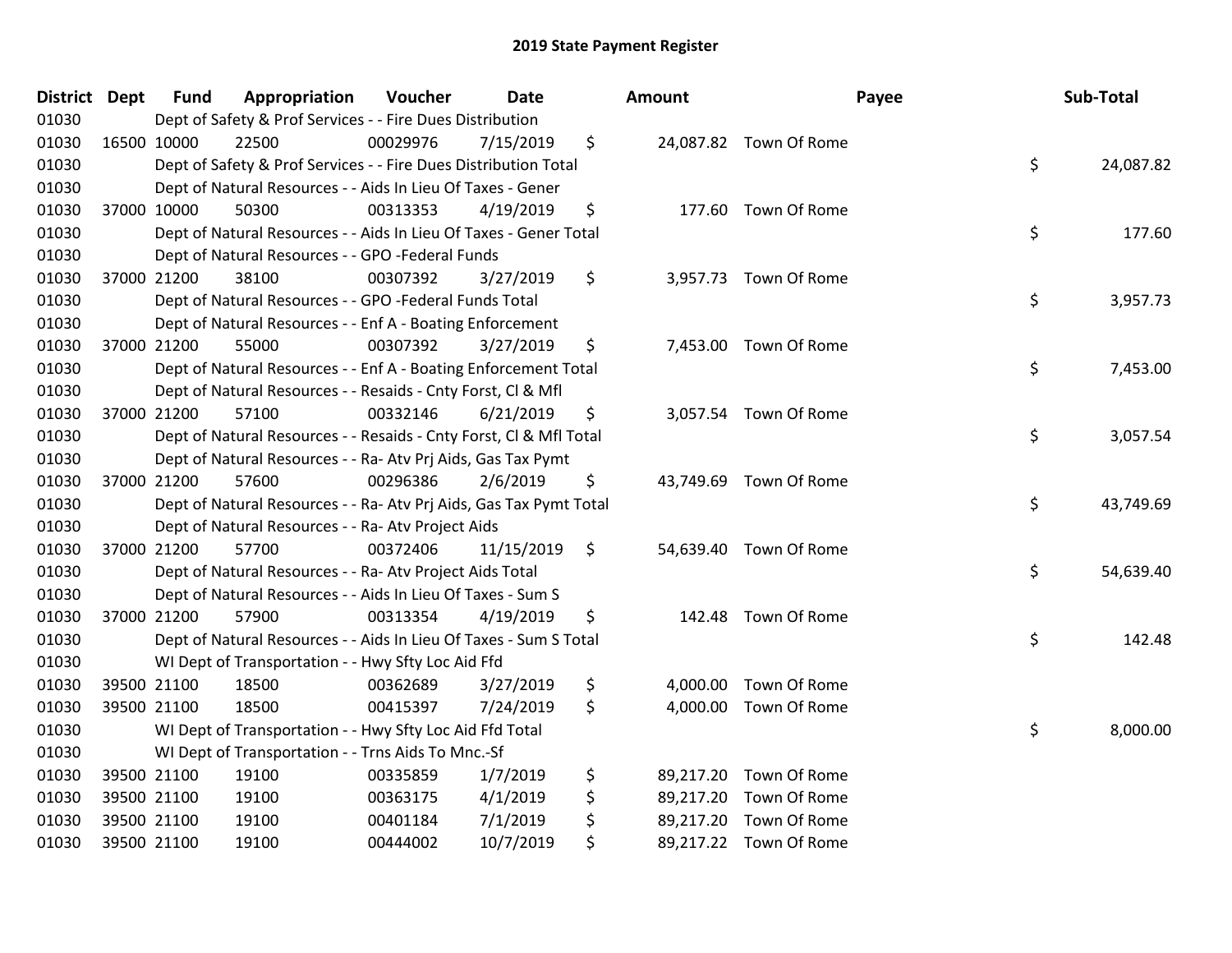# 2019 State Payment Register

| District | Dept | Fund | Appropriation | Voucher | Date | Amount | Payee | Sub-Total |
|---|---|---|---|---|---|---|---|---|
| 01030 | | Dept of Safety & Prof Services - - Fire Dues Distribution | | | | | | |
| 01030 | 16500 | 10000 | 22500 | 00029976 | 7/15/2019 | $ 24,087.82 | Town Of Rome | |
| 01030 | | Dept of Safety & Prof Services - - Fire Dues Distribution Total | | | | | | $ 24,087.82 |
| 01030 | | Dept of Natural Resources - - Aids In Lieu Of Taxes - Gener | | | | | | |
| 01030 | 37000 | 10000 | 50300 | 00313353 | 4/19/2019 | $ 177.60 | Town Of Rome | |
| 01030 | | Dept of Natural Resources - - Aids In Lieu Of Taxes - Gener Total | | | | | | $ 177.60 |
| 01030 | | Dept of Natural Resources - - GPO -Federal Funds | | | | | | |
| 01030 | 37000 | 21200 | 38100 | 00307392 | 3/27/2019 | $ 3,957.73 | Town Of Rome | |
| 01030 | | Dept of Natural Resources - - GPO -Federal Funds Total | | | | | | $ 3,957.73 |
| 01030 | | Dept of Natural Resources - - Enf A - Boating Enforcement | | | | | | |
| 01030 | 37000 | 21200 | 55000 | 00307392 | 3/27/2019 | $ 7,453.00 | Town Of Rome | |
| 01030 | | Dept of Natural Resources - - Enf A - Boating Enforcement Total | | | | | | $ 7,453.00 |
| 01030 | | Dept of Natural Resources - - Resaids - Cnty Forst, Cl & Mfl | | | | | | |
| 01030 | 37000 | 21200 | 57100 | 00332146 | 6/21/2019 | $ 3,057.54 | Town Of Rome | |
| 01030 | | Dept of Natural Resources - - Resaids - Cnty Forst, Cl & Mfl Total | | | | | | $ 3,057.54 |
| 01030 | | Dept of Natural Resources - - Ra- Atv Prj Aids, Gas Tax Pymt | | | | | | |
| 01030 | 37000 | 21200 | 57600 | 00296386 | 2/6/2019 | $ 43,749.69 | Town Of Rome | |
| 01030 | | Dept of Natural Resources - - Ra- Atv Prj Aids, Gas Tax Pymt Total | | | | | | $ 43,749.69 |
| 01030 | | Dept of Natural Resources - - Ra- Atv Project Aids | | | | | | |
| 01030 | 37000 | 21200 | 57700 | 00372406 | 11/15/2019 | $ 54,639.40 | Town Of Rome | |
| 01030 | | Dept of Natural Resources - - Ra- Atv Project Aids Total | | | | | | $ 54,639.40 |
| 01030 | | Dept of Natural Resources - - Aids In Lieu Of Taxes - Sum S | | | | | | |
| 01030 | 37000 | 21200 | 57900 | 00313354 | 4/19/2019 | $ 142.48 | Town Of Rome | |
| 01030 | | Dept of Natural Resources - - Aids In Lieu Of Taxes - Sum S Total | | | | | | $ 142.48 |
| 01030 | | WI Dept of Transportation - - Hwy Sfty Loc Aid Ffd | | | | | | |
| 01030 | 39500 | 21100 | 18500 | 00362689 | 3/27/2019 | $ 4,000.00 | Town Of Rome | |
| 01030 | 39500 | 21100 | 18500 | 00415397 | 7/24/2019 | $ 4,000.00 | Town Of Rome | |
| 01030 | | WI Dept of Transportation - - Hwy Sfty Loc Aid Ffd Total | | | | | | $ 8,000.00 |
| 01030 | | WI Dept of Transportation - - Trns Aids To Mnc.-Sf | | | | | | |
| 01030 | 39500 | 21100 | 19100 | 00335859 | 1/7/2019 | $ 89,217.20 | Town Of Rome | |
| 01030 | 39500 | 21100 | 19100 | 00363175 | 4/1/2019 | $ 89,217.20 | Town Of Rome | |
| 01030 | 39500 | 21100 | 19100 | 00401184 | 7/1/2019 | $ 89,217.20 | Town Of Rome | |
| 01030 | 39500 | 21100 | 19100 | 00444002 | 10/7/2019 | $ 89,217.22 | Town Of Rome | |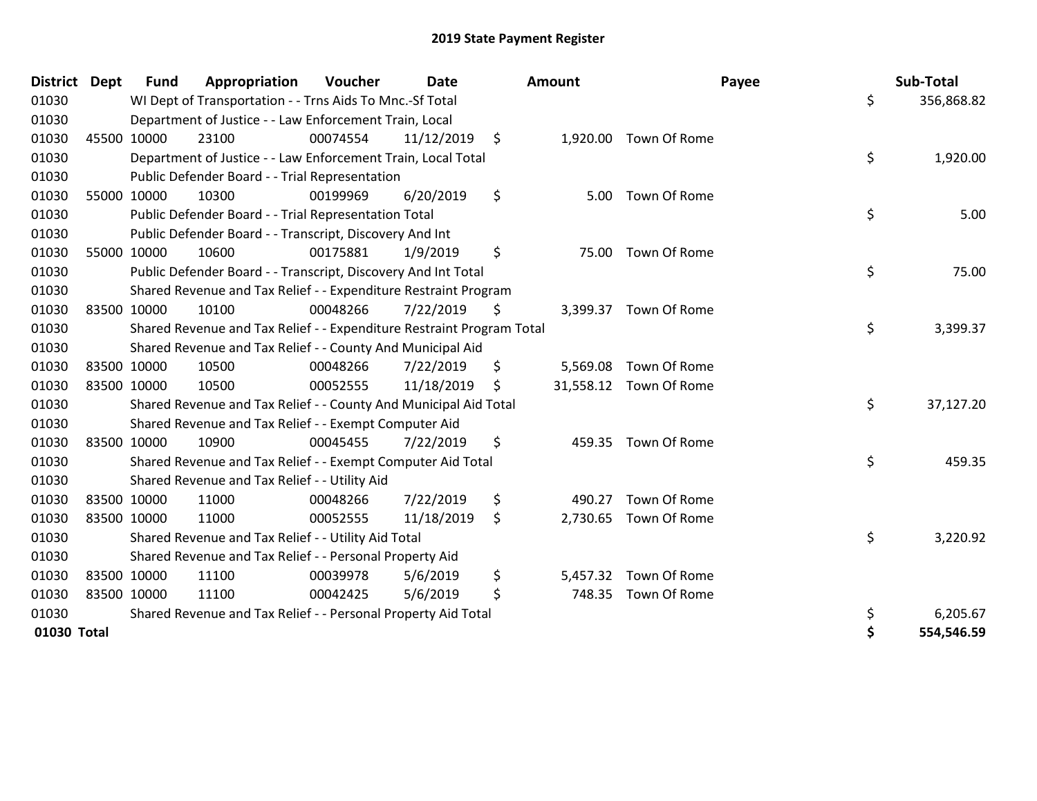# 2019 State Payment Register

| District | Dept | Fund | Appropriation | Voucher | Date | Amount | Payee | Sub-Total |
|---|---|---|---|---|---|---|---|---|
| 01030 | | WI Dept of Transportation - - Trns Aids To Mnc.-Sf Total | | | | | | $ 356,868.82 |
| 01030 | | Department of Justice - - Law Enforcement Train, Local | | | | | | |
| 01030 | 45500 | 10000 | 23100 | 00074554 | 11/12/2019 | $ 1,920.00 | Town Of Rome | |
| 01030 | | Department of Justice - - Law Enforcement Train, Local Total | | | | | | $ 1,920.00 |
| 01030 | | Public Defender Board - - Trial Representation | | | | | | |
| 01030 | 55000 | 10000 | 10300 | 00199969 | 6/20/2019 | $ 5.00 | Town Of Rome | |
| 01030 | | Public Defender Board - - Trial Representation Total | | | | | | $ 5.00 |
| 01030 | | Public Defender Board - - Transcript, Discovery And Int | | | | | | |
| 01030 | 55000 | 10000 | 10600 | 00175881 | 1/9/2019 | $ 75.00 | Town Of Rome | |
| 01030 | | Public Defender Board - - Transcript, Discovery And Int Total | | | | | | $ 75.00 |
| 01030 | | Shared Revenue and Tax Relief - - Expenditure Restraint Program | | | | | | |
| 01030 | 83500 | 10000 | 10100 | 00048266 | 7/22/2019 | $ 3,399.37 | Town Of Rome | |
| 01030 | | Shared Revenue and Tax Relief - - Expenditure Restraint Program Total | | | | | | $ 3,399.37 |
| 01030 | | Shared Revenue and Tax Relief - - County And Municipal Aid | | | | | | |
| 01030 | 83500 | 10000 | 10500 | 00048266 | 7/22/2019 | $ 5,569.08 | Town Of Rome | |
| 01030 | 83500 | 10000 | 10500 | 00052555 | 11/18/2019 | $ 31,558.12 | Town Of Rome | |
| 01030 | | Shared Revenue and Tax Relief - - County And Municipal Aid Total | | | | | | $ 37,127.20 |
| 01030 | | Shared Revenue and Tax Relief - - Exempt Computer Aid | | | | | | |
| 01030 | 83500 | 10000 | 10900 | 00045455 | 7/22/2019 | $ 459.35 | Town Of Rome | |
| 01030 | | Shared Revenue and Tax Relief - - Exempt Computer Aid Total | | | | | | $ 459.35 |
| 01030 | | Shared Revenue and Tax Relief - - Utility Aid | | | | | | |
| 01030 | 83500 | 10000 | 11000 | 00048266 | 7/22/2019 | $ 490.27 | Town Of Rome | |
| 01030 | 83500 | 10000 | 11000 | 00052555 | 11/18/2019 | $ 2,730.65 | Town Of Rome | |
| 01030 | | Shared Revenue and Tax Relief - - Utility Aid Total | | | | | | $ 3,220.92 |
| 01030 | | Shared Revenue and Tax Relief - - Personal Property Aid | | | | | | |
| 01030 | 83500 | 10000 | 11100 | 00039978 | 5/6/2019 | $ 5,457.32 | Town Of Rome | |
| 01030 | 83500 | 10000 | 11100 | 00042425 | 5/6/2019 | $ 748.35 | Town Of Rome | |
| 01030 | | Shared Revenue and Tax Relief - - Personal Property Aid Total | | | | | | $ 6,205.67 |
| **01030 Total** | | | | | | | | **$ 554,546.59** |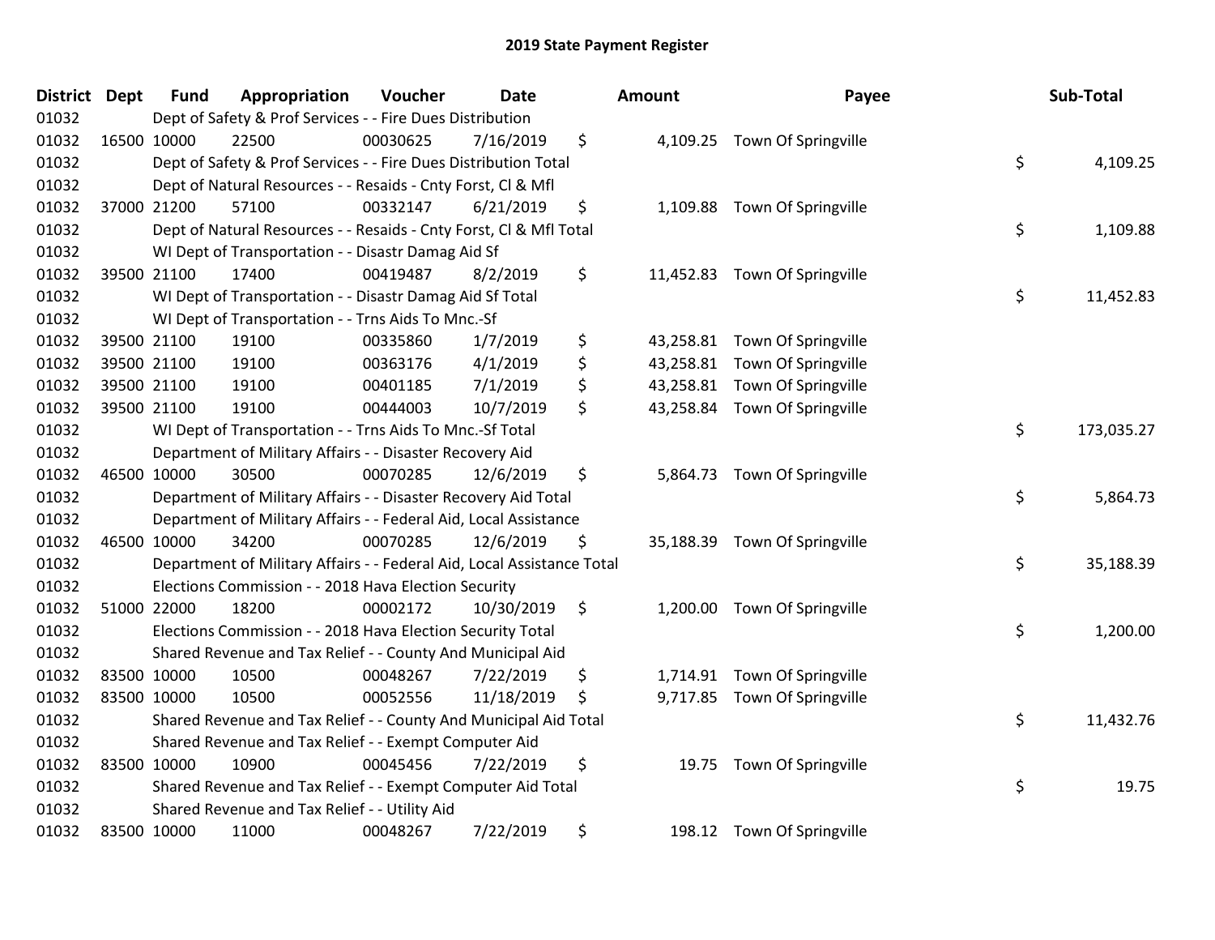# 2019 State Payment Register

| District | Dept | Fund | Appropriation | Voucher | Date | Amount | Payee | Sub-Total |
|---|---|---|---|---|---|---|---|---|
| 01032 | | Dept of Safety & Prof Services - - Fire Dues Distribution | | | | | | |
| 01032 | 16500 | 10000 | 22500 | 00030625 | 7/16/2019 | $ 4,109.25 | Town Of Springville | |
| 01032 | | Dept of Safety & Prof Services - - Fire Dues Distribution Total | | | | | | $ 4,109.25 |
| 01032 | | Dept of Natural Resources - - Resaids - Cnty Forst, Cl & Mfl | | | | | | |
| 01032 | 37000 | 21200 | 57100 | 00332147 | 6/21/2019 | $ 1,109.88 | Town Of Springville | |
| 01032 | | Dept of Natural Resources - - Resaids - Cnty Forst, Cl & Mfl Total | | | | | | $ 1,109.88 |
| 01032 | | WI Dept of Transportation - - Disastr Damag Aid Sf | | | | | | |
| 01032 | 39500 | 21100 | 17400 | 00419487 | 8/2/2019 | $ 11,452.83 | Town Of Springville | |
| 01032 | | WI Dept of Transportation - - Disastr Damag Aid Sf Total | | | | | | $ 11,452.83 |
| 01032 | | WI Dept of Transportation - - Trns Aids To Mnc.-Sf | | | | | | |
| 01032 | 39500 | 21100 | 19100 | 00335860 | 1/7/2019 | $ 43,258.81 | Town Of Springville | |
| 01032 | 39500 | 21100 | 19100 | 00363176 | 4/1/2019 | $ 43,258.81 | Town Of Springville | |
| 01032 | 39500 | 21100 | 19100 | 00401185 | 7/1/2019 | $ 43,258.81 | Town Of Springville | |
| 01032 | 39500 | 21100 | 19100 | 00444003 | 10/7/2019 | $ 43,258.84 | Town Of Springville | |
| 01032 | | WI Dept of Transportation - - Trns Aids To Mnc.-Sf Total | | | | | | $ 173,035.27 |
| 01032 | | Department of Military Affairs - - Disaster Recovery Aid | | | | | | |
| 01032 | 46500 | 10000 | 30500 | 00070285 | 12/6/2019 | $ 5,864.73 | Town Of Springville | |
| 01032 | | Department of Military Affairs - - Disaster Recovery Aid Total | | | | | | $ 5,864.73 |
| 01032 | | Department of Military Affairs - - Federal Aid, Local Assistance | | | | | | |
| 01032 | 46500 | 10000 | 34200 | 00070285 | 12/6/2019 | $ 35,188.39 | Town Of Springville | |
| 01032 | | Department of Military Affairs - - Federal Aid, Local Assistance Total | | | | | | $ 35,188.39 |
| 01032 | | Elections Commission - - 2018 Hava Election Security | | | | | | |
| 01032 | 51000 | 22000 | 18200 | 00002172 | 10/30/2019 | $ 1,200.00 | Town Of Springville | |
| 01032 | | Elections Commission - - 2018 Hava Election Security Total | | | | | | $ 1,200.00 |
| 01032 | | Shared Revenue and Tax Relief - - County And Municipal Aid | | | | | | |
| 01032 | 83500 | 10000 | 10500 | 00048267 | 7/22/2019 | $ 1,714.91 | Town Of Springville | |
| 01032 | 83500 | 10000 | 10500 | 00052556 | 11/18/2019 | $ 9,717.85 | Town Of Springville | |
| 01032 | | Shared Revenue and Tax Relief - - County And Municipal Aid Total | | | | | | $ 11,432.76 |
| 01032 | | Shared Revenue and Tax Relief - - Exempt Computer Aid | | | | | | |
| 01032 | 83500 | 10000 | 10900 | 00045456 | 7/22/2019 | $ 19.75 | Town Of Springville | |
| 01032 | | Shared Revenue and Tax Relief - - Exempt Computer Aid Total | | | | | | $ 19.75 |
| 01032 | | Shared Revenue and Tax Relief - - Utility Aid | | | | | | |
| 01032 | 83500 | 10000 | 11000 | 00048267 | 7/22/2019 | $ 198.12 | Town Of Springville | |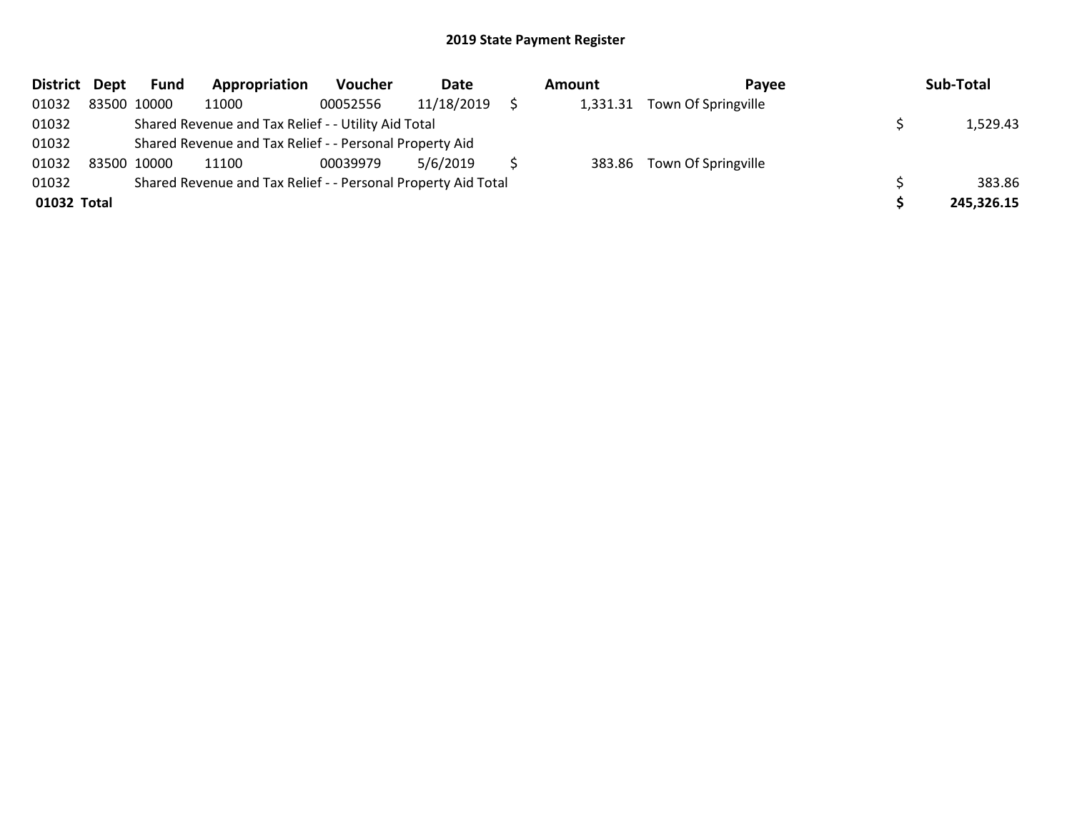# 2019 State Payment Register

| District | Dept | Fund | Appropriation | Voucher | Date | Amount | Payee | Sub-Total |
|---|---|---|---|---|---|---|---|---|
| 01032 | 83500 | 10000 | 11000 | 00052556 | 11/18/2019 | $ 1,331.31 | Town Of Springville | |
| 01032 | | Shared Revenue and Tax Relief - - Utility Aid Total | | | | | | $ 1,529.43 |
| 01032 | | Shared Revenue and Tax Relief - - Personal Property Aid | | | | | | |
| 01032 | 83500 | 10000 | 11100 | 00039979 | 5/6/2019 | $ 383.86 | Town Of Springville | |
| 01032 | | Shared Revenue and Tax Relief - - Personal Property Aid Total | | | | | | $ 383.86 |
| **01032** | **Total** | | | | | | | **$ 245,326.15** |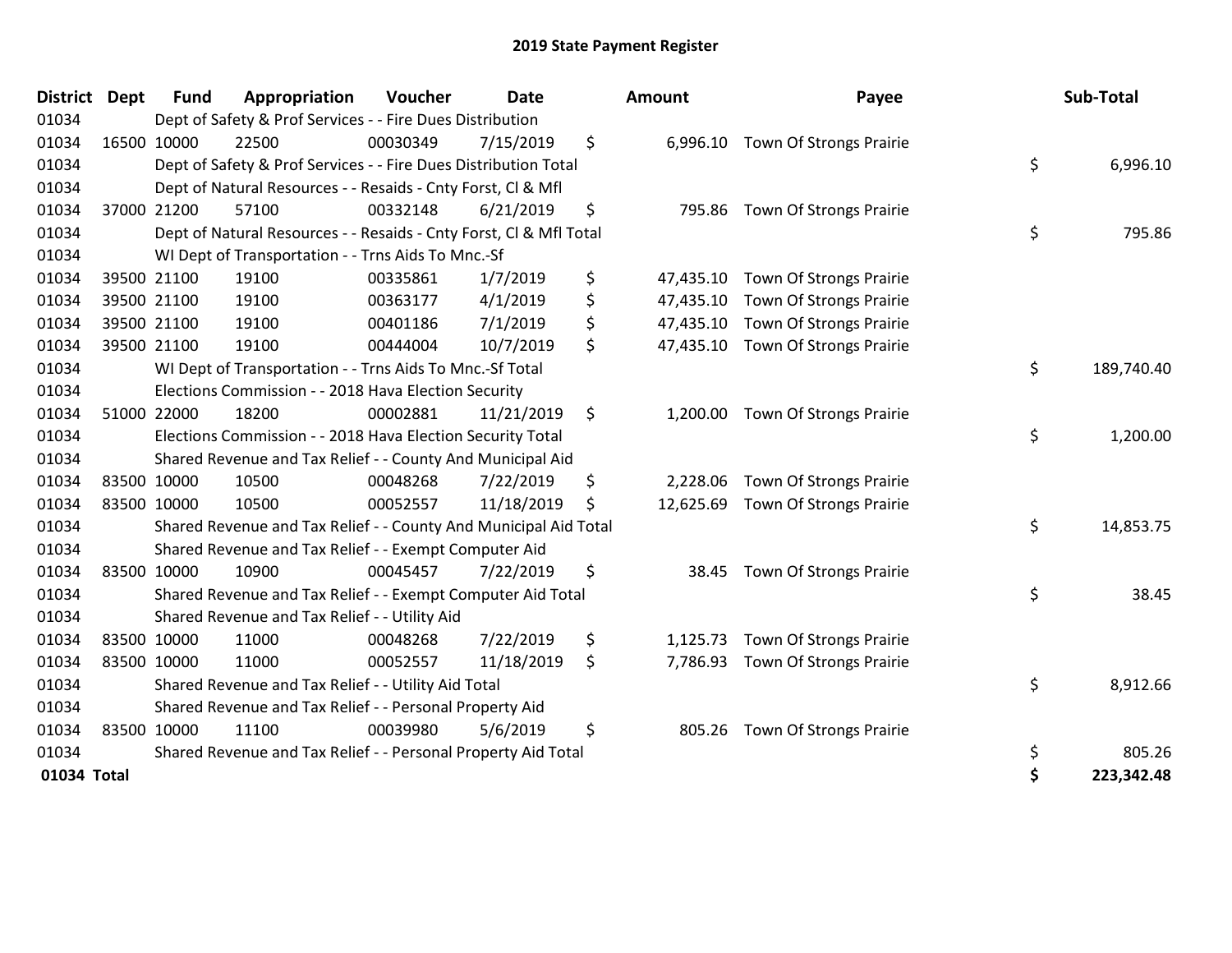# 2019 State Payment Register

| District | Dept | Fund | Appropriation | Voucher | Date | Amount | Payee | Sub-Total |
|---|---|---|---|---|---|---|---|---|
| 01034 | | Dept of Safety & Prof Services - - Fire Dues Distribution | | | | | | |
| 01034 | 16500 | 10000 | 22500 | 00030349 | 7/15/2019 | $ 6,996.10 | Town Of Strongs Prairie | |
| 01034 | | Dept of Safety & Prof Services - - Fire Dues Distribution Total | | | | | | $ 6,996.10 |
| 01034 | | Dept of Natural Resources - - Resaids - Cnty Forst, Cl & Mfl | | | | | | |
| 01034 | 37000 | 21200 | 57100 | 00332148 | 6/21/2019 | $ 795.86 | Town Of Strongs Prairie | |
| 01034 | | Dept of Natural Resources - - Resaids - Cnty Forst, Cl & Mfl Total | | | | | | $ 795.86 |
| 01034 | | WI Dept of Transportation - - Trns Aids To Mnc.-Sf | | | | | | |
| 01034 | 39500 | 21100 | 19100 | 00335861 | 1/7/2019 | $ 47,435.10 | Town Of Strongs Prairie | |
| 01034 | 39500 | 21100 | 19100 | 00363177 | 4/1/2019 | $ 47,435.10 | Town Of Strongs Prairie | |
| 01034 | 39500 | 21100 | 19100 | 00401186 | 7/1/2019 | $ 47,435.10 | Town Of Strongs Prairie | |
| 01034 | 39500 | 21100 | 19100 | 00444004 | 10/7/2019 | $ 47,435.10 | Town Of Strongs Prairie | |
| 01034 | | WI Dept of Transportation - - Trns Aids To Mnc.-Sf Total | | | | | | $ 189,740.40 |
| 01034 | | Elections Commission - - 2018 Hava Election Security | | | | | | |
| 01034 | 51000 | 22000 | 18200 | 00002881 | 11/21/2019 | $ 1,200.00 | Town Of Strongs Prairie | |
| 01034 | | Elections Commission - - 2018 Hava Election Security Total | | | | | | $ 1,200.00 |
| 01034 | | Shared Revenue and Tax Relief - - County And Municipal Aid | | | | | | |
| 01034 | 83500 | 10000 | 10500 | 00048268 | 7/22/2019 | $ 2,228.06 | Town Of Strongs Prairie | |
| 01034 | 83500 | 10000 | 10500 | 00052557 | 11/18/2019 | $ 12,625.69 | Town Of Strongs Prairie | |
| 01034 | | Shared Revenue and Tax Relief - - County And Municipal Aid Total | | | | | | $ 14,853.75 |
| 01034 | | Shared Revenue and Tax Relief - - Exempt Computer Aid | | | | | | |
| 01034 | 83500 | 10000 | 10900 | 00045457 | 7/22/2019 | $ 38.45 | Town Of Strongs Prairie | |
| 01034 | | Shared Revenue and Tax Relief - - Exempt Computer Aid Total | | | | | | $ 38.45 |
| 01034 | | Shared Revenue and Tax Relief - - Utility Aid | | | | | | |
| 01034 | 83500 | 10000 | 11000 | 00048268 | 7/22/2019 | $ 1,125.73 | Town Of Strongs Prairie | |
| 01034 | 83500 | 10000 | 11000 | 00052557 | 11/18/2019 | $ 7,786.93 | Town Of Strongs Prairie | |
| 01034 | | Shared Revenue and Tax Relief - - Utility Aid Total | | | | | | $ 8,912.66 |
| 01034 | | Shared Revenue and Tax Relief - - Personal Property Aid | | | | | | |
| 01034 | 83500 | 10000 | 11100 | 00039980 | 5/6/2019 | $ 805.26 | Town Of Strongs Prairie | |
| 01034 | | Shared Revenue and Tax Relief - - Personal Property Aid Total | | | | | | $ 805.26 |
| **01034 Total** | | | | | | | | **$ 223,342.48** |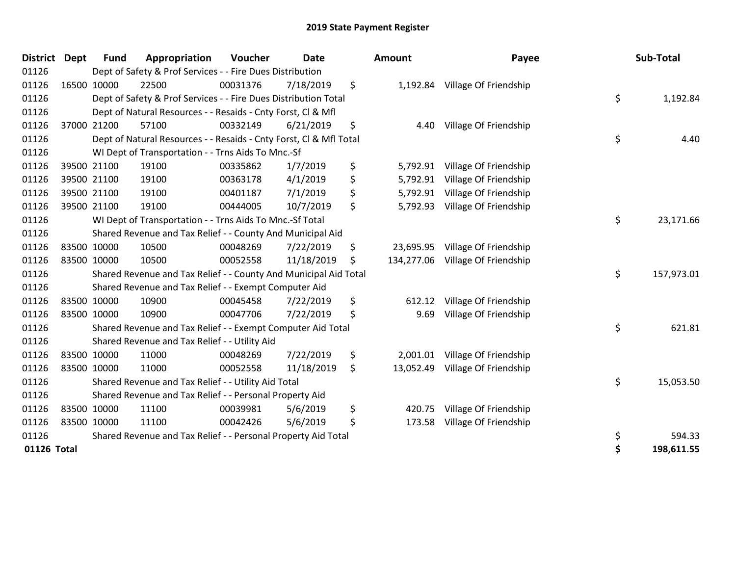# 2019 State Payment Register

| District | Dept | Fund | Appropriation | Voucher | Date | Amount | Payee | Sub-Total |
|---|---|---|---|---|---|---|---|---|
| 01126 | | Dept of Safety & Prof Services - - Fire Dues Distribution | | | | | | |
| 01126 | 16500 | 10000 | 22500 | 00031376 | 7/18/2019 | $ 1,192.84 | Village Of Friendship | |
| 01126 | | Dept of Safety & Prof Services - - Fire Dues Distribution Total | | | | | | $ 1,192.84 |
| 01126 | | Dept of Natural Resources - - Resaids - Cnty Forst, Cl & Mfl | | | | | | |
| 01126 | 37000 | 21200 | 57100 | 00332149 | 6/21/2019 | $ 4.40 | Village Of Friendship | |
| 01126 | | Dept of Natural Resources - - Resaids - Cnty Forst, Cl & Mfl Total | | | | | | $ 4.40 |
| 01126 | | WI Dept of Transportation - - Trns Aids To Mnc.-Sf | | | | | | |
| 01126 | 39500 | 21100 | 19100 | 00335862 | 1/7/2019 | $ 5,792.91 | Village Of Friendship | |
| 01126 | 39500 | 21100 | 19100 | 00363178 | 4/1/2019 | $ 5,792.91 | Village Of Friendship | |
| 01126 | 39500 | 21100 | 19100 | 00401187 | 7/1/2019 | $ 5,792.91 | Village Of Friendship | |
| 01126 | 39500 | 21100 | 19100 | 00444005 | 10/7/2019 | $ 5,792.93 | Village Of Friendship | |
| 01126 | | WI Dept of Transportation - - Trns Aids To Mnc.-Sf Total | | | | | | $ 23,171.66 |
| 01126 | | Shared Revenue and Tax Relief - - County And Municipal Aid | | | | | | |
| 01126 | 83500 | 10000 | 10500 | 00048269 | 7/22/2019 | $ 23,695.95 | Village Of Friendship | |
| 01126 | 83500 | 10000 | 10500 | 00052558 | 11/18/2019 | $ 134,277.06 | Village Of Friendship | |
| 01126 | | Shared Revenue and Tax Relief - - County And Municipal Aid Total | | | | | | $ 157,973.01 |
| 01126 | | Shared Revenue and Tax Relief - - Exempt Computer Aid | | | | | | |
| 01126 | 83500 | 10000 | 10900 | 00045458 | 7/22/2019 | $ 612.12 | Village Of Friendship | |
| 01126 | 83500 | 10000 | 10900 | 00047706 | 7/22/2019 | $ 9.69 | Village Of Friendship | |
| 01126 | | Shared Revenue and Tax Relief - - Exempt Computer Aid Total | | | | | | $ 621.81 |
| 01126 | | Shared Revenue and Tax Relief - - Utility Aid | | | | | | |
| 01126 | 83500 | 10000 | 11000 | 00048269 | 7/22/2019 | $ 2,001.01 | Village Of Friendship | |
| 01126 | 83500 | 10000 | 11000 | 00052558 | 11/18/2019 | $ 13,052.49 | Village Of Friendship | |
| 01126 | | Shared Revenue and Tax Relief - - Utility Aid Total | | | | | | $ 15,053.50 |
| 01126 | | Shared Revenue and Tax Relief - - Personal Property Aid | | | | | | |
| 01126 | 83500 | 10000 | 11100 | 00039981 | 5/6/2019 | $ 420.75 | Village Of Friendship | |
| 01126 | 83500 | 10000 | 11100 | 00042426 | 5/6/2019 | $ 173.58 | Village Of Friendship | |
| 01126 | | Shared Revenue and Tax Relief - - Personal Property Aid Total | | | | | | $ 594.33 |
| **01126 Total** | | | | | | | | **$ 198,611.55** |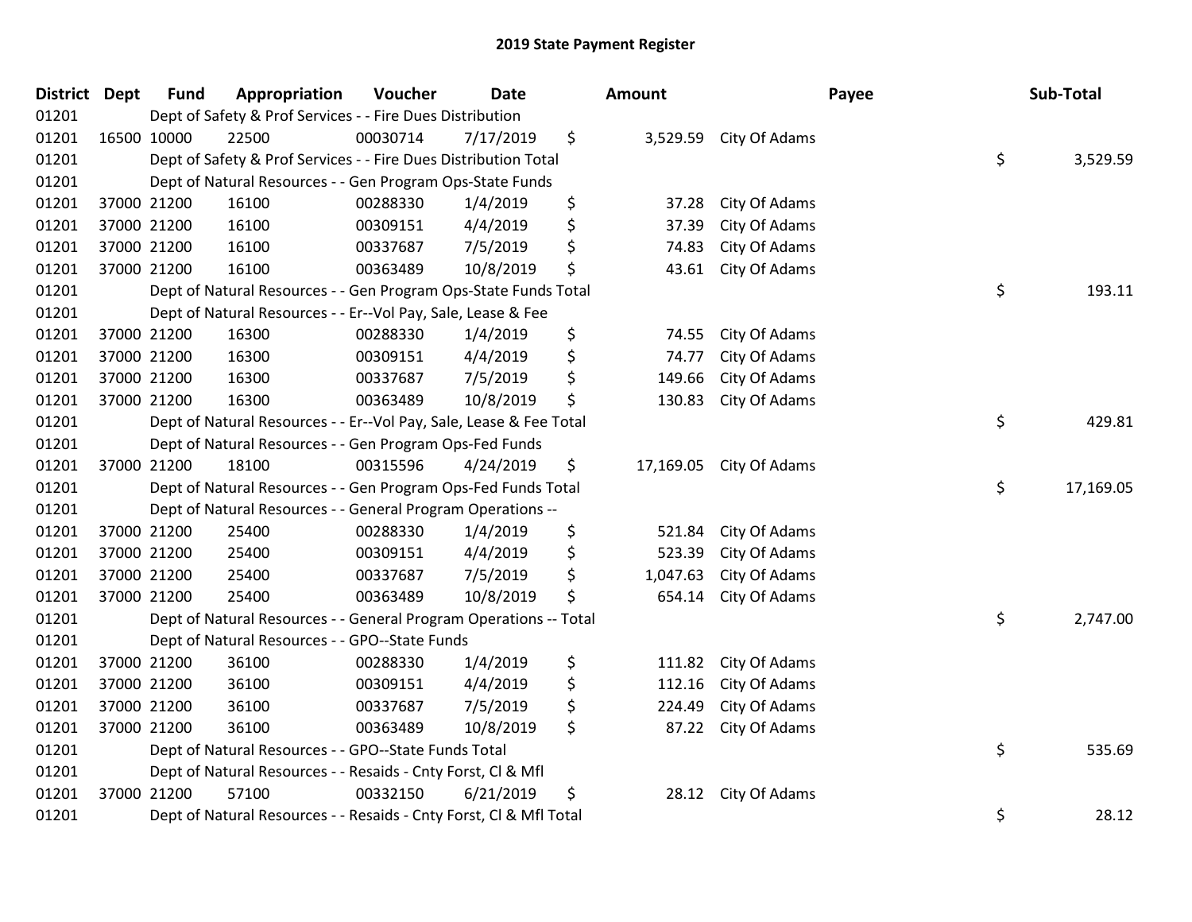# 2019 State Payment Register

| District | Dept | Fund | Appropriation | Voucher | Date | Amount | Payee | Sub-Total |
|---|---|---|---|---|---|---|---|---|
| 01201 | | Dept of Safety & Prof Services - - Fire Dues Distribution | | | | | | |
| 01201 | 16500 | 10000 | 22500 | 00030714 | 7/17/2019 | $ 3,529.59 | City Of Adams | |
| 01201 | | Dept of Safety & Prof Services - - Fire Dues Distribution Total | | | | | | $ 3,529.59 |
| 01201 | | Dept of Natural Resources - - Gen Program Ops-State Funds | | | | | | |
| 01201 | 37000 | 21200 | 16100 | 00288330 | 1/4/2019 | $ 37.28 | City Of Adams | |
| 01201 | 37000 | 21200 | 16100 | 00309151 | 4/4/2019 | $ 37.39 | City Of Adams | |
| 01201 | 37000 | 21200 | 16100 | 00337687 | 7/5/2019 | $ 74.83 | City Of Adams | |
| 01201 | 37000 | 21200 | 16100 | 00363489 | 10/8/2019 | $ 43.61 | City Of Adams | |
| 01201 | | Dept of Natural Resources - - Gen Program Ops-State Funds Total | | | | | | $ 193.11 |
| 01201 | | Dept of Natural Resources - - Er--Vol Pay, Sale, Lease & Fee | | | | | | |
| 01201 | 37000 | 21200 | 16300 | 00288330 | 1/4/2019 | $ 74.55 | City Of Adams | |
| 01201 | 37000 | 21200 | 16300 | 00309151 | 4/4/2019 | $ 74.77 | City Of Adams | |
| 01201 | 37000 | 21200 | 16300 | 00337687 | 7/5/2019 | $ 149.66 | City Of Adams | |
| 01201 | 37000 | 21200 | 16300 | 00363489 | 10/8/2019 | $ 130.83 | City Of Adams | |
| 01201 | | Dept of Natural Resources - - Er--Vol Pay, Sale, Lease & Fee Total | | | | | | $ 429.81 |
| 01201 | | Dept of Natural Resources - - Gen Program Ops-Fed Funds | | | | | | |
| 01201 | 37000 | 21200 | 18100 | 00315596 | 4/24/2019 | $ 17,169.05 | City Of Adams | |
| 01201 | | Dept of Natural Resources - - Gen Program Ops-Fed Funds Total | | | | | | $ 17,169.05 |
| 01201 | | Dept of Natural Resources - - General Program Operations -- | | | | | | |
| 01201 | 37000 | 21200 | 25400 | 00288330 | 1/4/2019 | $ 521.84 | City Of Adams | |
| 01201 | 37000 | 21200 | 25400 | 00309151 | 4/4/2019 | $ 523.39 | City Of Adams | |
| 01201 | 37000 | 21200 | 25400 | 00337687 | 7/5/2019 | $ 1,047.63 | City Of Adams | |
| 01201 | 37000 | 21200 | 25400 | 00363489 | 10/8/2019 | $ 654.14 | City Of Adams | |
| 01201 | | Dept of Natural Resources - - General Program Operations -- Total | | | | | | $ 2,747.00 |
| 01201 | | Dept of Natural Resources - - GPO--State Funds | | | | | | |
| 01201 | 37000 | 21200 | 36100 | 00288330 | 1/4/2019 | $ 111.82 | City Of Adams | |
| 01201 | 37000 | 21200 | 36100 | 00309151 | 4/4/2019 | $ 112.16 | City Of Adams | |
| 01201 | 37000 | 21200 | 36100 | 00337687 | 7/5/2019 | $ 224.49 | City Of Adams | |
| 01201 | 37000 | 21200 | 36100 | 00363489 | 10/8/2019 | $ 87.22 | City Of Adams | |
| 01201 | | Dept of Natural Resources - - GPO--State Funds Total | | | | | | $ 535.69 |
| 01201 | | Dept of Natural Resources - - Resaids - Cnty Forst, Cl & Mfl | | | | | | |
| 01201 | 37000 | 21200 | 57100 | 00332150 | 6/21/2019 | $ 28.12 | City Of Adams | |
| 01201 | | Dept of Natural Resources - - Resaids - Cnty Forst, Cl & Mfl Total | | | | | | $ 28.12 |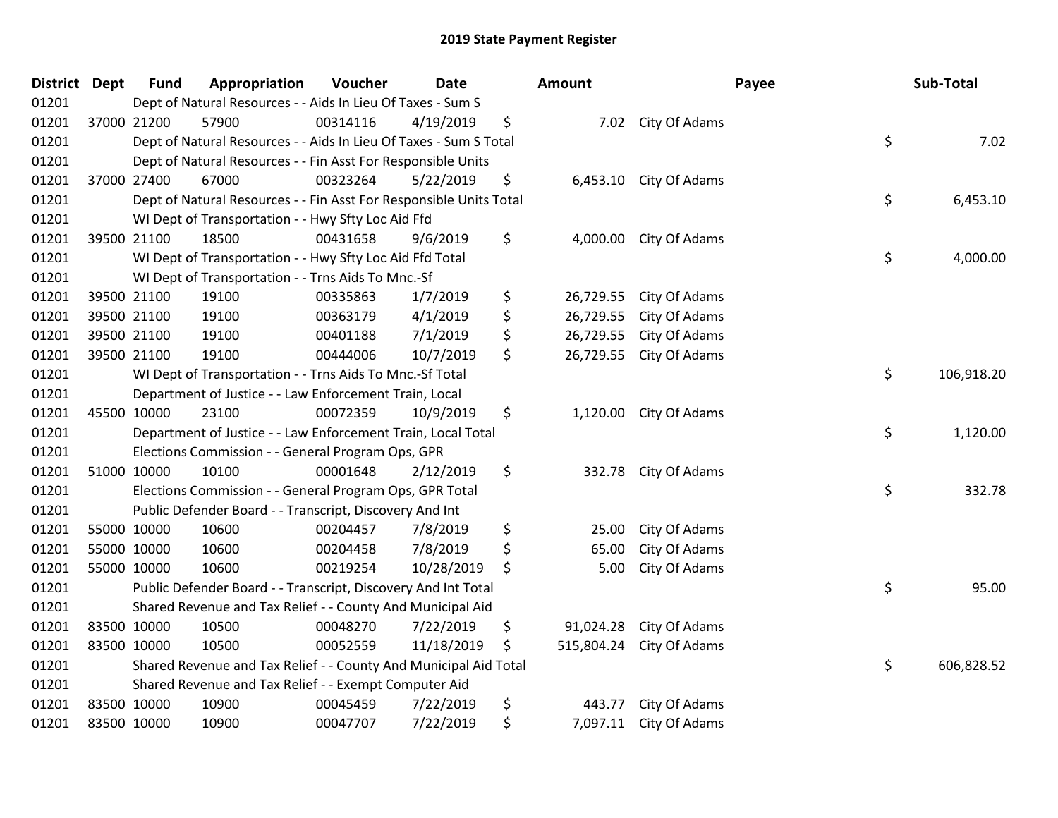## 2019 State Payment Register

| District | Dept | Fund | Appropriation | Voucher | Date | Amount | Payee | Sub-Total |
|---|---|---|---|---|---|---|---|---|
| 01201 | | Dept of Natural Resources - - Aids In Lieu Of Taxes - Sum S | | | | | | |
| 01201 | 37000 | 21200 | 57900 | 00314116 | 4/19/2019 | $ 7.02 | City Of Adams | |
| 01201 | | Dept of Natural Resources - - Aids In Lieu Of Taxes - Sum S Total | | | | | | $ 7.02 |
| 01201 | | Dept of Natural Resources - - Fin Asst For Responsible Units | | | | | | |
| 01201 | 37000 | 27400 | 67000 | 00323264 | 5/22/2019 | $ 6,453.10 | City Of Adams | |
| 01201 | | Dept of Natural Resources - - Fin Asst For Responsible Units Total | | | | | | $ 6,453.10 |
| 01201 | | WI Dept of Transportation - - Hwy Sfty Loc Aid Ffd | | | | | | |
| 01201 | 39500 | 21100 | 18500 | 00431658 | 9/6/2019 | $ 4,000.00 | City Of Adams | |
| 01201 | | WI Dept of Transportation - - Hwy Sfty Loc Aid Ffd Total | | | | | | $ 4,000.00 |
| 01201 | | WI Dept of Transportation - - Trns Aids To Mnc.-Sf | | | | | | |
| 01201 | 39500 | 21100 | 19100 | 00335863 | 1/7/2019 | $ 26,729.55 | City Of Adams | |
| 01201 | 39500 | 21100 | 19100 | 00363179 | 4/1/2019 | $ 26,729.55 | City Of Adams | |
| 01201 | 39500 | 21100 | 19100 | 00401188 | 7/1/2019 | $ 26,729.55 | City Of Adams | |
| 01201 | 39500 | 21100 | 19100 | 00444006 | 10/7/2019 | $ 26,729.55 | City Of Adams | |
| 01201 | | WI Dept of Transportation - - Trns Aids To Mnc.-Sf Total | | | | | | $ 106,918.20 |
| 01201 | | Department of Justice - - Law Enforcement Train, Local | | | | | | |
| 01201 | 45500 | 10000 | 23100 | 00072359 | 10/9/2019 | $ 1,120.00 | City Of Adams | |
| 01201 | | Department of Justice - - Law Enforcement Train, Local Total | | | | | | $ 1,120.00 |
| 01201 | | Elections Commission - - General Program Ops, GPR | | | | | | |
| 01201 | 51000 | 10000 | 10100 | 00001648 | 2/12/2019 | $ 332.78 | City Of Adams | |
| 01201 | | Elections Commission - - General Program Ops, GPR Total | | | | | | $ 332.78 |
| 01201 | | Public Defender Board - - Transcript, Discovery And Int | | | | | | |
| 01201 | 55000 | 10000 | 10600 | 00204457 | 7/8/2019 | $ 25.00 | City Of Adams | |
| 01201 | 55000 | 10000 | 10600 | 00204458 | 7/8/2019 | $ 65.00 | City Of Adams | |
| 01201 | 55000 | 10000 | 10600 | 00219254 | 10/28/2019 | $ 5.00 | City Of Adams | |
| 01201 | | Public Defender Board - - Transcript, Discovery And Int Total | | | | | | $ 95.00 |
| 01201 | | Shared Revenue and Tax Relief - - County And Municipal Aid | | | | | | |
| 01201 | 83500 | 10000 | 10500 | 00048270 | 7/22/2019 | $ 91,024.28 | City Of Adams | |
| 01201 | 83500 | 10000 | 10500 | 00052559 | 11/18/2019 | $ 515,804.24 | City Of Adams | |
| 01201 | | Shared Revenue and Tax Relief - - County And Municipal Aid Total | | | | | | $ 606,828.52 |
| 01201 | | Shared Revenue and Tax Relief - - Exempt Computer Aid | | | | | | |
| 01201 | 83500 | 10000 | 10900 | 00045459 | 7/22/2019 | $ 443.77 | City Of Adams | |
| 01201 | 83500 | 10000 | 10900 | 00047707 | 7/22/2019 | $ 7,097.11 | City Of Adams | |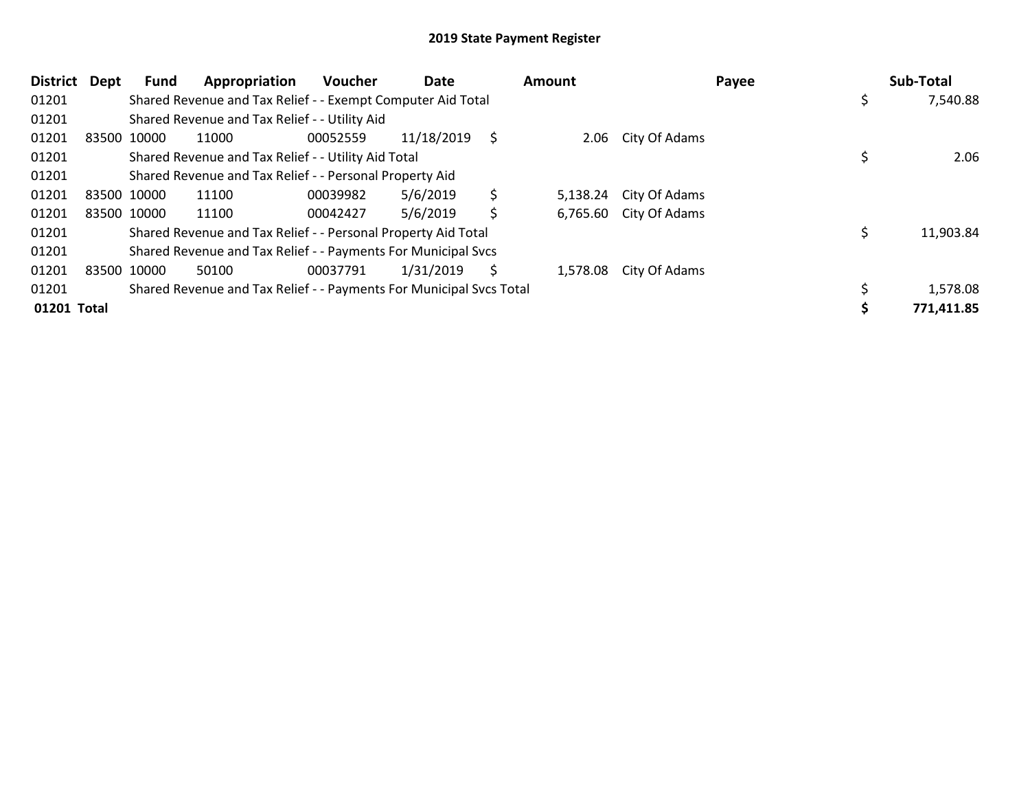# 2019 State Payment Register

| District | Dept | Fund | Appropriation | Voucher | Date | Amount | Payee | Sub-Total |
|---|---|---|---|---|---|---|---|---|
| 01201 | | Shared Revenue and Tax Relief - - Exempt Computer Aid Total | | | | | | $ 7,540.88 |
| 01201 | | Shared Revenue and Tax Relief - - Utility Aid | | | | | | |
| 01201 | 83500 | 10000 | 11000 | 00052559 | 11/18/2019 | $ 2.06 | City Of Adams | |
| 01201 | | Shared Revenue and Tax Relief - - Utility Aid Total | | | | | | $ 2.06 |
| 01201 | | Shared Revenue and Tax Relief - - Personal Property Aid | | | | | | |
| 01201 | 83500 | 10000 | 11100 | 00039982 | 5/6/2019 | $ 5,138.24 | City Of Adams | |
| 01201 | 83500 | 10000 | 11100 | 00042427 | 5/6/2019 | $ 6,765.60 | City Of Adams | |
| 01201 | | Shared Revenue and Tax Relief - - Personal Property Aid Total | | | | | | $ 11,903.84 |
| 01201 | | Shared Revenue and Tax Relief - - Payments For Municipal Svcs | | | | | | |
| 01201 | 83500 | 10000 | 50100 | 00037791 | 1/31/2019 | $ 1,578.08 | City Of Adams | |
| 01201 | | Shared Revenue and Tax Relief - - Payments For Municipal Svcs Total | | | | | | $ 1,578.08 |
| **01201 Total** | | | | | | | | **$ 771,411.85** |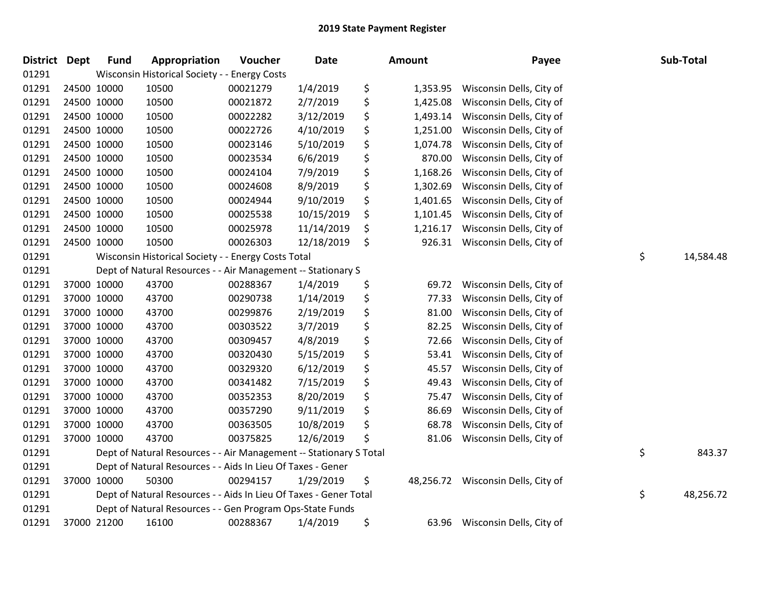# 2019 State Payment Register

| District | Dept | Fund | Appropriation | Voucher | Date | Amount | Payee | Sub-Total |
|---|---|---|---|---|---|---|---|---|
| 01291 | | Wisconsin Historical Society - - Energy Costs | | | | | | |
| 01291 | 24500 | 10000 | 10500 | 00021279 | 1/4/2019 | $ 1,353.95 | Wisconsin Dells, City of | |
| 01291 | 24500 | 10000 | 10500 | 00021872 | 2/7/2019 | $ 1,425.08 | Wisconsin Dells, City of | |
| 01291 | 24500 | 10000 | 10500 | 00022282 | 3/12/2019 | $ 1,493.14 | Wisconsin Dells, City of | |
| 01291 | 24500 | 10000 | 10500 | 00022726 | 4/10/2019 | $ 1,251.00 | Wisconsin Dells, City of | |
| 01291 | 24500 | 10000 | 10500 | 00023146 | 5/10/2019 | $ 1,074.78 | Wisconsin Dells, City of | |
| 01291 | 24500 | 10000 | 10500 | 00023534 | 6/6/2019 | $ 870.00 | Wisconsin Dells, City of | |
| 01291 | 24500 | 10000 | 10500 | 00024104 | 7/9/2019 | $ 1,168.26 | Wisconsin Dells, City of | |
| 01291 | 24500 | 10000 | 10500 | 00024608 | 8/9/2019 | $ 1,302.69 | Wisconsin Dells, City of | |
| 01291 | 24500 | 10000 | 10500 | 00024944 | 9/10/2019 | $ 1,401.65 | Wisconsin Dells, City of | |
| 01291 | 24500 | 10000 | 10500 | 00025538 | 10/15/2019 | $ 1,101.45 | Wisconsin Dells, City of | |
| 01291 | 24500 | 10000 | 10500 | 00025978 | 11/14/2019 | $ 1,216.17 | Wisconsin Dells, City of | |
| 01291 | 24500 | 10000 | 10500 | 00026303 | 12/18/2019 | $ 926.31 | Wisconsin Dells, City of | |
| 01291 | | Wisconsin Historical Society - - Energy Costs Total | | | | | | $ 14,584.48 |
| 01291 | | Dept of Natural Resources - - Air Management -- Stationary S | | | | | | |
| 01291 | 37000 | 10000 | 43700 | 00288367 | 1/4/2019 | $ 69.72 | Wisconsin Dells, City of | |
| 01291 | 37000 | 10000 | 43700 | 00290738 | 1/14/2019 | $ 77.33 | Wisconsin Dells, City of | |
| 01291 | 37000 | 10000 | 43700 | 00299876 | 2/19/2019 | $ 81.00 | Wisconsin Dells, City of | |
| 01291 | 37000 | 10000 | 43700 | 00303522 | 3/7/2019 | $ 82.25 | Wisconsin Dells, City of | |
| 01291 | 37000 | 10000 | 43700 | 00309457 | 4/8/2019 | $ 72.66 | Wisconsin Dells, City of | |
| 01291 | 37000 | 10000 | 43700 | 00320430 | 5/15/2019 | $ 53.41 | Wisconsin Dells, City of | |
| 01291 | 37000 | 10000 | 43700 | 00329320 | 6/12/2019 | $ 45.57 | Wisconsin Dells, City of | |
| 01291 | 37000 | 10000 | 43700 | 00341482 | 7/15/2019 | $ 49.43 | Wisconsin Dells, City of | |
| 01291 | 37000 | 10000 | 43700 | 00352353 | 8/20/2019 | $ 75.47 | Wisconsin Dells, City of | |
| 01291 | 37000 | 10000 | 43700 | 00357290 | 9/11/2019 | $ 86.69 | Wisconsin Dells, City of | |
| 01291 | 37000 | 10000 | 43700 | 00363505 | 10/8/2019 | $ 68.78 | Wisconsin Dells, City of | |
| 01291 | 37000 | 10000 | 43700 | 00375825 | 12/6/2019 | $ 81.06 | Wisconsin Dells, City of | |
| 01291 | | Dept of Natural Resources - - Air Management -- Stationary S Total | | | | | | $ 843.37 |
| 01291 | | Dept of Natural Resources - - Aids In Lieu Of Taxes - Gener | | | | | | |
| 01291 | 37000 | 10000 | 50300 | 00294157 | 1/29/2019 | $ 48,256.72 | Wisconsin Dells, City of | |
| 01291 | | Dept of Natural Resources - - Aids In Lieu Of Taxes - Gener Total | | | | | | $ 48,256.72 |
| 01291 | | Dept of Natural Resources - - Gen Program Ops-State Funds | | | | | | |
| 01291 | 37000 | 21200 | 16100 | 00288367 | 1/4/2019 | $ 63.96 | Wisconsin Dells, City of | |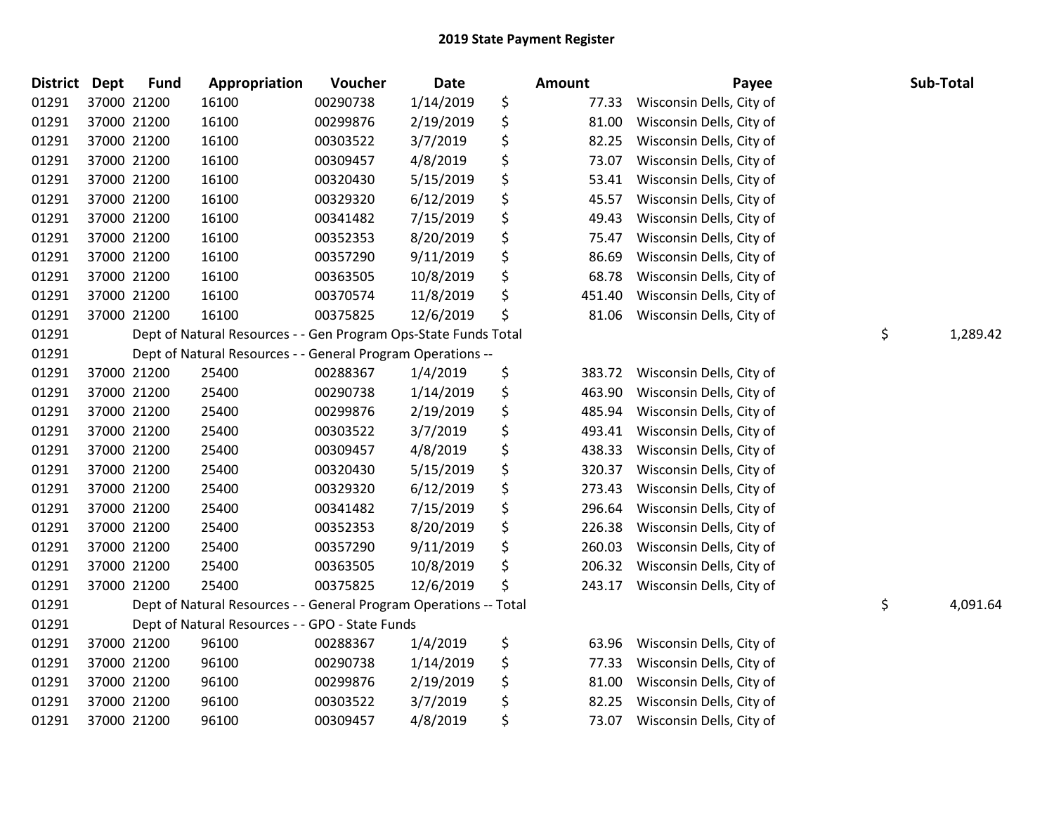# 2019 State Payment Register

| District | Dept | Fund | Appropriation | Voucher | Date | Amount | Payee | Sub-Total |
|---|---|---|---|---|---|---|---|---|
| 01291 | 37000 | 21200 | 16100 | 00290738 | 1/14/2019 | $ 77.33 | Wisconsin Dells, City of | |
| 01291 | 37000 | 21200 | 16100 | 00299876 | 2/19/2019 | $ 81.00 | Wisconsin Dells, City of | |
| 01291 | 37000 | 21200 | 16100 | 00303522 | 3/7/2019 | $ 82.25 | Wisconsin Dells, City of | |
| 01291 | 37000 | 21200 | 16100 | 00309457 | 4/8/2019 | $ 73.07 | Wisconsin Dells, City of | |
| 01291 | 37000 | 21200 | 16100 | 00320430 | 5/15/2019 | $ 53.41 | Wisconsin Dells, City of | |
| 01291 | 37000 | 21200 | 16100 | 00329320 | 6/12/2019 | $ 45.57 | Wisconsin Dells, City of | |
| 01291 | 37000 | 21200 | 16100 | 00341482 | 7/15/2019 | $ 49.43 | Wisconsin Dells, City of | |
| 01291 | 37000 | 21200 | 16100 | 00352353 | 8/20/2019 | $ 75.47 | Wisconsin Dells, City of | |
| 01291 | 37000 | 21200 | 16100 | 00357290 | 9/11/2019 | $ 86.69 | Wisconsin Dells, City of | |
| 01291 | 37000 | 21200 | 16100 | 00363505 | 10/8/2019 | $ 68.78 | Wisconsin Dells, City of | |
| 01291 | 37000 | 21200 | 16100 | 00370574 | 11/8/2019 | $ 451.40 | Wisconsin Dells, City of | |
| 01291 | 37000 | 21200 | 16100 | 00375825 | 12/6/2019 | $ 81.06 | Wisconsin Dells, City of | |
| 01291 | | Dept of Natural Resources - - Gen Program Ops-State Funds Total | | | | | | $ 1,289.42 |
| 01291 | | Dept of Natural Resources - - General Program Operations -- | | | | | | |
| 01291 | 37000 | 21200 | 25400 | 00288367 | 1/4/2019 | $ 383.72 | Wisconsin Dells, City of | |
| 01291 | 37000 | 21200 | 25400 | 00290738 | 1/14/2019 | $ 463.90 | Wisconsin Dells, City of | |
| 01291 | 37000 | 21200 | 25400 | 00299876 | 2/19/2019 | $ 485.94 | Wisconsin Dells, City of | |
| 01291 | 37000 | 21200 | 25400 | 00303522 | 3/7/2019 | $ 493.41 | Wisconsin Dells, City of | |
| 01291 | 37000 | 21200 | 25400 | 00309457 | 4/8/2019 | $ 438.33 | Wisconsin Dells, City of | |
| 01291 | 37000 | 21200 | 25400 | 00320430 | 5/15/2019 | $ 320.37 | Wisconsin Dells, City of | |
| 01291 | 37000 | 21200 | 25400 | 00329320 | 6/12/2019 | $ 273.43 | Wisconsin Dells, City of | |
| 01291 | 37000 | 21200 | 25400 | 00341482 | 7/15/2019 | $ 296.64 | Wisconsin Dells, City of | |
| 01291 | 37000 | 21200 | 25400 | 00352353 | 8/20/2019 | $ 226.38 | Wisconsin Dells, City of | |
| 01291 | 37000 | 21200 | 25400 | 00357290 | 9/11/2019 | $ 260.03 | Wisconsin Dells, City of | |
| 01291 | 37000 | 21200 | 25400 | 00363505 | 10/8/2019 | $ 206.32 | Wisconsin Dells, City of | |
| 01291 | 37000 | 21200 | 25400 | 00375825 | 12/6/2019 | $ 243.17 | Wisconsin Dells, City of | |
| 01291 | | Dept of Natural Resources - - General Program Operations -- Total | | | | | | $ 4,091.64 |
| 01291 | | Dept of Natural Resources - - GPO - State Funds | | | | | | |
| 01291 | 37000 | 21200 | 96100 | 00288367 | 1/4/2019 | $ 63.96 | Wisconsin Dells, City of | |
| 01291 | 37000 | 21200 | 96100 | 00290738 | 1/14/2019 | $ 77.33 | Wisconsin Dells, City of | |
| 01291 | 37000 | 21200 | 96100 | 00299876 | 2/19/2019 | $ 81.00 | Wisconsin Dells, City of | |
| 01291 | 37000 | 21200 | 96100 | 00303522 | 3/7/2019 | $ 82.25 | Wisconsin Dells, City of | |
| 01291 | 37000 | 21200 | 96100 | 00309457 | 4/8/2019 | $ 73.07 | Wisconsin Dells, City of | |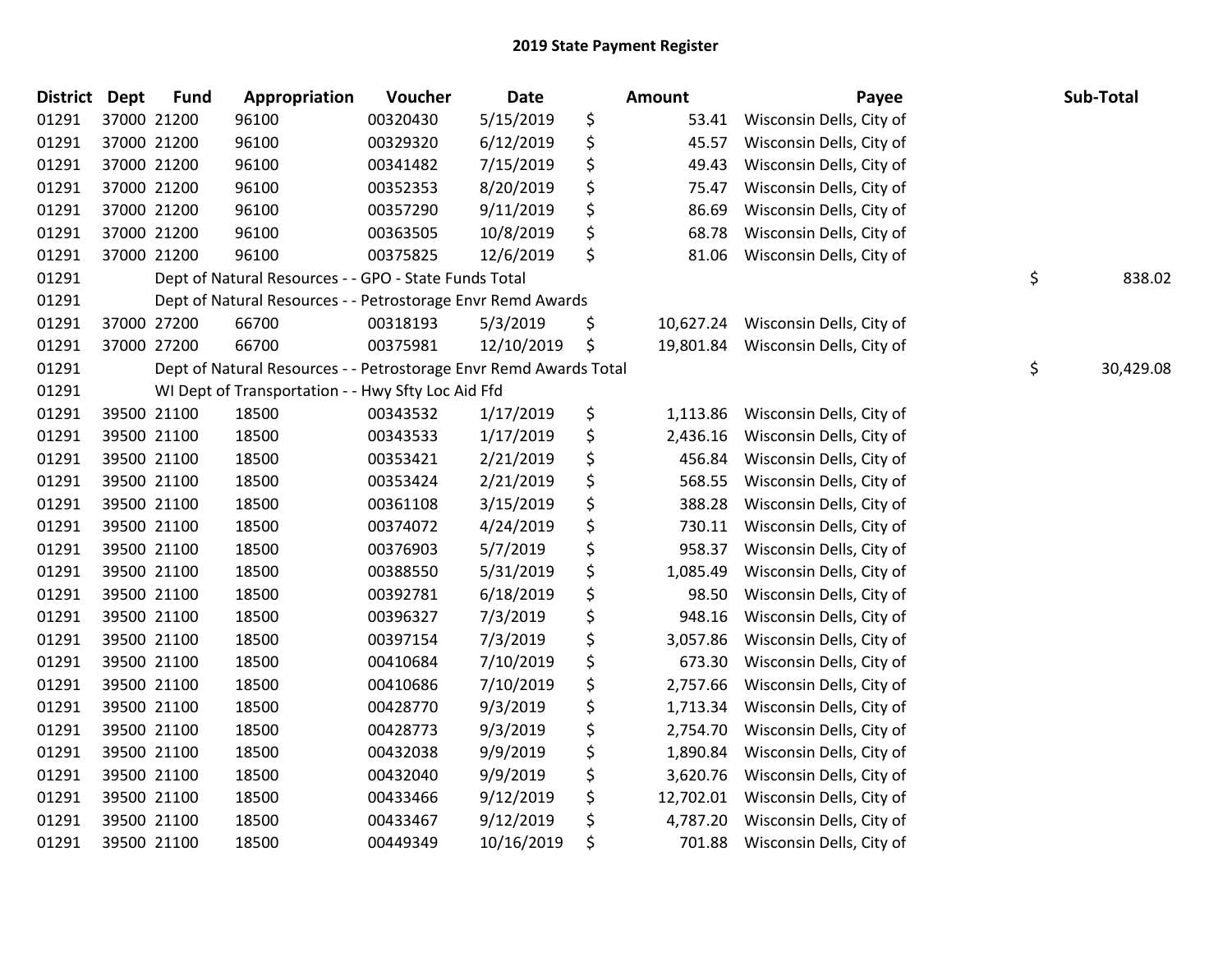# 2019 State Payment Register

| District | Dept | Fund | Appropriation | Voucher | Date | Amount | Payee | Sub-Total |
|---|---|---|---|---|---|---|---|---|
| 01291 | 37000 | 21200 | 96100 | 00320430 | 5/15/2019 | $ 53.41 | Wisconsin Dells, City of | |
| 01291 | 37000 | 21200 | 96100 | 00329320 | 6/12/2019 | $ 45.57 | Wisconsin Dells, City of | |
| 01291 | 37000 | 21200 | 96100 | 00341482 | 7/15/2019 | $ 49.43 | Wisconsin Dells, City of | |
| 01291 | 37000 | 21200 | 96100 | 00352353 | 8/20/2019 | $ 75.47 | Wisconsin Dells, City of | |
| 01291 | 37000 | 21200 | 96100 | 00357290 | 9/11/2019 | $ 86.69 | Wisconsin Dells, City of | |
| 01291 | 37000 | 21200 | 96100 | 00363505 | 10/8/2019 | $ 68.78 | Wisconsin Dells, City of | |
| 01291 | 37000 | 21200 | 96100 | 00375825 | 12/6/2019 | $ 81.06 | Wisconsin Dells, City of | |
| 01291 | | Dept of Natural Resources - - GPO - State Funds Total | | | | | | $ 838.02 |
| 01291 | | Dept of Natural Resources - - Petrostorage Envr Remd Awards | | | | | | |
| 01291 | 37000 | 27200 | 66700 | 00318193 | 5/3/2019 | $ 10,627.24 | Wisconsin Dells, City of | |
| 01291 | 37000 | 27200 | 66700 | 00375981 | 12/10/2019 | $ 19,801.84 | Wisconsin Dells, City of | |
| 01291 | | Dept of Natural Resources - - Petrostorage Envr Remd Awards Total | | | | | | $ 30,429.08 |
| 01291 | | WI Dept of Transportation - - Hwy Sfty Loc Aid Ffd | | | | | | |
| 01291 | 39500 | 21100 | 18500 | 00343532 | 1/17/2019 | $ 1,113.86 | Wisconsin Dells, City of | |
| 01291 | 39500 | 21100 | 18500 | 00343533 | 1/17/2019 | $ 2,436.16 | Wisconsin Dells, City of | |
| 01291 | 39500 | 21100 | 18500 | 00353421 | 2/21/2019 | $ 456.84 | Wisconsin Dells, City of | |
| 01291 | 39500 | 21100 | 18500 | 00353424 | 2/21/2019 | $ 568.55 | Wisconsin Dells, City of | |
| 01291 | 39500 | 21100 | 18500 | 00361108 | 3/15/2019 | $ 388.28 | Wisconsin Dells, City of | |
| 01291 | 39500 | 21100 | 18500 | 00374072 | 4/24/2019 | $ 730.11 | Wisconsin Dells, City of | |
| 01291 | 39500 | 21100 | 18500 | 00376903 | 5/7/2019 | $ 958.37 | Wisconsin Dells, City of | |
| 01291 | 39500 | 21100 | 18500 | 00388550 | 5/31/2019 | $ 1,085.49 | Wisconsin Dells, City of | |
| 01291 | 39500 | 21100 | 18500 | 00392781 | 6/18/2019 | $ 98.50 | Wisconsin Dells, City of | |
| 01291 | 39500 | 21100 | 18500 | 00396327 | 7/3/2019 | $ 948.16 | Wisconsin Dells, City of | |
| 01291 | 39500 | 21100 | 18500 | 00397154 | 7/3/2019 | $ 3,057.86 | Wisconsin Dells, City of | |
| 01291 | 39500 | 21100 | 18500 | 00410684 | 7/10/2019 | $ 673.30 | Wisconsin Dells, City of | |
| 01291 | 39500 | 21100 | 18500 | 00410686 | 7/10/2019 | $ 2,757.66 | Wisconsin Dells, City of | |
| 01291 | 39500 | 21100 | 18500 | 00428770 | 9/3/2019 | $ 1,713.34 | Wisconsin Dells, City of | |
| 01291 | 39500 | 21100 | 18500 | 00428773 | 9/3/2019 | $ 2,754.70 | Wisconsin Dells, City of | |
| 01291 | 39500 | 21100 | 18500 | 00432038 | 9/9/2019 | $ 1,890.84 | Wisconsin Dells, City of | |
| 01291 | 39500 | 21100 | 18500 | 00432040 | 9/9/2019 | $ 3,620.76 | Wisconsin Dells, City of | |
| 01291 | 39500 | 21100 | 18500 | 00433466 | 9/12/2019 | $ 12,702.01 | Wisconsin Dells, City of | |
| 01291 | 39500 | 21100 | 18500 | 00433467 | 9/12/2019 | $ 4,787.20 | Wisconsin Dells, City of | |
| 01291 | 39500 | 21100 | 18500 | 00449349 | 10/16/2019 | $ 701.88 | Wisconsin Dells, City of | |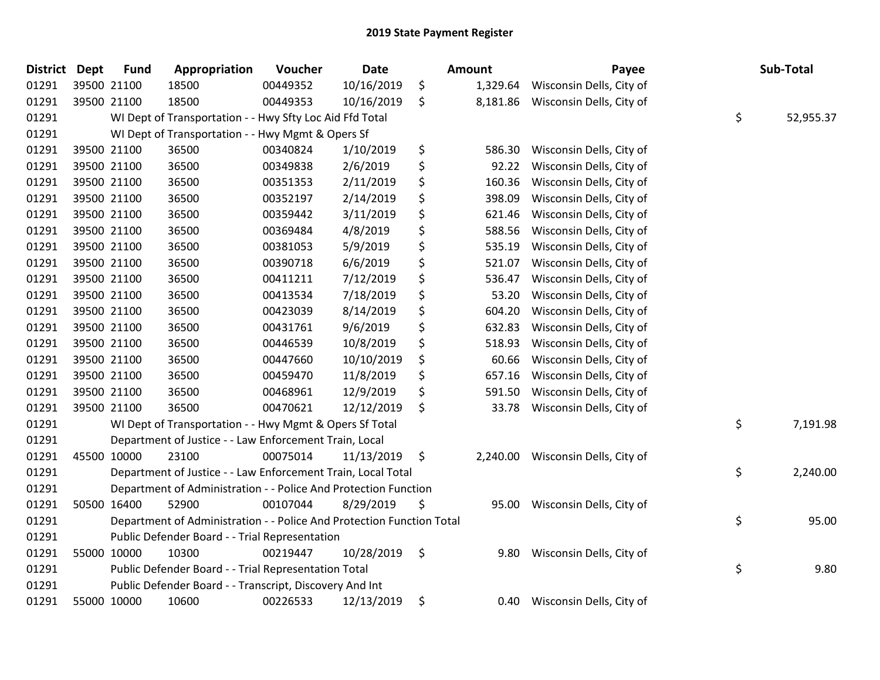# 2019 State Payment Register

| District | Dept | Fund | Appropriation | Voucher | Date | Amount | Payee | Sub-Total |
|---|---|---|---|---|---|---|---|---|
| 01291 | 39500 | 21100 | 18500 | 00449352 | 10/16/2019 | $ 1,329.64 | Wisconsin Dells, City of | |
| 01291 | 39500 | 21100 | 18500 | 00449353 | 10/16/2019 | $ 8,181.86 | Wisconsin Dells, City of | |
| 01291 | | | WI Dept of Transportation - - Hwy Sfty Loc Aid Ffd Total | | | | | $ 52,955.37 |
| 01291 | | | WI Dept of Transportation - - Hwy Mgmt & Opers Sf | | | | | |
| 01291 | 39500 | 21100 | 36500 | 00340824 | 1/10/2019 | $ 586.30 | Wisconsin Dells, City of | |
| 01291 | 39500 | 21100 | 36500 | 00349838 | 2/6/2019 | $ 92.22 | Wisconsin Dells, City of | |
| 01291 | 39500 | 21100 | 36500 | 00351353 | 2/11/2019 | $ 160.36 | Wisconsin Dells, City of | |
| 01291 | 39500 | 21100 | 36500 | 00352197 | 2/14/2019 | $ 398.09 | Wisconsin Dells, City of | |
| 01291 | 39500 | 21100 | 36500 | 00359442 | 3/11/2019 | $ 621.46 | Wisconsin Dells, City of | |
| 01291 | 39500 | 21100 | 36500 | 00369484 | 4/8/2019 | $ 588.56 | Wisconsin Dells, City of | |
| 01291 | 39500 | 21100 | 36500 | 00381053 | 5/9/2019 | $ 535.19 | Wisconsin Dells, City of | |
| 01291 | 39500 | 21100 | 36500 | 00390718 | 6/6/2019 | $ 521.07 | Wisconsin Dells, City of | |
| 01291 | 39500 | 21100 | 36500 | 00411211 | 7/12/2019 | $ 536.47 | Wisconsin Dells, City of | |
| 01291 | 39500 | 21100 | 36500 | 00413534 | 7/18/2019 | $ 53.20 | Wisconsin Dells, City of | |
| 01291 | 39500 | 21100 | 36500 | 00423039 | 8/14/2019 | $ 604.20 | Wisconsin Dells, City of | |
| 01291 | 39500 | 21100 | 36500 | 00431761 | 9/6/2019 | $ 632.83 | Wisconsin Dells, City of | |
| 01291 | 39500 | 21100 | 36500 | 00446539 | 10/8/2019 | $ 518.93 | Wisconsin Dells, City of | |
| 01291 | 39500 | 21100 | 36500 | 00447660 | 10/10/2019 | $ 60.66 | Wisconsin Dells, City of | |
| 01291 | 39500 | 21100 | 36500 | 00459470 | 11/8/2019 | $ 657.16 | Wisconsin Dells, City of | |
| 01291 | 39500 | 21100 | 36500 | 00468961 | 12/9/2019 | $ 591.50 | Wisconsin Dells, City of | |
| 01291 | 39500 | 21100 | 36500 | 00470621 | 12/12/2019 | $ 33.78 | Wisconsin Dells, City of | |
| 01291 | | | WI Dept of Transportation - - Hwy Mgmt & Opers Sf Total | | | | | $ 7,191.98 |
| 01291 | | | Department of Justice - - Law Enforcement Train, Local | | | | | |
| 01291 | 45500 | 10000 | 23100 | 00075014 | 11/13/2019 | $ 2,240.00 | Wisconsin Dells, City of | |
| 01291 | | | Department of Justice - - Law Enforcement Train, Local Total | | | | | $ 2,240.00 |
| 01291 | | | Department of Administration - - Police And Protection Function | | | | | |
| 01291 | 50500 | 16400 | 52900 | 00107044 | 8/29/2019 | $ 95.00 | Wisconsin Dells, City of | |
| 01291 | | | Department of Administration - - Police And Protection Function Total | | | | | $ 95.00 |
| 01291 | | | Public Defender Board - - Trial Representation | | | | | |
| 01291 | 55000 | 10000 | 10300 | 00219447 | 10/28/2019 | $ 9.80 | Wisconsin Dells, City of | |
| 01291 | | | Public Defender Board - - Trial Representation Total | | | | | $ 9.80 |
| 01291 | | | Public Defender Board - - Transcript, Discovery And Int | | | | | |
| 01291 | 55000 | 10000 | 10600 | 00226533 | 12/13/2019 | $ 0.40 | Wisconsin Dells, City of | |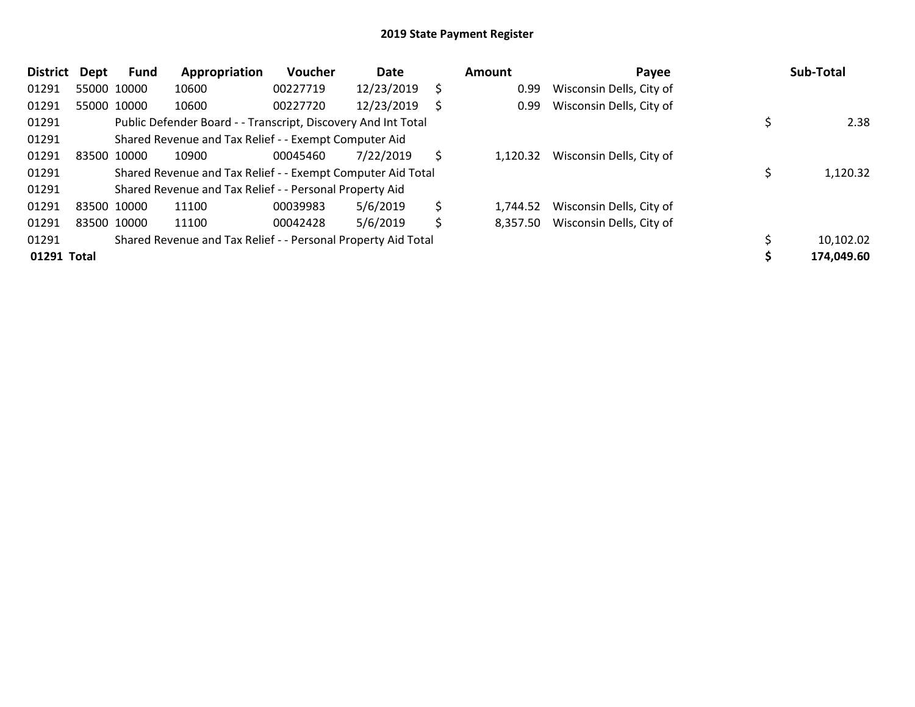# 2019 State Payment Register

| District | Dept | Fund | Appropriation | Voucher | Date | Amount | Payee | Sub-Total |
|---|---|---|---|---|---|---|---|---|
| 01291 | 55000 | 10000 | 10600 | 00227719 | 12/23/2019 | $ 0.99 | Wisconsin Dells, City of | |
| 01291 | 55000 | 10000 | 10600 | 00227720 | 12/23/2019 | $ 0.99 | Wisconsin Dells, City of | |
| 01291 | | Public Defender Board - - Transcript, Discovery And Int Total | | | | | | $ 2.38 |
| 01291 | | Shared Revenue and Tax Relief - - Exempt Computer Aid | | | | | | |
| 01291 | 83500 | 10000 | 10900 | 00045460 | 7/22/2019 | $ 1,120.32 | Wisconsin Dells, City of | |
| 01291 | | Shared Revenue and Tax Relief - - Exempt Computer Aid Total | | | | | | $ 1,120.32 |
| 01291 | | Shared Revenue and Tax Relief - - Personal Property Aid | | | | | | |
| 01291 | 83500 | 10000 | 11100 | 00039983 | 5/6/2019 | $ 1,744.52 | Wisconsin Dells, City of | |
| 01291 | 83500 | 10000 | 11100 | 00042428 | 5/6/2019 | $ 8,357.50 | Wisconsin Dells, City of | |
| 01291 | | Shared Revenue and Tax Relief - - Personal Property Aid Total | | | | | | $ 10,102.02 |
| **01291 Total** | | | | | | | | **$ 174,049.60** |